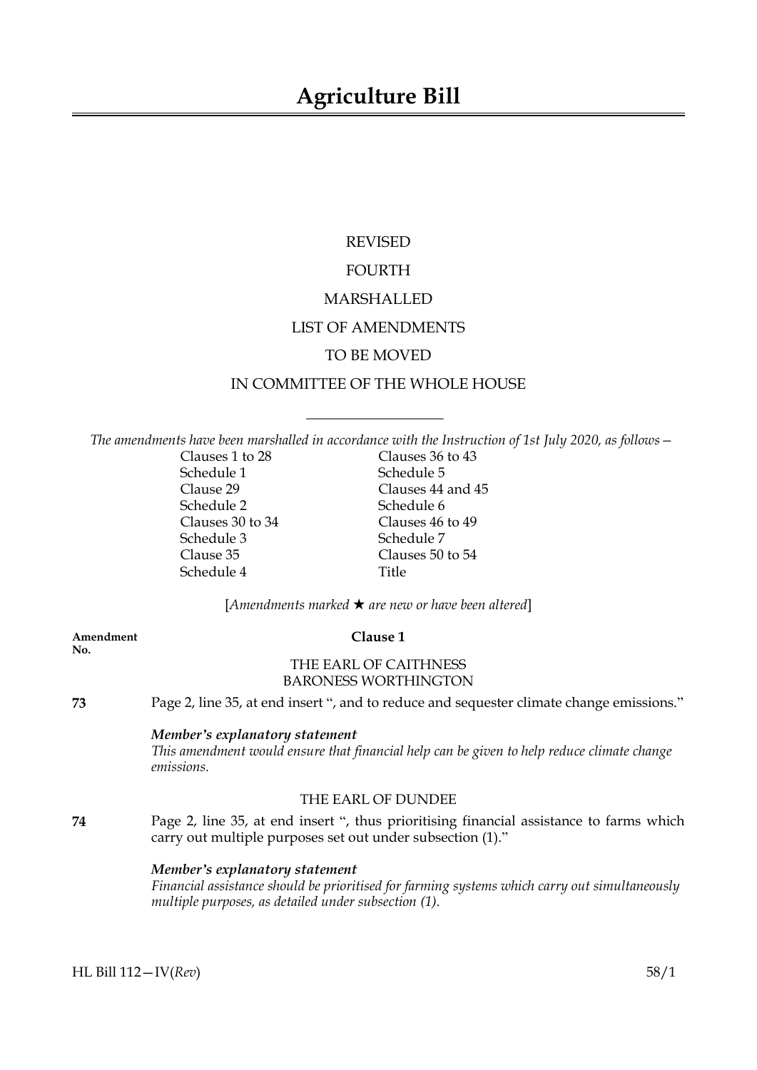# Agriculture Bill

REVISED

FOURTH

MARSHALLED

LIST OF AMENDMENTS

TO BE MOVED

IN COMMITTEE OF THE WHOLE HOUSE

---

*The amendments have been marshalled in accordance with the Instruction of 1st July 2020, as follows—*

| | |
|---|---|
| Clauses 1 to 28 | Clauses 36 to 43 |
| Schedule 1 | Schedule 5 |
| Clause 29 | Clauses 44 and 45 |
| Schedule 2 | Schedule 6 |
| Clauses 30 to 34 | Clauses 46 to 49 |
| Schedule 3 | Schedule 7 |
| Clause 35 | Clauses 50 to 54 |
| Schedule 4 | Title |

[*Amendments marked ★ are new or have been altered*]

**Amendment No.**

**Clause 1**

THE EARL OF CAITHNESS
BARONESS WORTHINGTON

**73** Page 2, line 35, at end insert ", and to reduce and sequester climate change emissions."

***Member's explanatory statement***
*This amendment would ensure that financial help can be given to help reduce climate change emissions.*

THE EARL OF DUNDEE

**74** Page 2, line 35, at end insert ", thus prioritising financial assistance to farms which carry out multiple purposes set out under subsection (1)."

***Member's explanatory statement***
*Financial assistance should be prioritised for farming systems which carry out simultaneously multiple purposes, as detailed under subsection (1).*

HL Bill 112—IV(*Rev*) 58/1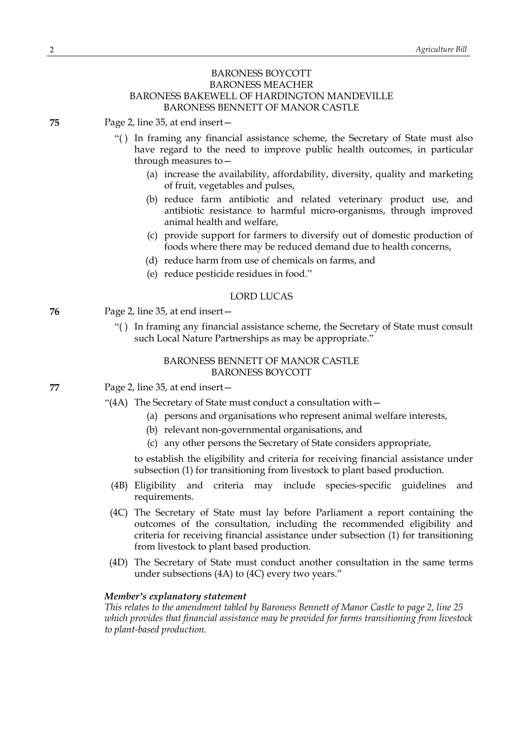BARONESS BOYCOTT
BARONESS MEACHER
BARONESS BAKEWELL OF HARDINGTON MANDEVILLE
BARONESS BENNETT OF MANOR CASTLE

**75** Page 2, line 35, at end insert—

"( ) In framing any financial assistance scheme, the Secretary of State must also have regard to the need to improve public health outcomes, in particular through measures to—

(a) increase the availability, affordability, diversity, quality and marketing of fruit, vegetables and pulses,

(b) reduce farm antibiotic and related veterinary product use, and antibiotic resistance to harmful micro-organisms, through improved animal health and welfare,

(c) provide support for farmers to diversify out of domestic production of foods where there may be reduced demand due to health concerns,

(d) reduce harm from use of chemicals on farms, and

(e) reduce pesticide residues in food."

LORD LUCAS

**76** Page 2, line 35, at end insert—

"( ) In framing any financial assistance scheme, the Secretary of State must consult such Local Nature Partnerships as may be appropriate."

BARONESS BENNETT OF MANOR CASTLE
BARONESS BOYCOTT

**77** Page 2, line 35, at end insert—

"(4A) The Secretary of State must conduct a consultation with—

(a) persons and organisations who represent animal welfare interests,

(b) relevant non-governmental organisations, and

(c) any other persons the Secretary of State considers appropriate,

to establish the eligibility and criteria for receiving financial assistance under subsection (1) for transitioning from livestock to plant based production.

(4B) Eligibility and criteria may include species-specific guidelines and requirements.

(4C) The Secretary of State must lay before Parliament a report containing the outcomes of the consultation, including the recommended eligibility and criteria for receiving financial assistance under subsection (1) for transitioning from livestock to plant based production.

(4D) The Secretary of State must conduct another consultation in the same terms under subsections (4A) to (4C) every two years."

***Member's explanatory statement***

*This relates to the amendment tabled by Baroness Bennett of Manor Castle to page 2, line 25 which provides that financial assistance may be provided for farms transitioning from livestock to plant-based production.*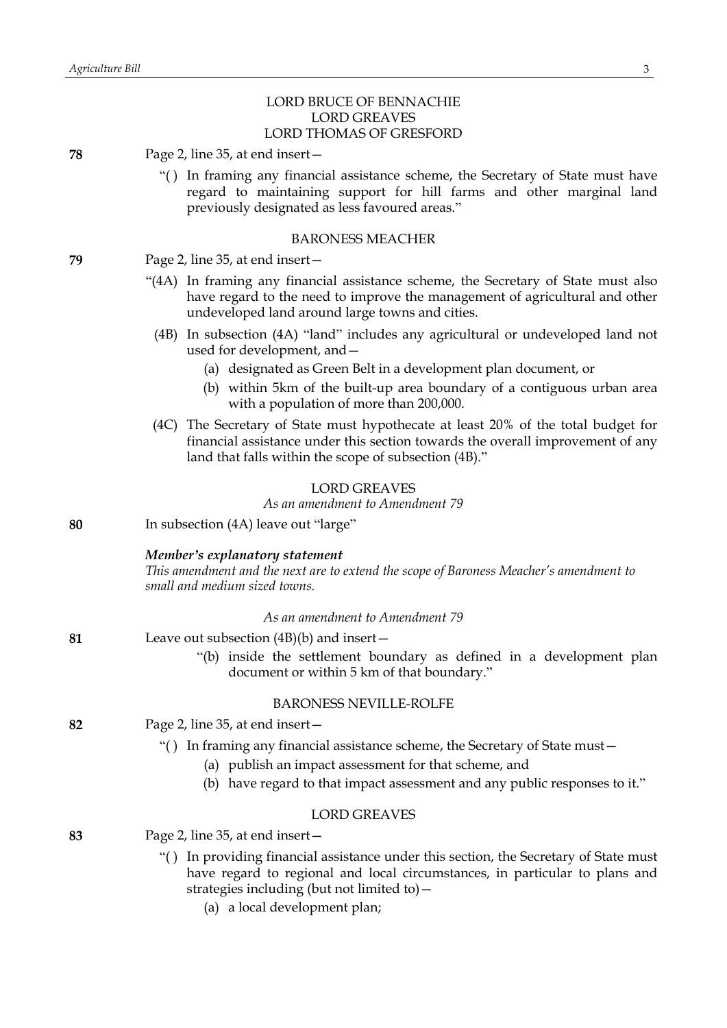LORD BRUCE OF BENNACHIE
LORD GREAVES
LORD THOMAS OF GRESFORD

**78** Page 2, line 35, at end insert—

"( ) In framing any financial assistance scheme, the Secretary of State must have regard to maintaining support for hill farms and other marginal land previously designated as less favoured areas."

BARONESS MEACHER

**79** Page 2, line 35, at end insert—

"(4A) In framing any financial assistance scheme, the Secretary of State must also have regard to the need to improve the management of agricultural and other undeveloped land around large towns and cities.

(4B) In subsection (4A) "land" includes any agricultural or undeveloped land not used for development, and—

(a) designated as Green Belt in a development plan document, or

(b) within 5km of the built-up area boundary of a contiguous urban area with a population of more than 200,000.

(4C) The Secretary of State must hypothecate at least 20% of the total budget for financial assistance under this section towards the overall improvement of any land that falls within the scope of subsection (4B)."

LORD GREAVES

*As an amendment to Amendment 79*

**80** In subsection (4A) leave out "large"

***Member's explanatory statement***

*This amendment and the next are to extend the scope of Baroness Meacher's amendment to small and medium sized towns.*

*As an amendment to Amendment 79*

**81** Leave out subsection (4B)(b) and insert—

"(b) inside the settlement boundary as defined in a development plan document or within 5 km of that boundary."

BARONESS NEVILLE-ROLFE

**82** Page 2, line 35, at end insert—

"( ) In framing any financial assistance scheme, the Secretary of State must—

(a) publish an impact assessment for that scheme, and

(b) have regard to that impact assessment and any public responses to it."

LORD GREAVES

**83** Page 2, line 35, at end insert—

"( ) In providing financial assistance under this section, the Secretary of State must have regard to regional and local circumstances, in particular to plans and strategies including (but not limited to)—

(a) a local development plan;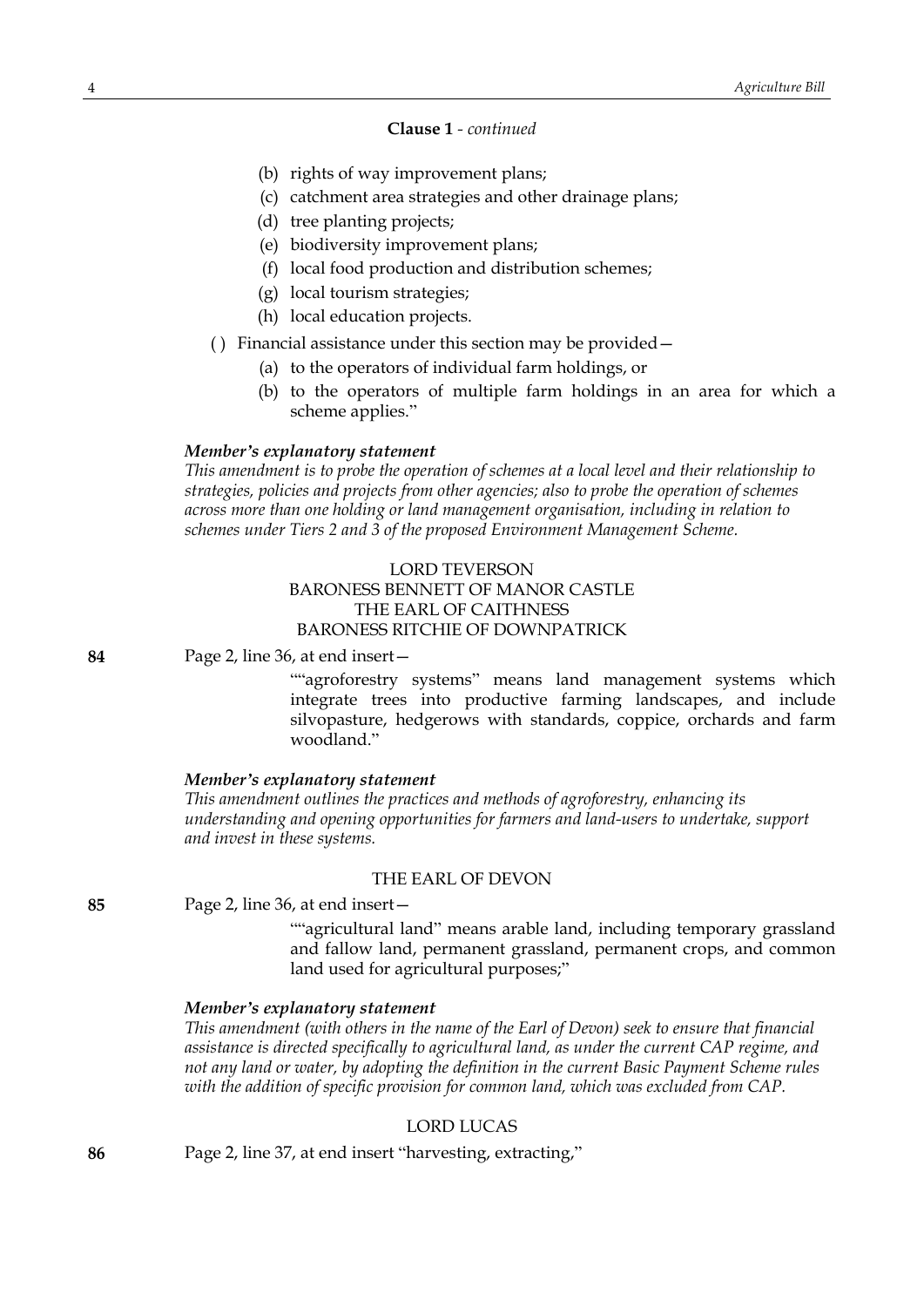**Clause 1** - *continued*

(b) rights of way improvement plans;

(c) catchment area strategies and other drainage plans;

(d) tree planting projects;

(e) biodiversity improvement plans;

(f) local food production and distribution schemes;

(g) local tourism strategies;

(h) local education projects.

( ) Financial assistance under this section may be provided—

(a) to the operators of individual farm holdings, or

(b) to the operators of multiple farm holdings in an area for which a scheme applies."

***Member's explanatory statement***

*This amendment is to probe the operation of schemes at a local level and their relationship to strategies, policies and projects from other agencies; also to probe the operation of schemes across more than one holding or land management organisation, including in relation to schemes under Tiers 2 and 3 of the proposed Environment Management Scheme.*

LORD TEVERSON
BARONESS BENNETT OF MANOR CASTLE
THE EARL OF CAITHNESS
BARONESS RITCHIE OF DOWNPATRICK

**84** Page 2, line 36, at end insert—

""agroforestry systems" means land management systems which integrate trees into productive farming landscapes, and include silvopasture, hedgerows with standards, coppice, orchards and farm woodland."

***Member's explanatory statement***

*This amendment outlines the practices and methods of agroforestry, enhancing its understanding and opening opportunities for farmers and land-users to undertake, support and invest in these systems.*

THE EARL OF DEVON

**85** Page 2, line 36, at end insert—

""agricultural land" means arable land, including temporary grassland and fallow land, permanent grassland, permanent crops, and common land used for agricultural purposes;"

***Member's explanatory statement***

*This amendment (with others in the name of the Earl of Devon) seek to ensure that financial assistance is directed specifically to agricultural land, as under the current CAP regime, and not any land or water, by adopting the definition in the current Basic Payment Scheme rules with the addition of specific provision for common land, which was excluded from CAP.*

LORD LUCAS

**86** Page 2, line 37, at end insert "harvesting, extracting,"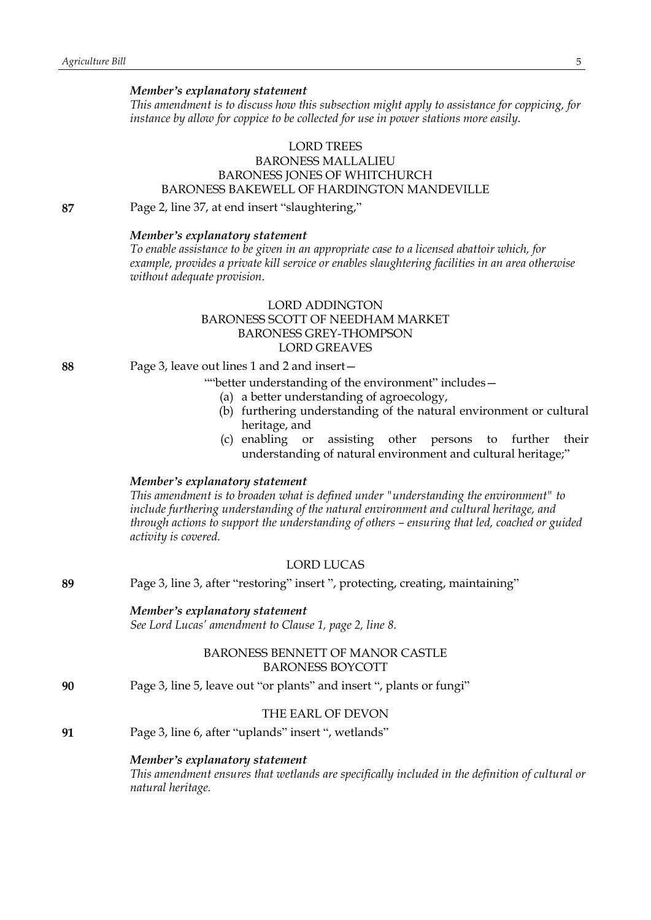*Member's explanatory statement*

*This amendment is to discuss how this subsection might apply to assistance for coppicing, for instance by allow for coppice to be collected for use in power stations more easily.*

LORD TREES
BARONESS MALLALIEU
BARONESS JONES OF WHITCHURCH
BARONESS BAKEWELL OF HARDINGTON MANDEVILLE

**87** Page 2, line 37, at end insert "slaughtering,"

*Member's explanatory statement*

*To enable assistance to be given in an appropriate case to a licensed abattoir which, for example, provides a private kill service or enables slaughtering facilities in an area otherwise without adequate provision.*

LORD ADDINGTON
BARONESS SCOTT OF NEEDHAM MARKET
BARONESS GREY-THOMPSON
LORD GREAVES

**88** Page 3, leave out lines 1 and 2 and insert—

""better understanding of the environment" includes—

(a) a better understanding of agroecology,

(b) furthering understanding of the natural environment or cultural heritage, and

(c) enabling or assisting other persons to further their understanding of natural environment and cultural heritage;"

*Member's explanatory statement*

*This amendment is to broaden what is defined under "understanding the environment" to include furthering understanding of the natural environment and cultural heritage, and through actions to support the understanding of others – ensuring that led, coached or guided activity is covered.*

LORD LUCAS

**89** Page 3, line 3, after "restoring" insert ", protecting, creating, maintaining"

*Member's explanatory statement*

*See Lord Lucas' amendment to Clause 1, page 2, line 8.*

BARONESS BENNETT OF MANOR CASTLE
BARONESS BOYCOTT

**90** Page 3, line 5, leave out "or plants" and insert ", plants or fungi"

THE EARL OF DEVON

**91** Page 3, line 6, after "uplands" insert ", wetlands"

*Member's explanatory statement*

*This amendment ensures that wetlands are specifically included in the definition of cultural or natural heritage.*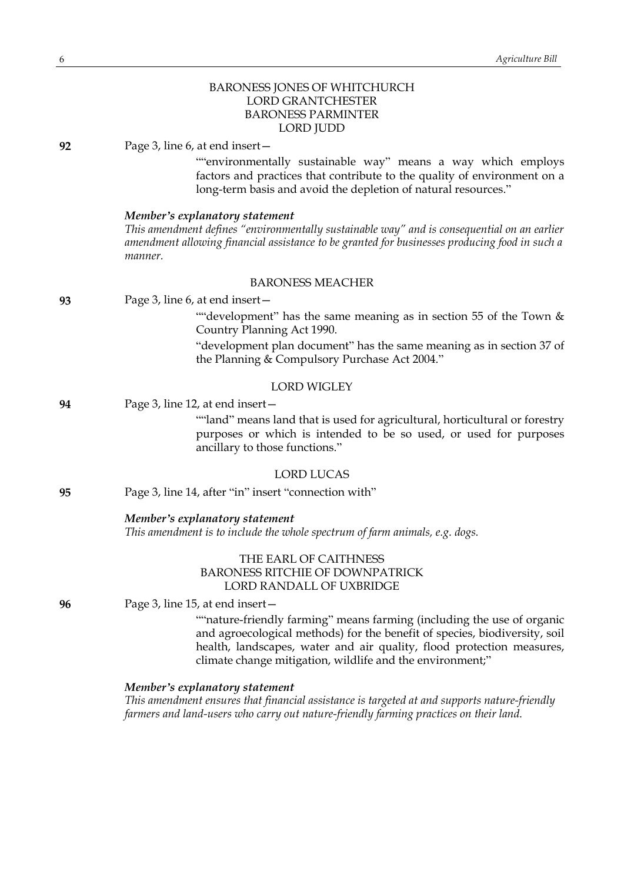BARONESS JONES OF WHITCHURCH
LORD GRANTCHESTER
BARONESS PARMINTER
LORD JUDD

**92** Page 3, line 6, at end insert—

""environmentally sustainable way" means a way which employs factors and practices that contribute to the quality of environment on a long-term basis and avoid the depletion of natural resources."

***Member's explanatory statement***

*This amendment defines "environmentally sustainable way" and is consequential on an earlier amendment allowing financial assistance to be granted for businesses producing food in such a manner.*

BARONESS MEACHER

**93** Page 3, line 6, at end insert—

""development" has the same meaning as in section 55 of the Town & Country Planning Act 1990.

"development plan document" has the same meaning as in section 37 of the Planning & Compulsory Purchase Act 2004."

LORD WIGLEY

**94** Page 3, line 12, at end insert—

""land" means land that is used for agricultural, horticultural or forestry purposes or which is intended to be so used, or used for purposes ancillary to those functions."

LORD LUCAS

**95** Page 3, line 14, after "in" insert "connection with"

***Member's explanatory statement***

*This amendment is to include the whole spectrum of farm animals, e.g. dogs.*

THE EARL OF CAITHNESS
BARONESS RITCHIE OF DOWNPATRICK
LORD RANDALL OF UXBRIDGE

**96** Page 3, line 15, at end insert—

""nature-friendly farming" means farming (including the use of organic and agroecological methods) for the benefit of species, biodiversity, soil health, landscapes, water and air quality, flood protection measures, climate change mitigation, wildlife and the environment;"

***Member's explanatory statement***

*This amendment ensures that financial assistance is targeted at and supports nature-friendly farmers and land-users who carry out nature-friendly farming practices on their land.*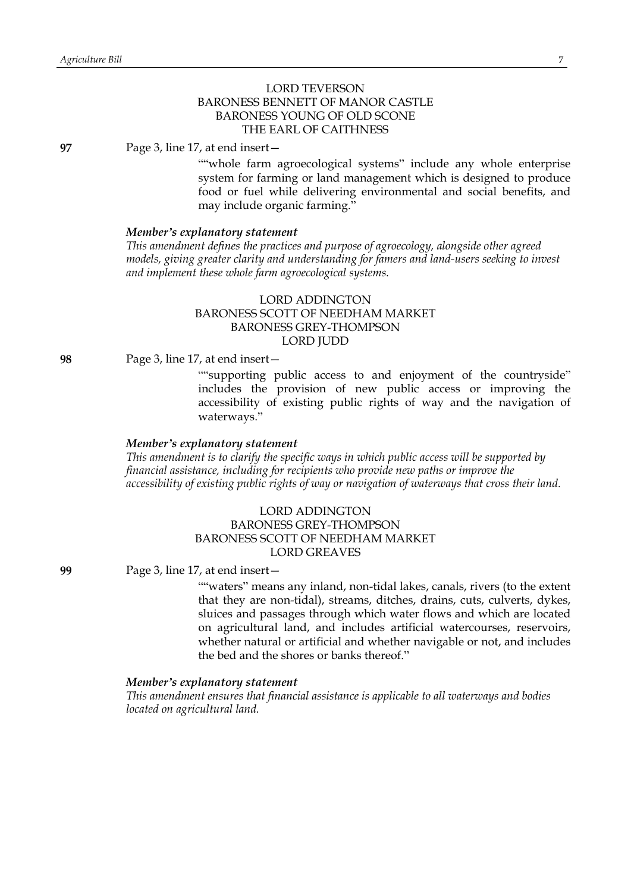LORD TEVERSON
BARONESS BENNETT OF MANOR CASTLE
BARONESS YOUNG OF OLD SCONE
THE EARL OF CAITHNESS

**97** Page 3, line 17, at end insert—

""whole farm agroecological systems" include any whole enterprise system for farming or land management which is designed to produce food or fuel while delivering environmental and social benefits, and may include organic farming."

***Member's explanatory statement***

*This amendment defines the practices and purpose of agroecology, alongside other agreed models, giving greater clarity and understanding for famers and land-users seeking to invest and implement these whole farm agroecological systems.*

LORD ADDINGTON
BARONESS SCOTT OF NEEDHAM MARKET
BARONESS GREY-THOMPSON
LORD JUDD

**98** Page 3, line 17, at end insert—

""supporting public access to and enjoyment of the countryside" includes the provision of new public access or improving the accessibility of existing public rights of way and the navigation of waterways."

***Member's explanatory statement***

*This amendment is to clarify the specific ways in which public access will be supported by financial assistance, including for recipients who provide new paths or improve the accessibility of existing public rights of way or navigation of waterways that cross their land.*

LORD ADDINGTON
BARONESS GREY-THOMPSON
BARONESS SCOTT OF NEEDHAM MARKET
LORD GREAVES

**99** Page 3, line 17, at end insert—

""waters" means any inland, non-tidal lakes, canals, rivers (to the extent that they are non-tidal), streams, ditches, drains, cuts, culverts, dykes, sluices and passages through which water flows and which are located on agricultural land, and includes artificial watercourses, reservoirs, whether natural or artificial and whether navigable or not, and includes the bed and the shores or banks thereof."

***Member's explanatory statement***

*This amendment ensures that financial assistance is applicable to all waterways and bodies located on agricultural land.*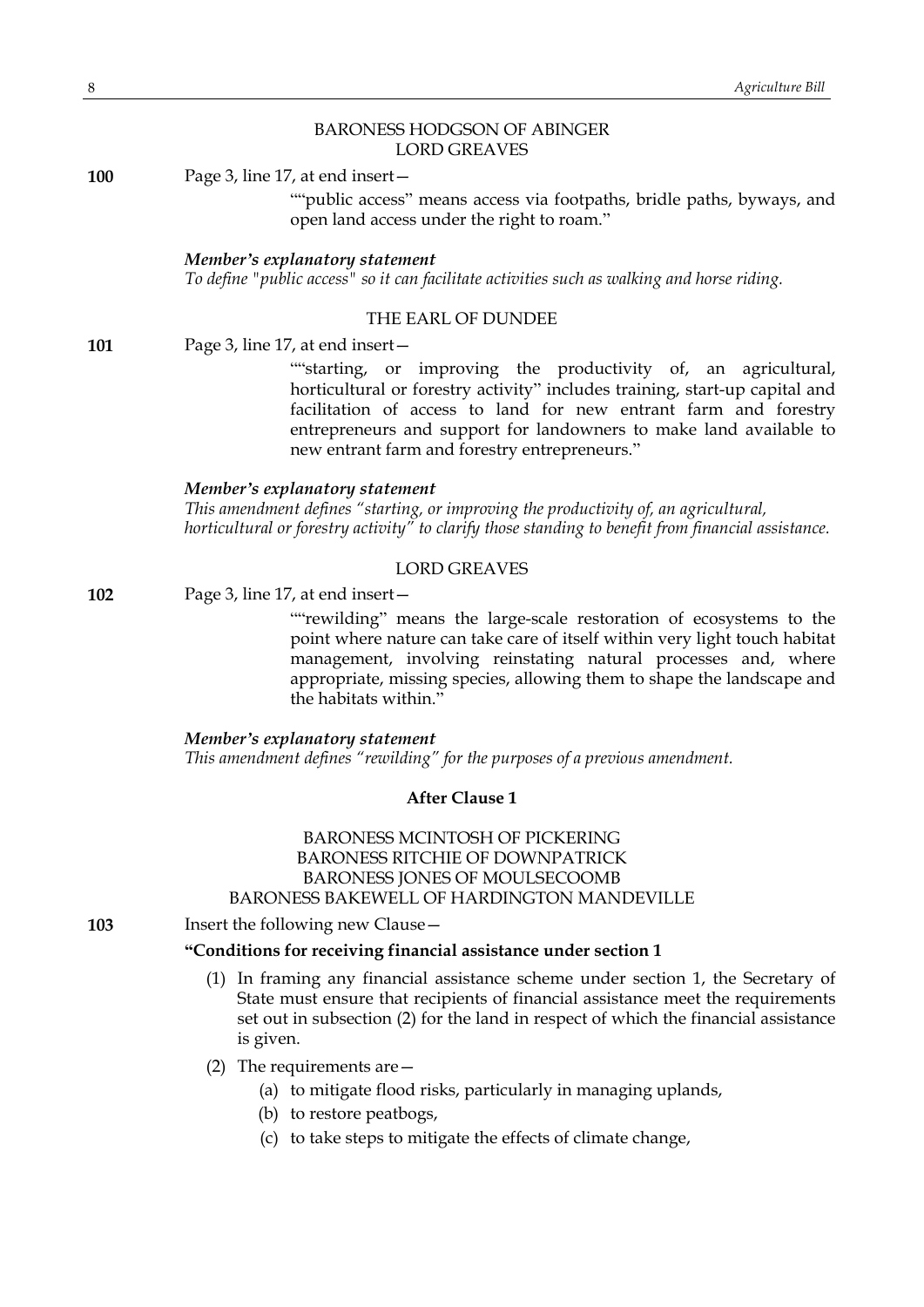BARONESS HODGSON OF ABINGER
LORD GREAVES

**100** Page 3, line 17, at end insert—

""public access" means access via footpaths, bridle paths, byways, and open land access under the right to roam."

***Member's explanatory statement***

*To define "public access" so it can facilitate activities such as walking and horse riding.*

THE EARL OF DUNDEE

**101** Page 3, line 17, at end insert—

""starting, or improving the productivity of, an agricultural, horticultural or forestry activity" includes training, start-up capital and facilitation of access to land for new entrant farm and forestry entrepreneurs and support for landowners to make land available to new entrant farm and forestry entrepreneurs."

***Member's explanatory statement***

*This amendment defines "starting, or improving the productivity of, an agricultural, horticultural or forestry activity" to clarify those standing to benefit from financial assistance.*

LORD GREAVES

**102** Page 3, line 17, at end insert—

""rewilding" means the large-scale restoration of ecosystems to the point where nature can take care of itself within very light touch habitat management, involving reinstating natural processes and, where appropriate, missing species, allowing them to shape the landscape and the habitats within."

***Member's explanatory statement***

*This amendment defines "rewilding" for the purposes of a previous amendment.*

**After Clause 1**

BARONESS MCINTOSH OF PICKERING
BARONESS RITCHIE OF DOWNPATRICK
BARONESS JONES OF MOULSECOOMB
BARONESS BAKEWELL OF HARDINGTON MANDEVILLE

**103** Insert the following new Clause—

**"Conditions for receiving financial assistance under section 1**

(1) In framing any financial assistance scheme under section 1, the Secretary of State must ensure that recipients of financial assistance meet the requirements set out in subsection (2) for the land in respect of which the financial assistance is given.

(2) The requirements are—

(a) to mitigate flood risks, particularly in managing uplands,

(b) to restore peatbogs,

(c) to take steps to mitigate the effects of climate change,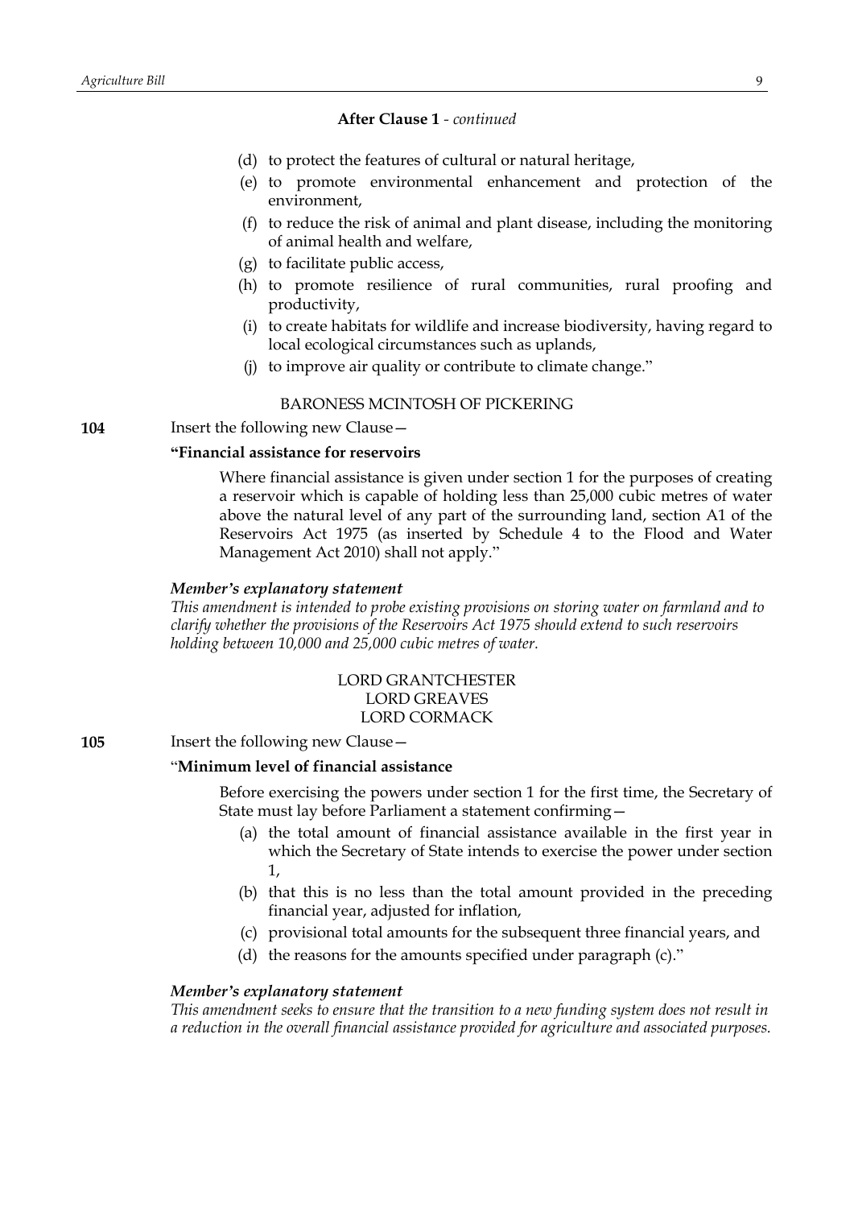**After Clause 1** - *continued*

- (d) to protect the features of cultural or natural heritage,
- (e) to promote environmental enhancement and protection of the environment,
- (f) to reduce the risk of animal and plant disease, including the monitoring of animal health and welfare,
- (g) to facilitate public access,
- (h) to promote resilience of rural communities, rural proofing and productivity,
- (i) to create habitats for wildlife and increase biodiversity, having regard to local ecological circumstances such as uplands,
- (j) to improve air quality or contribute to climate change."

BARONESS MCINTOSH OF PICKERING

**104** Insert the following new Clause—

**"Financial assistance for reservoirs**

Where financial assistance is given under section 1 for the purposes of creating a reservoir which is capable of holding less than 25,000 cubic metres of water above the natural level of any part of the surrounding land, section A1 of the Reservoirs Act 1975 (as inserted by Schedule 4 to the Flood and Water Management Act 2010) shall not apply."

***Member's explanatory statement***

*This amendment is intended to probe existing provisions on storing water on farmland and to clarify whether the provisions of the Reservoirs Act 1975 should extend to such reservoirs holding between 10,000 and 25,000 cubic metres of water.*

LORD GRANTCHESTER
LORD GREAVES
LORD CORMACK

**105** Insert the following new Clause—

"**Minimum level of financial assistance**

Before exercising the powers under section 1 for the first time, the Secretary of State must lay before Parliament a statement confirming—

- (a) the total amount of financial assistance available in the first year in which the Secretary of State intends to exercise the power under section 1,
- (b) that this is no less than the total amount provided in the preceding financial year, adjusted for inflation,
- (c) provisional total amounts for the subsequent three financial years, and
- (d) the reasons for the amounts specified under paragraph (c)."

***Member's explanatory statement***

*This amendment seeks to ensure that the transition to a new funding system does not result in a reduction in the overall financial assistance provided for agriculture and associated purposes.*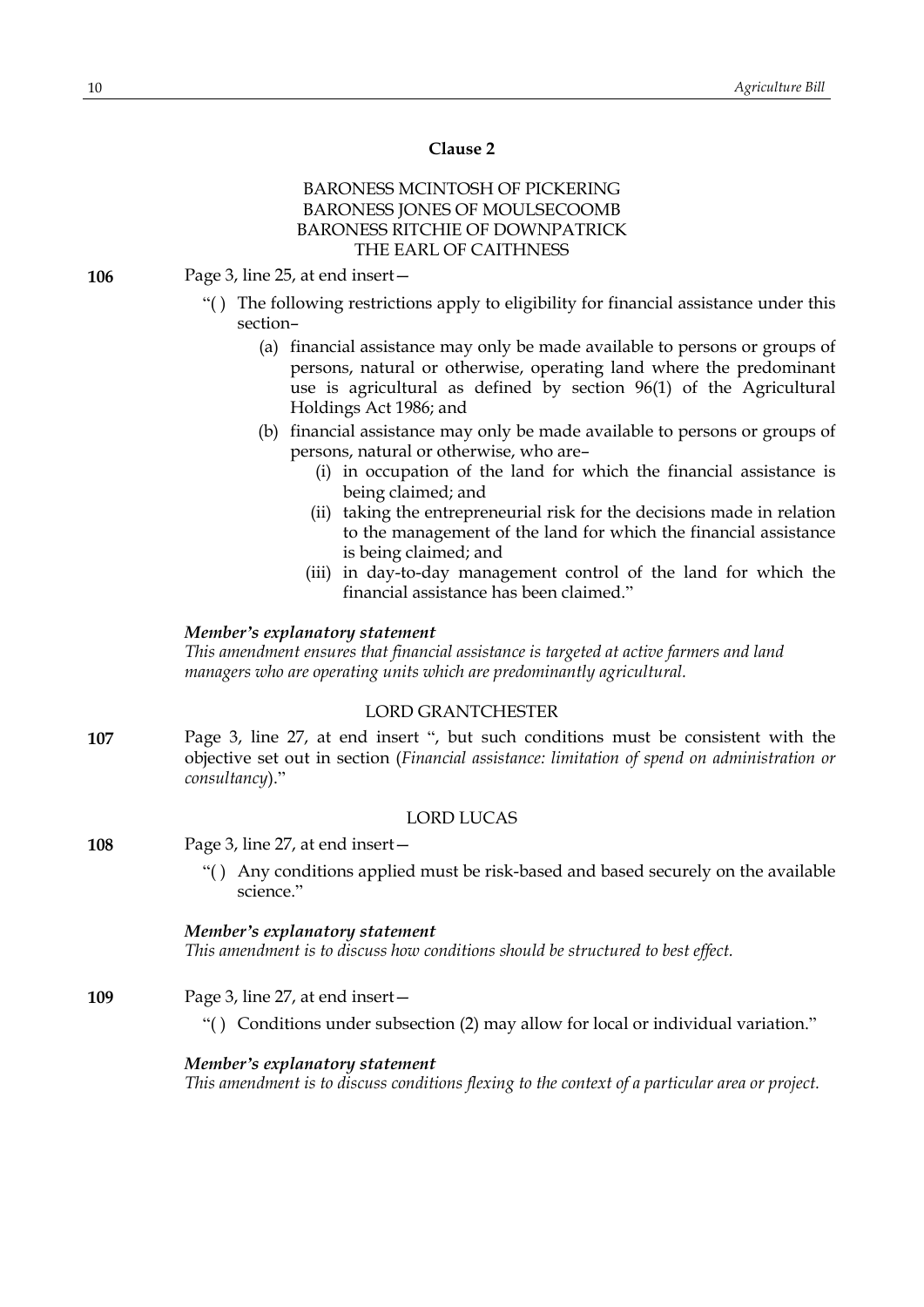### Clause 2

BARONESS MCINTOSH OF PICKERING
BARONESS JONES OF MOULSECOOMB
BARONESS RITCHIE OF DOWNPATRICK
THE EARL OF CAITHNESS

**106** Page 3, line 25, at end insert—

"( ) The following restrictions apply to eligibility for financial assistance under this section–

(a) financial assistance may only be made available to persons or groups of persons, natural or otherwise, operating land where the predominant use is agricultural as defined by section 96(1) of the Agricultural Holdings Act 1986; and

(b) financial assistance may only be made available to persons or groups of persons, natural or otherwise, who are–

(i) in occupation of the land for which the financial assistance is being claimed; and

(ii) taking the entrepreneurial risk for the decisions made in relation to the management of the land for which the financial assistance is being claimed; and

(iii) in day-to-day management control of the land for which the financial assistance has been claimed."

***Member's explanatory statement***
*This amendment ensures that financial assistance is targeted at active farmers and land managers who are operating units which are predominantly agricultural.*

LORD GRANTCHESTER

**107** Page 3, line 27, at end insert ", but such conditions must be consistent with the objective set out in section (*Financial assistance: limitation of spend on administration or consultancy*)."

LORD LUCAS

**108** Page 3, line 27, at end insert—

"( ) Any conditions applied must be risk-based and based securely on the available science."

***Member's explanatory statement***
*This amendment is to discuss how conditions should be structured to best effect.*

**109** Page 3, line 27, at end insert—

"( ) Conditions under subsection (2) may allow for local or individual variation."

***Member's explanatory statement***
*This amendment is to discuss conditions flexing to the context of a particular area or project.*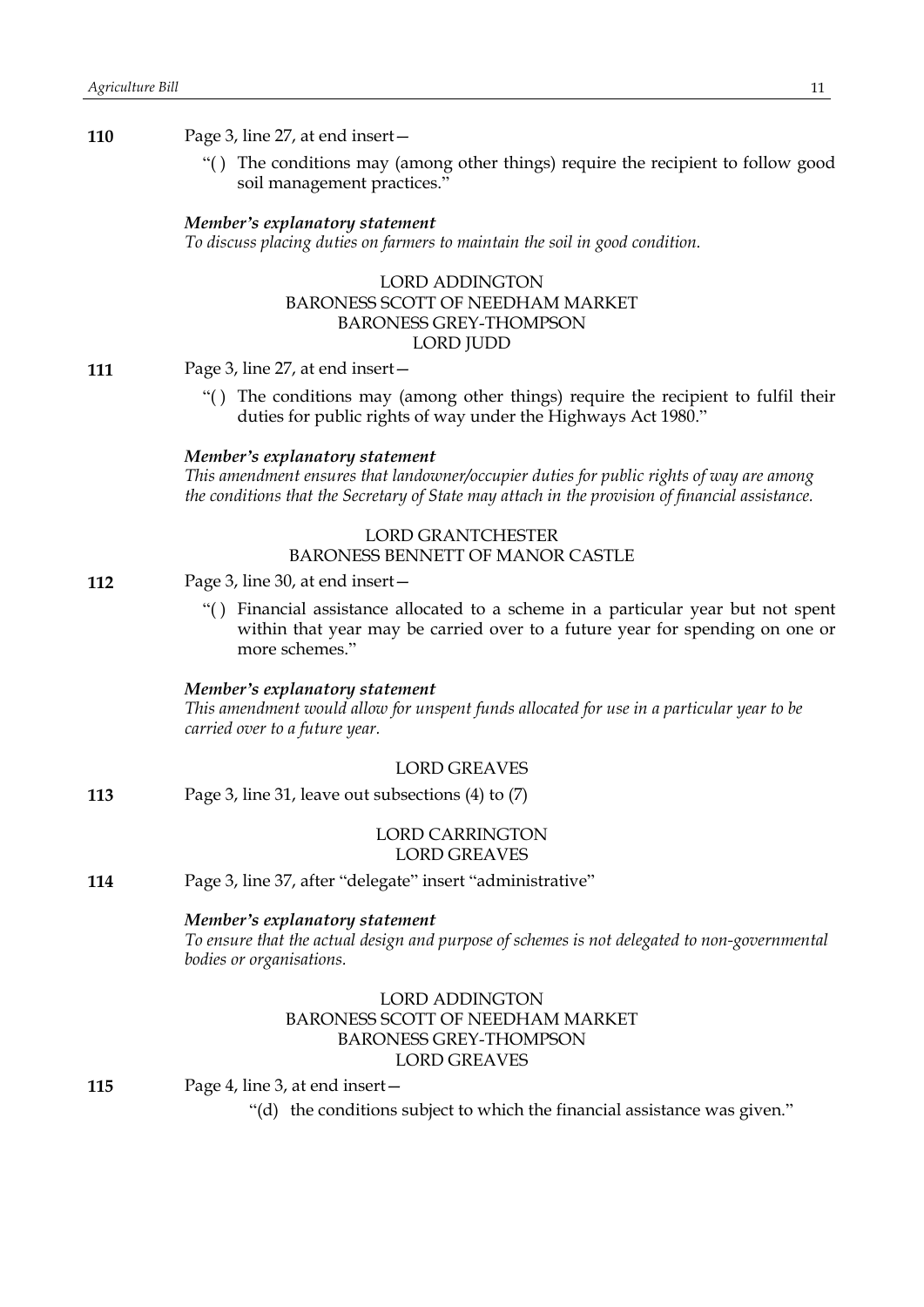**110** Page 3, line 27, at end insert—

"( ) The conditions may (among other things) require the recipient to follow good soil management practices."

***Member's explanatory statement***

*To discuss placing duties on farmers to maintain the soil in good condition.*

LORD ADDINGTON
BARONESS SCOTT OF NEEDHAM MARKET
BARONESS GREY-THOMPSON
LORD JUDD

**111** Page 3, line 27, at end insert—

"( ) The conditions may (among other things) require the recipient to fulfil their duties for public rights of way under the Highways Act 1980."

***Member's explanatory statement***

*This amendment ensures that landowner/occupier duties for public rights of way are among the conditions that the Secretary of State may attach in the provision of financial assistance.*

LORD GRANTCHESTER
BARONESS BENNETT OF MANOR CASTLE

**112** Page 3, line 30, at end insert—

"( ) Financial assistance allocated to a scheme in a particular year but not spent within that year may be carried over to a future year for spending on one or more schemes."

***Member's explanatory statement***

*This amendment would allow for unspent funds allocated for use in a particular year to be carried over to a future year.*

LORD GREAVES

**113** Page 3, line 31, leave out subsections (4) to (7)

LORD CARRINGTON
LORD GREAVES

**114** Page 3, line 37, after "delegate" insert "administrative"

***Member's explanatory statement***

*To ensure that the actual design and purpose of schemes is not delegated to non-governmental bodies or organisations.*

LORD ADDINGTON
BARONESS SCOTT OF NEEDHAM MARKET
BARONESS GREY-THOMPSON
LORD GREAVES

**115** Page 4, line 3, at end insert—

"(d) the conditions subject to which the financial assistance was given."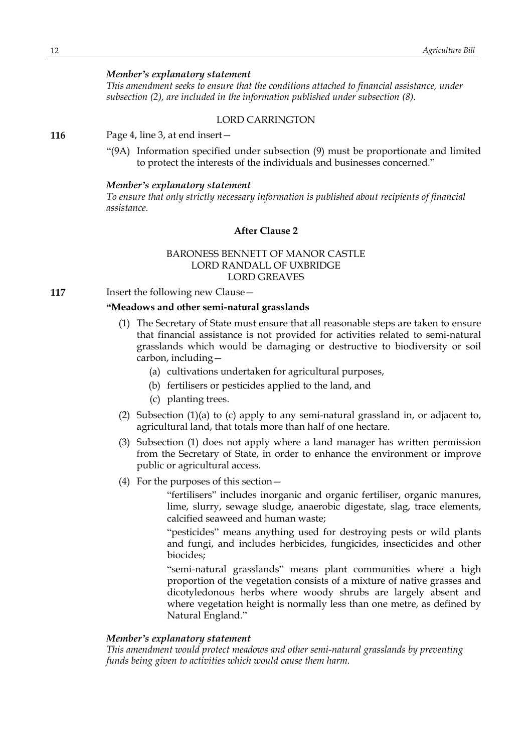*Member's explanatory statement*
*This amendment seeks to ensure that the conditions attached to financial assistance, under subsection (2), are included in the information published under subsection (8).*

LORD CARRINGTON

**116** Page 4, line 3, at end insert—

"(9A) Information specified under subsection (9) must be proportionate and limited to protect the interests of the individuals and businesses concerned."

*Member's explanatory statement*
*To ensure that only strictly necessary information is published about recipients of financial assistance.*

**After Clause 2**

BARONESS BENNETT OF MANOR CASTLE
LORD RANDALL OF UXBRIDGE
LORD GREAVES

**117** Insert the following new Clause—

**"Meadows and other semi-natural grasslands**

(1) The Secretary of State must ensure that all reasonable steps are taken to ensure that financial assistance is not provided for activities related to semi-natural grasslands which would be damaging or destructive to biodiversity or soil carbon, including—

(a) cultivations undertaken for agricultural purposes,

(b) fertilisers or pesticides applied to the land, and

(c) planting trees.

(2) Subsection (1)(a) to (c) apply to any semi-natural grassland in, or adjacent to, agricultural land, that totals more than half of one hectare.

(3) Subsection (1) does not apply where a land manager has written permission from the Secretary of State, in order to enhance the environment or improve public or agricultural access.

(4) For the purposes of this section—

"fertilisers" includes inorganic and organic fertiliser, organic manures, lime, slurry, sewage sludge, anaerobic digestate, slag, trace elements, calcified seaweed and human waste;

"pesticides" means anything used for destroying pests or wild plants and fungi, and includes herbicides, fungicides, insecticides and other biocides;

"semi-natural grasslands" means plant communities where a high proportion of the vegetation consists of a mixture of native grasses and dicotyledonous herbs where woody shrubs are largely absent and where vegetation height is normally less than one metre, as defined by Natural England."

*Member's explanatory statement*
*This amendment would protect meadows and other semi-natural grasslands by preventing funds being given to activities which would cause them harm.*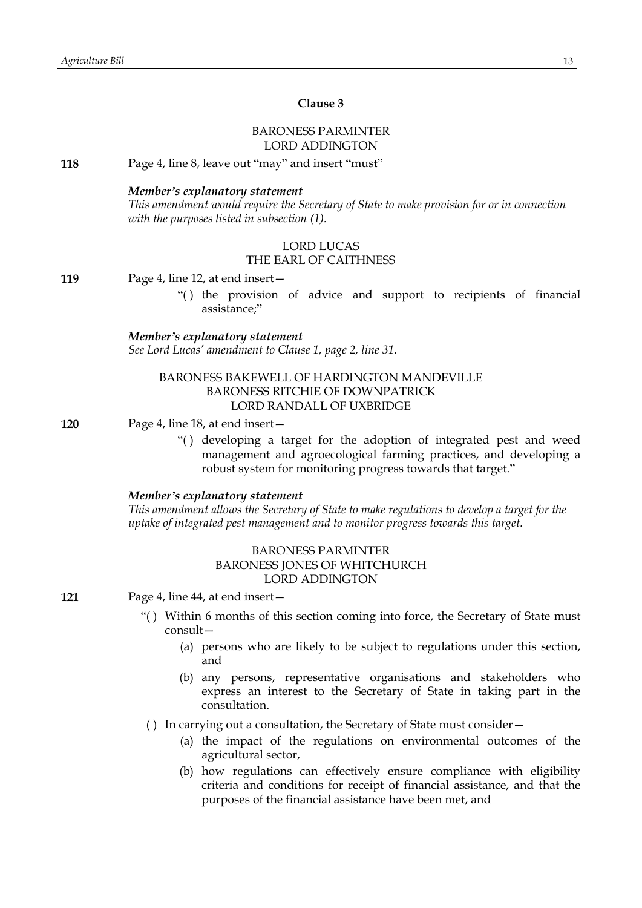## Clause 3

BARONESS PARMINTER
LORD ADDINGTON

**118** Page 4, line 8, leave out "may" and insert "must"

***Member's explanatory statement***
*This amendment would require the Secretary of State to make provision for or in connection with the purposes listed in subsection (1).*

LORD LUCAS
THE EARL OF CAITHNESS

**119** Page 4, line 12, at end insert—

"( ) the provision of advice and support to recipients of financial assistance;"

***Member's explanatory statement***
*See Lord Lucas' amendment to Clause 1, page 2, line 31.*

BARONESS BAKEWELL OF HARDINGTON MANDEVILLE
BARONESS RITCHIE OF DOWNPATRICK
LORD RANDALL OF UXBRIDGE

**120** Page 4, line 18, at end insert—

"( ) developing a target for the adoption of integrated pest and weed management and agroecological farming practices, and developing a robust system for monitoring progress towards that target."

***Member's explanatory statement***
*This amendment allows the Secretary of State to make regulations to develop a target for the uptake of integrated pest management and to monitor progress towards this target.*

BARONESS PARMINTER
BARONESS JONES OF WHITCHURCH
LORD ADDINGTON

**121** Page 4, line 44, at end insert—

"( ) Within 6 months of this section coming into force, the Secretary of State must consult—

(a) persons who are likely to be subject to regulations under this section, and

(b) any persons, representative organisations and stakeholders who express an interest to the Secretary of State in taking part in the consultation.

( ) In carrying out a consultation, the Secretary of State must consider—

(a) the impact of the regulations on environmental outcomes of the agricultural sector,

(b) how regulations can effectively ensure compliance with eligibility criteria and conditions for receipt of financial assistance, and that the purposes of the financial assistance have been met, and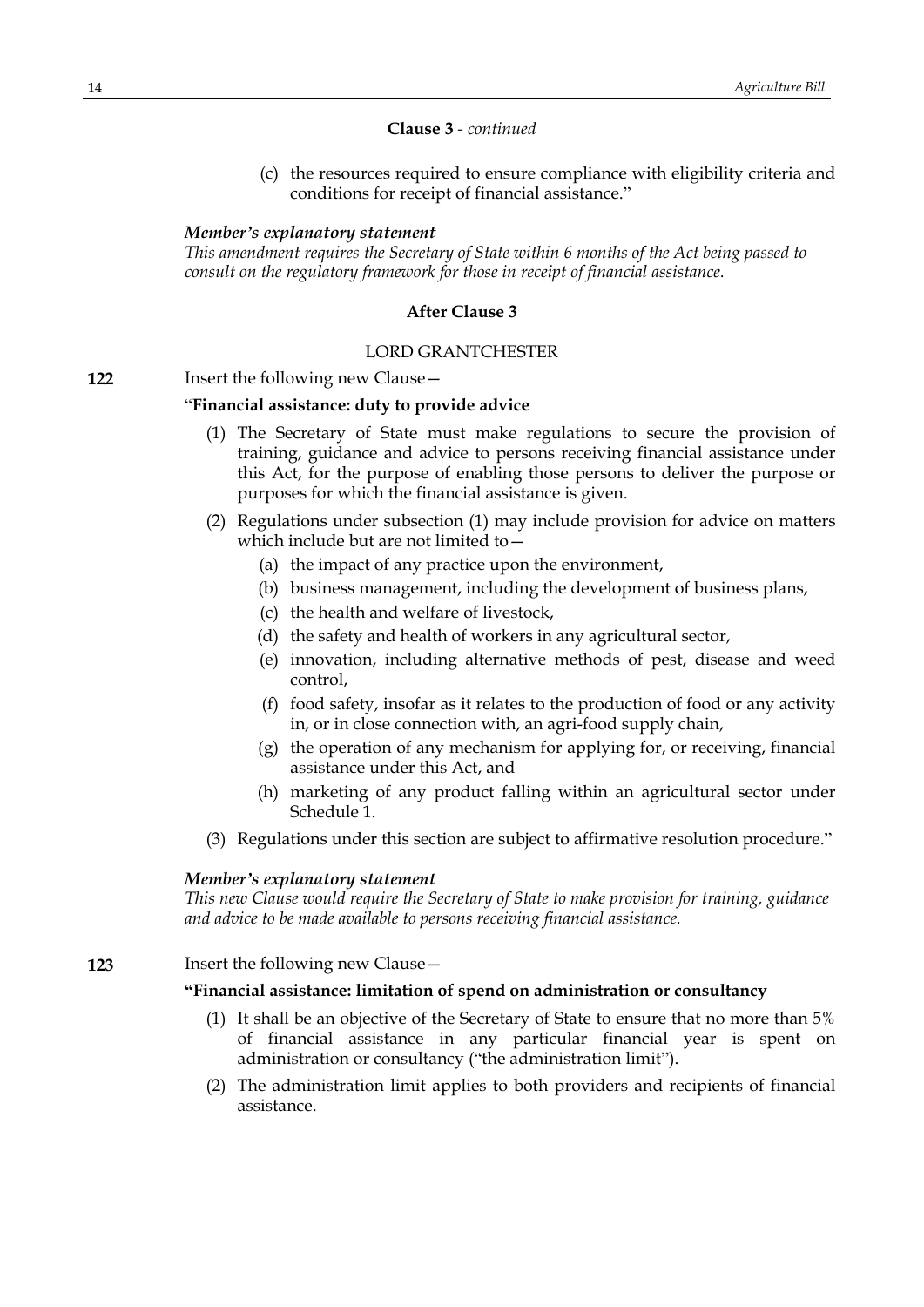**Clause 3** - *continued*

(c) the resources required to ensure compliance with eligibility criteria and conditions for receipt of financial assistance."

***Member's explanatory statement***

*This amendment requires the Secretary of State within 6 months of the Act being passed to consult on the regulatory framework for those in receipt of financial assistance.*

**After Clause 3**

LORD GRANTCHESTER

**122** Insert the following new Clause—

"**Financial assistance: duty to provide advice**

(1) The Secretary of State must make regulations to secure the provision of training, guidance and advice to persons receiving financial assistance under this Act, for the purpose of enabling those persons to deliver the purpose or purposes for which the financial assistance is given.

(2) Regulations under subsection (1) may include provision for advice on matters which include but are not limited to—

(a) the impact of any practice upon the environment,

(b) business management, including the development of business plans,

(c) the health and welfare of livestock,

(d) the safety and health of workers in any agricultural sector,

(e) innovation, including alternative methods of pest, disease and weed control,

(f) food safety, insofar as it relates to the production of food or any activity in, or in close connection with, an agri-food supply chain,

(g) the operation of any mechanism for applying for, or receiving, financial assistance under this Act, and

(h) marketing of any product falling within an agricultural sector under Schedule 1.

(3) Regulations under this section are subject to affirmative resolution procedure."

***Member's explanatory statement***

*This new Clause would require the Secretary of State to make provision for training, guidance and advice to be made available to persons receiving financial assistance.*

**123** Insert the following new Clause—

"**Financial assistance: limitation of spend on administration or consultancy**

(1) It shall be an objective of the Secretary of State to ensure that no more than 5% of financial assistance in any particular financial year is spent on administration or consultancy ("the administration limit").

(2) The administration limit applies to both providers and recipients of financial assistance.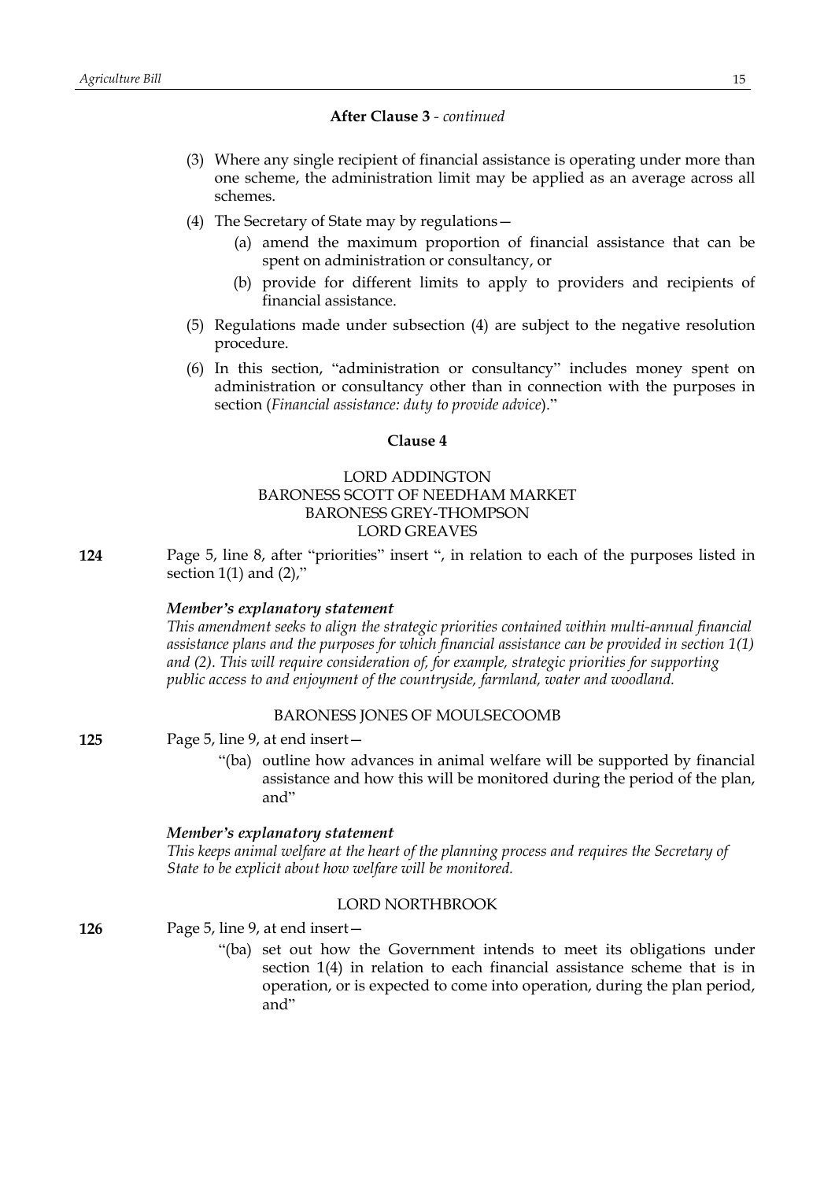**After Clause 3** - *continued*

(3) Where any single recipient of financial assistance is operating under more than one scheme, the administration limit may be applied as an average across all schemes.

(4) The Secretary of State may by regulations—

(a) amend the maximum proportion of financial assistance that can be spent on administration or consultancy, or

(b) provide for different limits to apply to providers and recipients of financial assistance.

(5) Regulations made under subsection (4) are subject to the negative resolution procedure.

(6) In this section, "administration or consultancy" includes money spent on administration or consultancy other than in connection with the purposes in section (*Financial assistance: duty to provide advice*)."

## Clause 4

LORD ADDINGTON
BARONESS SCOTT OF NEEDHAM MARKET
BARONESS GREY-THOMPSON
LORD GREAVES

**124** Page 5, line 8, after "priorities" insert ", in relation to each of the purposes listed in section 1(1) and (2),"

***Member's explanatory statement***

*This amendment seeks to align the strategic priorities contained within multi-annual financial assistance plans and the purposes for which financial assistance can be provided in section 1(1) and (2). This will require consideration of, for example, strategic priorities for supporting public access to and enjoyment of the countryside, farmland, water and woodland.*

BARONESS JONES OF MOULSECOOMB

**125** Page 5, line 9, at end insert—

"(ba) outline how advances in animal welfare will be supported by financial assistance and how this will be monitored during the period of the plan, and"

***Member's explanatory statement***

*This keeps animal welfare at the heart of the planning process and requires the Secretary of State to be explicit about how welfare will be monitored.*

LORD NORTHBROOK

**126** Page 5, line 9, at end insert—

"(ba) set out how the Government intends to meet its obligations under section 1(4) in relation to each financial assistance scheme that is in operation, or is expected to come into operation, during the plan period, and"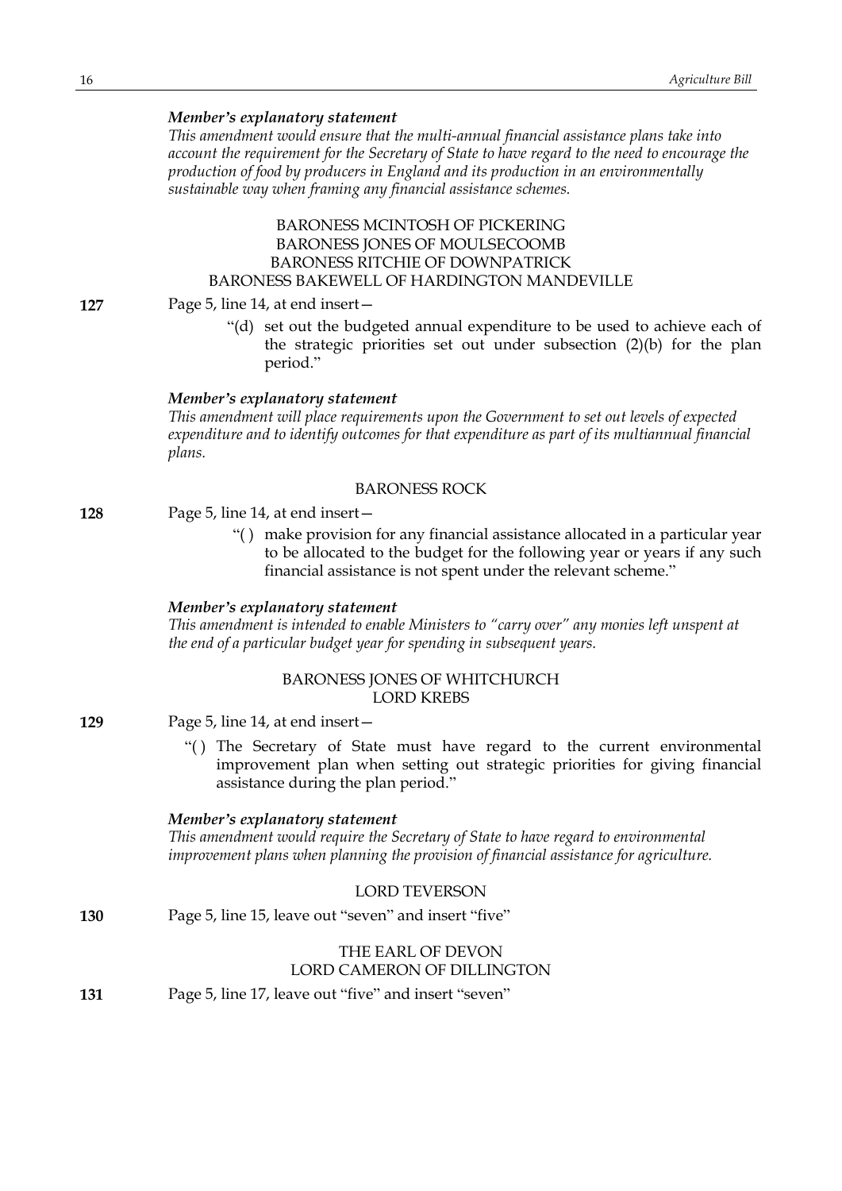*Member's explanatory statement*
*This amendment would ensure that the multi-annual financial assistance plans take into account the requirement for the Secretary of State to have regard to the need to encourage the production of food by producers in England and its production in an environmentally sustainable way when framing any financial assistance schemes.*

BARONESS MCINTOSH OF PICKERING
BARONESS JONES OF MOULSECOOMB
BARONESS RITCHIE OF DOWNPATRICK
BARONESS BAKEWELL OF HARDINGTON MANDEVILLE

**127** Page 5, line 14, at end insert—

"(d) set out the budgeted annual expenditure to be used to achieve each of the strategic priorities set out under subsection (2)(b) for the plan period."

*Member's explanatory statement*
*This amendment will place requirements upon the Government to set out levels of expected expenditure and to identify outcomes for that expenditure as part of its multiannual financial plans.*

BARONESS ROCK

**128** Page 5, line 14, at end insert—

"( ) make provision for any financial assistance allocated in a particular year to be allocated to the budget for the following year or years if any such financial assistance is not spent under the relevant scheme."

*Member's explanatory statement*
*This amendment is intended to enable Ministers to "carry over" any monies left unspent at the end of a particular budget year for spending in subsequent years.*

BARONESS JONES OF WHITCHURCH
LORD KREBS

**129** Page 5, line 14, at end insert—

"( ) The Secretary of State must have regard to the current environmental improvement plan when setting out strategic priorities for giving financial assistance during the plan period."

*Member's explanatory statement*
*This amendment would require the Secretary of State to have regard to environmental improvement plans when planning the provision of financial assistance for agriculture.*

LORD TEVERSON

**130** Page 5, line 15, leave out "seven" and insert "five"

THE EARL OF DEVON
LORD CAMERON OF DILLINGTON

**131** Page 5, line 17, leave out "five" and insert "seven"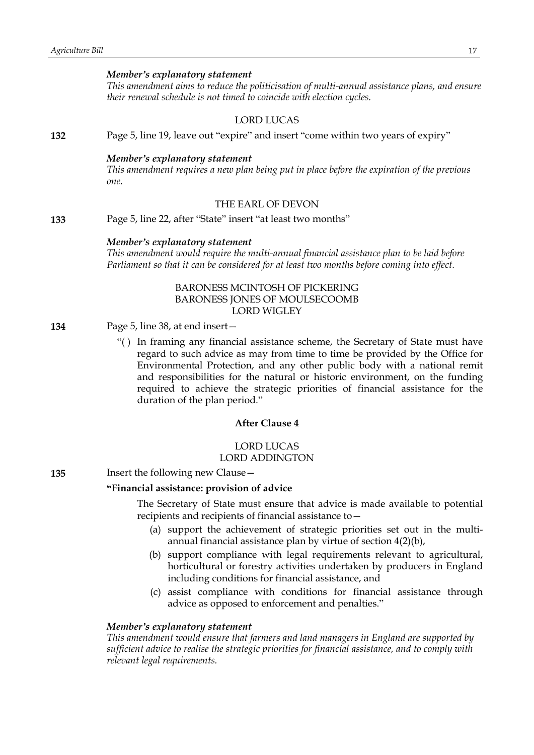*Member's explanatory statement*

*This amendment aims to reduce the politicisation of multi-annual assistance plans, and ensure their renewal schedule is not timed to coincide with election cycles.*

LORD LUCAS

**132** Page 5, line 19, leave out "expire" and insert "come within two years of expiry"

*Member's explanatory statement*

*This amendment requires a new plan being put in place before the expiration of the previous one.*

THE EARL OF DEVON

**133** Page 5, line 22, after "State" insert "at least two months"

*Member's explanatory statement*

*This amendment would require the multi-annual financial assistance plan to be laid before Parliament so that it can be considered for at least two months before coming into effect.*

BARONESS MCINTOSH OF PICKERING
BARONESS JONES OF MOULSECOOMB
LORD WIGLEY

**134** Page 5, line 38, at end insert—

"( ) In framing any financial assistance scheme, the Secretary of State must have regard to such advice as may from time to time be provided by the Office for Environmental Protection, and any other public body with a national remit and responsibilities for the natural or historic environment, on the funding required to achieve the strategic priorities of financial assistance for the duration of the plan period."

**After Clause 4**

LORD LUCAS
LORD ADDINGTON

**135** Insert the following new Clause—

**"Financial assistance: provision of advice**

The Secretary of State must ensure that advice is made available to potential recipients and recipients of financial assistance to—

(a) support the achievement of strategic priorities set out in the multi-annual financial assistance plan by virtue of section 4(2)(b),

(b) support compliance with legal requirements relevant to agricultural, horticultural or forestry activities undertaken by producers in England including conditions for financial assistance, and

(c) assist compliance with conditions for financial assistance through advice as opposed to enforcement and penalties."

*Member's explanatory statement*

*This amendment would ensure that farmers and land managers in England are supported by sufficient advice to realise the strategic priorities for financial assistance, and to comply with relevant legal requirements.*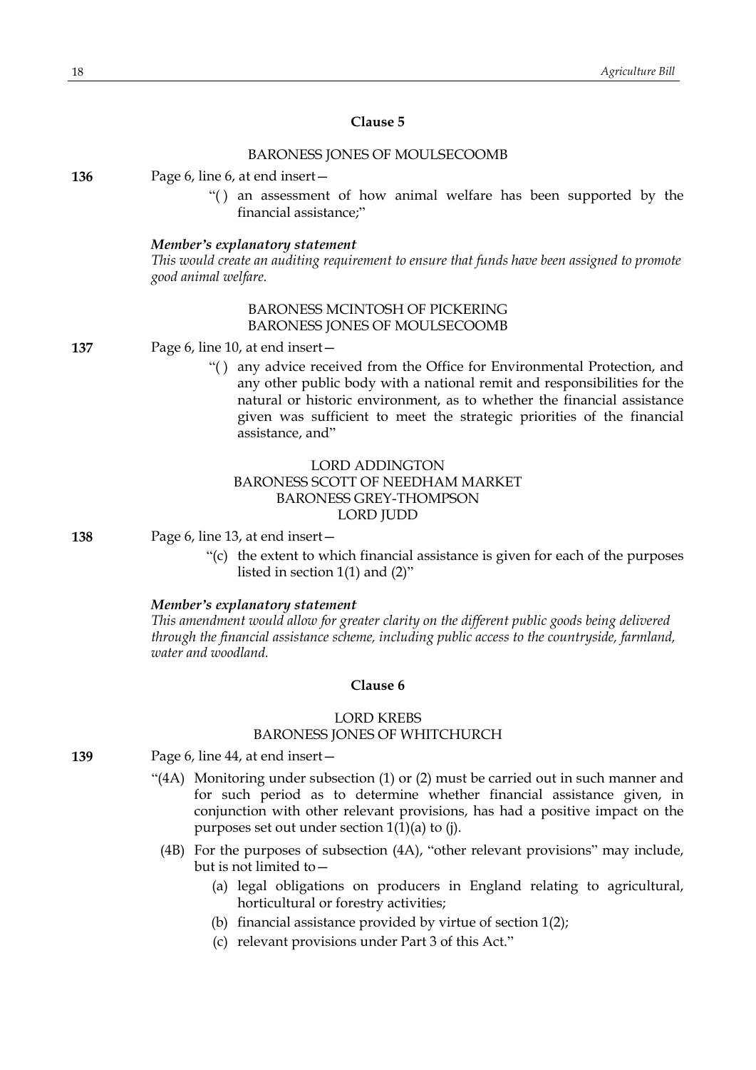## Clause 5

BARONESS JONES OF MOULSECOOMB

**136** Page 6, line 6, at end insert—

"( ) an assessment of how animal welfare has been supported by the financial assistance;"

***Member's explanatory statement***

*This would create an auditing requirement to ensure that funds have been assigned to promote good animal welfare.*

BARONESS MCINTOSH OF PICKERING
BARONESS JONES OF MOULSECOOMB

**137** Page 6, line 10, at end insert—

"( ) any advice received from the Office for Environmental Protection, and any other public body with a national remit and responsibilities for the natural or historic environment, as to whether the financial assistance given was sufficient to meet the strategic priorities of the financial assistance, and"

LORD ADDINGTON
BARONESS SCOTT OF NEEDHAM MARKET
BARONESS GREY-THOMPSON
LORD JUDD

**138** Page 6, line 13, at end insert—

"(c) the extent to which financial assistance is given for each of the purposes listed in section 1(1) and (2)"

***Member's explanatory statement***

*This amendment would allow for greater clarity on the different public goods being delivered through the financial assistance scheme, including public access to the countryside, farmland, water and woodland.*

## Clause 6

LORD KREBS
BARONESS JONES OF WHITCHURCH

**139** Page 6, line 44, at end insert—

"(4A) Monitoring under subsection (1) or (2) must be carried out in such manner and for such period as to determine whether financial assistance given, in conjunction with other relevant provisions, has had a positive impact on the purposes set out under section 1(1)(a) to (j).

(4B) For the purposes of subsection (4A), "other relevant provisions" may include, but is not limited to—

(a) legal obligations on producers in England relating to agricultural, horticultural or forestry activities;

(b) financial assistance provided by virtue of section 1(2);

(c) relevant provisions under Part 3 of this Act."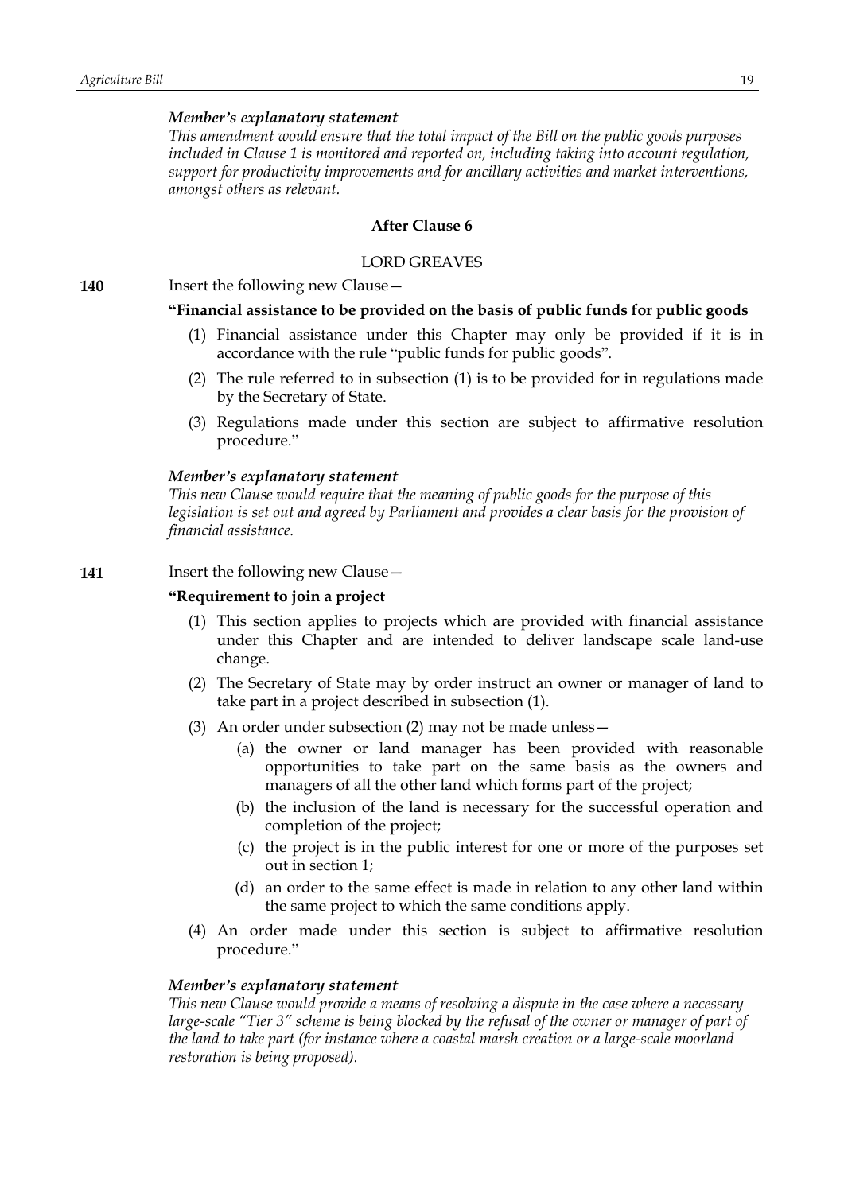*Member's explanatory statement*

*This amendment would ensure that the total impact of the Bill on the public goods purposes included in Clause 1 is monitored and reported on, including taking into account regulation, support for productivity improvements and for ancillary activities and market interventions, amongst others as relevant.*

**After Clause 6**

LORD GREAVES

**140** Insert the following new Clause—

**"Financial assistance to be provided on the basis of public funds for public goods**

(1) Financial assistance under this Chapter may only be provided if it is in accordance with the rule "public funds for public goods".

(2) The rule referred to in subsection (1) is to be provided for in regulations made by the Secretary of State.

(3) Regulations made under this section are subject to affirmative resolution procedure."

*Member's explanatory statement*

*This new Clause would require that the meaning of public goods for the purpose of this legislation is set out and agreed by Parliament and provides a clear basis for the provision of financial assistance.*

**141** Insert the following new Clause—

**"Requirement to join a project**

(1) This section applies to projects which are provided with financial assistance under this Chapter and are intended to deliver landscape scale land-use change.

(2) The Secretary of State may by order instruct an owner or manager of land to take part in a project described in subsection (1).

(3) An order under subsection (2) may not be made unless—

(a) the owner or land manager has been provided with reasonable opportunities to take part on the same basis as the owners and managers of all the other land which forms part of the project;

(b) the inclusion of the land is necessary for the successful operation and completion of the project;

(c) the project is in the public interest for one or more of the purposes set out in section 1;

(d) an order to the same effect is made in relation to any other land within the same project to which the same conditions apply.

(4) An order made under this section is subject to affirmative resolution procedure."

*Member's explanatory statement*

*This new Clause would provide a means of resolving a dispute in the case where a necessary large-scale "Tier 3" scheme is being blocked by the refusal of the owner or manager of part of the land to take part (for instance where a coastal marsh creation or a large-scale moorland restoration is being proposed).*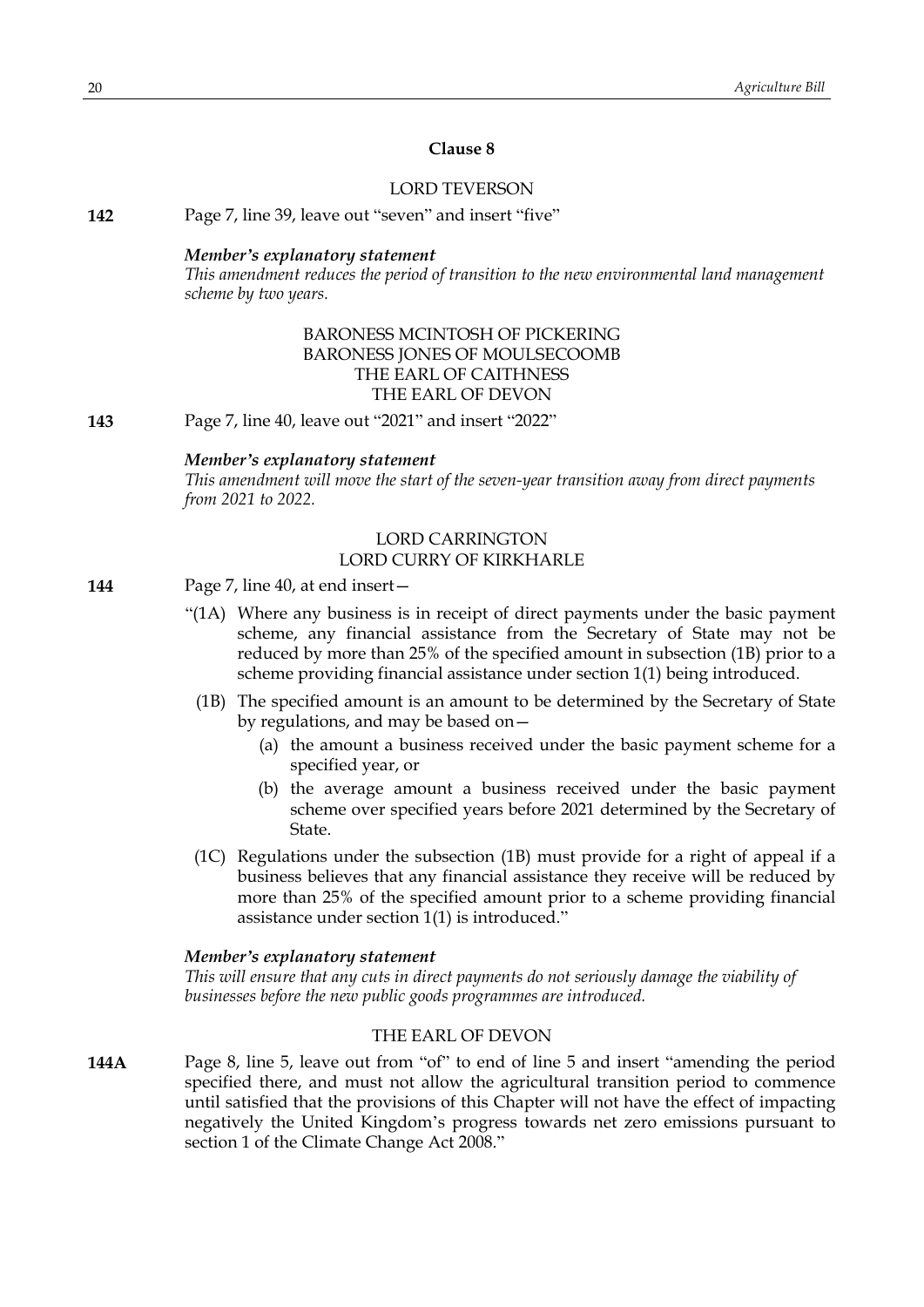**Clause 8**

LORD TEVERSON

**142** Page 7, line 39, leave out "seven" and insert "five"

***Member's explanatory statement***

*This amendment reduces the period of transition to the new environmental land management scheme by two years.*

BARONESS MCINTOSH OF PICKERING
BARONESS JONES OF MOULSECOOMB
THE EARL OF CAITHNESS
THE EARL OF DEVON

**143** Page 7, line 40, leave out "2021" and insert "2022"

***Member's explanatory statement***

*This amendment will move the start of the seven-year transition away from direct payments from 2021 to 2022.*

LORD CARRINGTON
LORD CURRY OF KIRKHARLE

**144** Page 7, line 40, at end insert—

"(1A) Where any business is in receipt of direct payments under the basic payment scheme, any financial assistance from the Secretary of State may not be reduced by more than 25% of the specified amount in subsection (1B) prior to a scheme providing financial assistance under section 1(1) being introduced.

(1B) The specified amount is an amount to be determined by the Secretary of State by regulations, and may be based on—

(a) the amount a business received under the basic payment scheme for a specified year, or

(b) the average amount a business received under the basic payment scheme over specified years before 2021 determined by the Secretary of State.

(1C) Regulations under the subsection (1B) must provide for a right of appeal if a business believes that any financial assistance they receive will be reduced by more than 25% of the specified amount prior to a scheme providing financial assistance under section 1(1) is introduced."

***Member's explanatory statement***

*This will ensure that any cuts in direct payments do not seriously damage the viability of businesses before the new public goods programmes are introduced.*

THE EARL OF DEVON

**144A** Page 8, line 5, leave out from "of" to end of line 5 and insert "amending the period specified there, and must not allow the agricultural transition period to commence until satisfied that the provisions of this Chapter will not have the effect of impacting negatively the United Kingdom's progress towards net zero emissions pursuant to section 1 of the Climate Change Act 2008."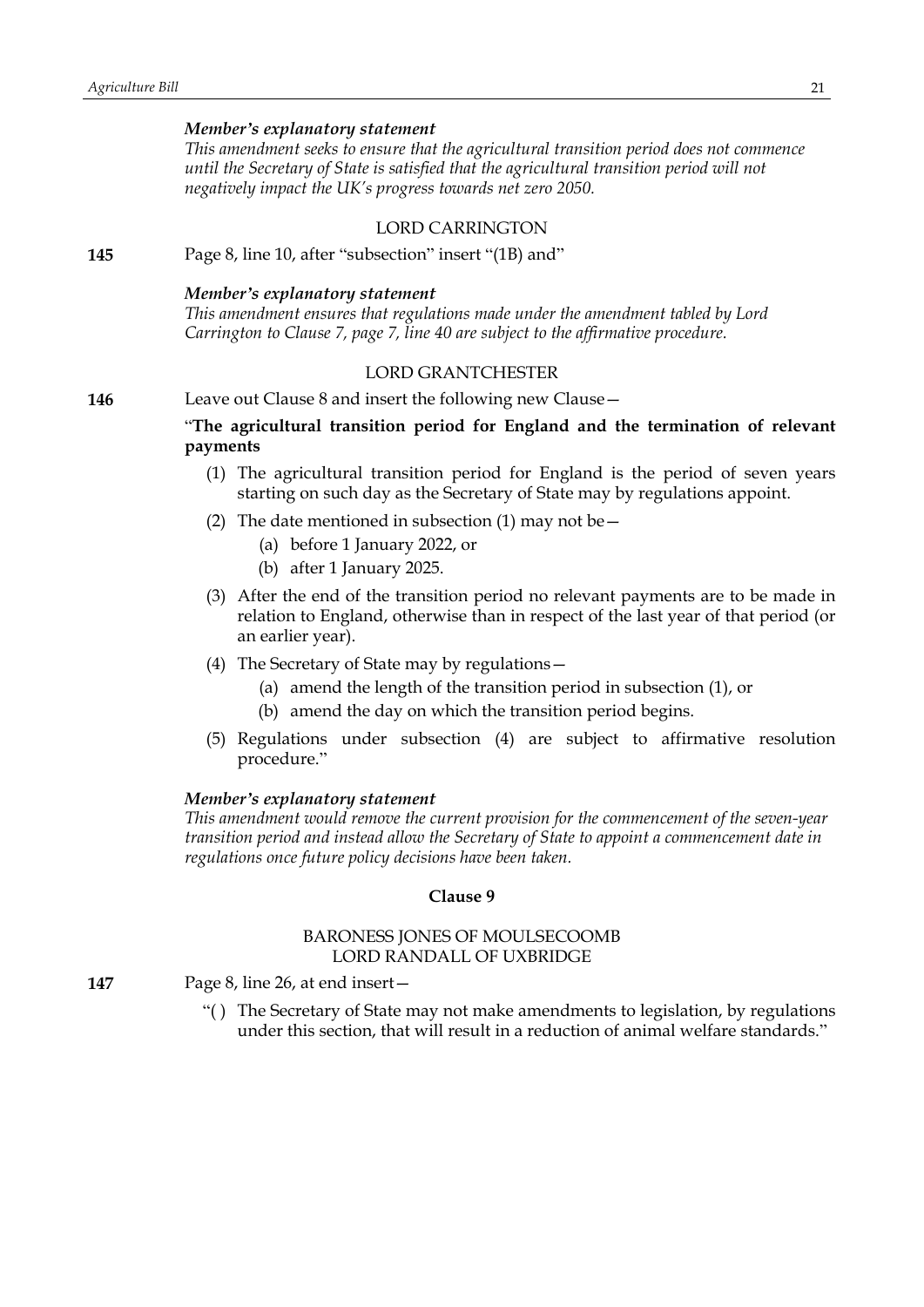*Member's explanatory statement*

*This amendment seeks to ensure that the agricultural transition period does not commence until the Secretary of State is satisfied that the agricultural transition period will not negatively impact the UK's progress towards net zero 2050.*

LORD CARRINGTON

**145** Page 8, line 10, after "subsection" insert "(1B) and"

*Member's explanatory statement*

*This amendment ensures that regulations made under the amendment tabled by Lord Carrington to Clause 7, page 7, line 40 are subject to the affirmative procedure.*

LORD GRANTCHESTER

**146** Leave out Clause 8 and insert the following new Clause—

"**The agricultural transition period for England and the termination of relevant payments**

(1) The agricultural transition period for England is the period of seven years starting on such day as the Secretary of State may by regulations appoint.

(2) The date mentioned in subsection (1) may not be—

(a) before 1 January 2022, or

(b) after 1 January 2025.

(3) After the end of the transition period no relevant payments are to be made in relation to England, otherwise than in respect of the last year of that period (or an earlier year).

(4) The Secretary of State may by regulations—

(a) amend the length of the transition period in subsection (1), or

(b) amend the day on which the transition period begins.

(5) Regulations under subsection (4) are subject to affirmative resolution procedure."

*Member's explanatory statement*

*This amendment would remove the current provision for the commencement of the seven-year transition period and instead allow the Secretary of State to appoint a commencement date in regulations once future policy decisions have been taken.*

**Clause 9**

BARONESS JONES OF MOULSECOOMB
LORD RANDALL OF UXBRIDGE

**147** Page 8, line 26, at end insert—

"( ) The Secretary of State may not make amendments to legislation, by regulations under this section, that will result in a reduction of animal welfare standards."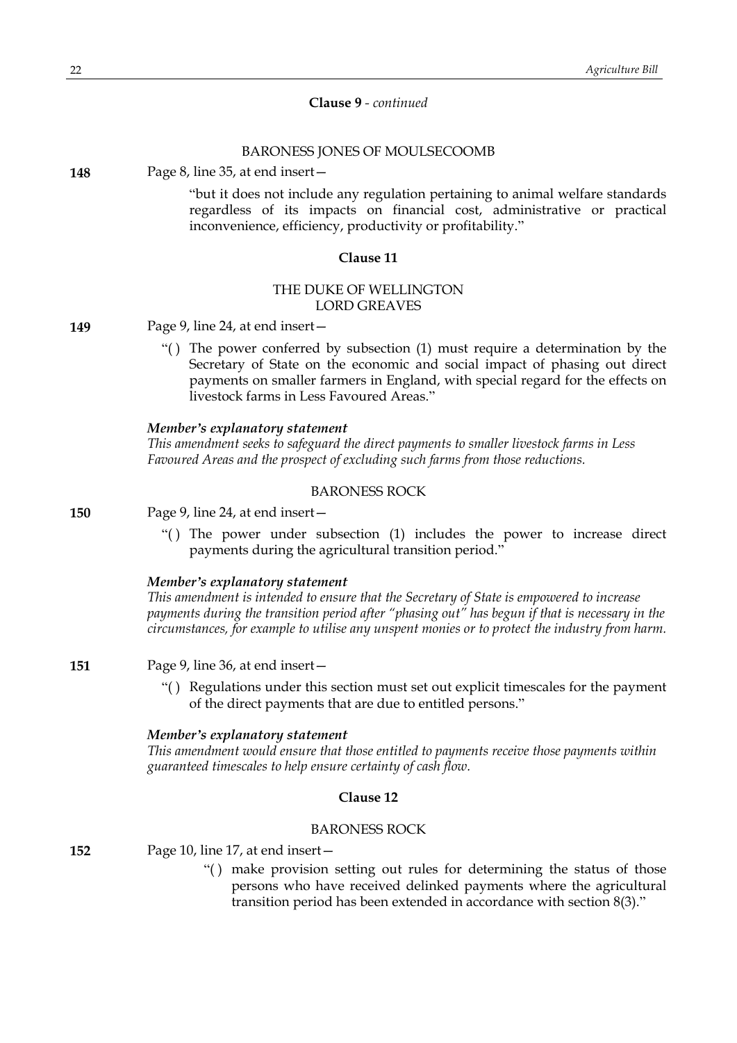**Clause 9** - *continued*

BARONESS JONES OF MOULSECOOMB

**148** Page 8, line 35, at end insert—

> "but it does not include any regulation pertaining to animal welfare standards regardless of its impacts on financial cost, administrative or practical inconvenience, efficiency, productivity or profitability."

**Clause 11**

THE DUKE OF WELLINGTON
LORD GREAVES

**149** Page 9, line 24, at end insert—

> "( ) The power conferred by subsection (1) must require a determination by the Secretary of State on the economic and social impact of phasing out direct payments on smaller farmers in England, with special regard for the effects on livestock farms in Less Favoured Areas."

***Member's explanatory statement***
*This amendment seeks to safeguard the direct payments to smaller livestock farms in Less Favoured Areas and the prospect of excluding such farms from those reductions.*

BARONESS ROCK

**150** Page 9, line 24, at end insert—

> "( ) The power under subsection (1) includes the power to increase direct payments during the agricultural transition period."

***Member's explanatory statement***
*This amendment is intended to ensure that the Secretary of State is empowered to increase payments during the transition period after "phasing out" has begun if that is necessary in the circumstances, for example to utilise any unspent monies or to protect the industry from harm.*

**151** Page 9, line 36, at end insert—

> "( ) Regulations under this section must set out explicit timescales for the payment of the direct payments that are due to entitled persons."

***Member's explanatory statement***
*This amendment would ensure that those entitled to payments receive those payments within guaranteed timescales to help ensure certainty of cash flow.*

**Clause 12**

BARONESS ROCK

**152** Page 10, line 17, at end insert—

> "( ) make provision setting out rules for determining the status of those persons who have received delinked payments where the agricultural transition period has been extended in accordance with section 8(3)."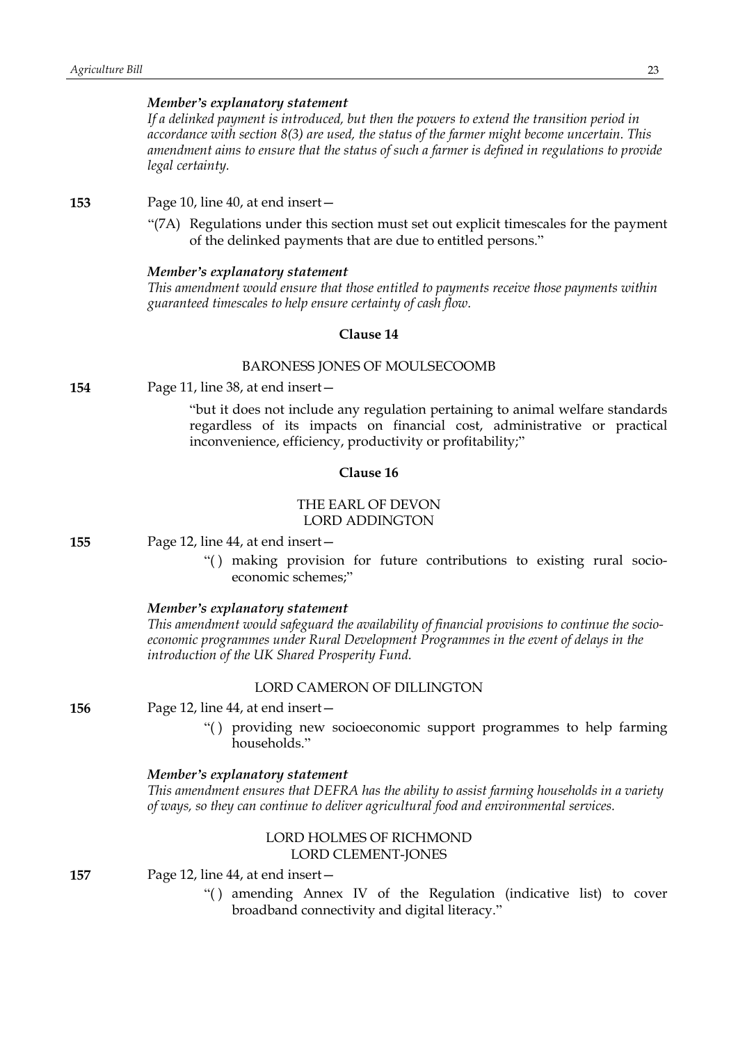*Member's explanatory statement*

*If a delinked payment is introduced, but then the powers to extend the transition period in accordance with section 8(3) are used, the status of the farmer might become uncertain. This amendment aims to ensure that the status of such a farmer is defined in regulations to provide legal certainty.*

**153** Page 10, line 40, at end insert—

"(7A) Regulations under this section must set out explicit timescales for the payment of the delinked payments that are due to entitled persons."

*Member's explanatory statement*

*This amendment would ensure that those entitled to payments receive those payments within guaranteed timescales to help ensure certainty of cash flow.*

### Clause 14

BARONESS JONES OF MOULSECOOMB

**154** Page 11, line 38, at end insert—

"but it does not include any regulation pertaining to animal welfare standards regardless of its impacts on financial cost, administrative or practical inconvenience, efficiency, productivity or profitability;"

### Clause 16

THE EARL OF DEVON
LORD ADDINGTON

**155** Page 12, line 44, at end insert—

"( ) making provision for future contributions to existing rural socio-economic schemes;"

*Member's explanatory statement*

*This amendment would safeguard the availability of financial provisions to continue the socio-economic programmes under Rural Development Programmes in the event of delays in the introduction of the UK Shared Prosperity Fund.*

LORD CAMERON OF DILLINGTON

**156** Page 12, line 44, at end insert—

"( ) providing new socioeconomic support programmes to help farming households."

*Member's explanatory statement*

*This amendment ensures that DEFRA has the ability to assist farming households in a variety of ways, so they can continue to deliver agricultural food and environmental services.*

LORD HOLMES OF RICHMOND
LORD CLEMENT-JONES

**157** Page 12, line 44, at end insert—

"( ) amending Annex IV of the Regulation (indicative list) to cover broadband connectivity and digital literacy."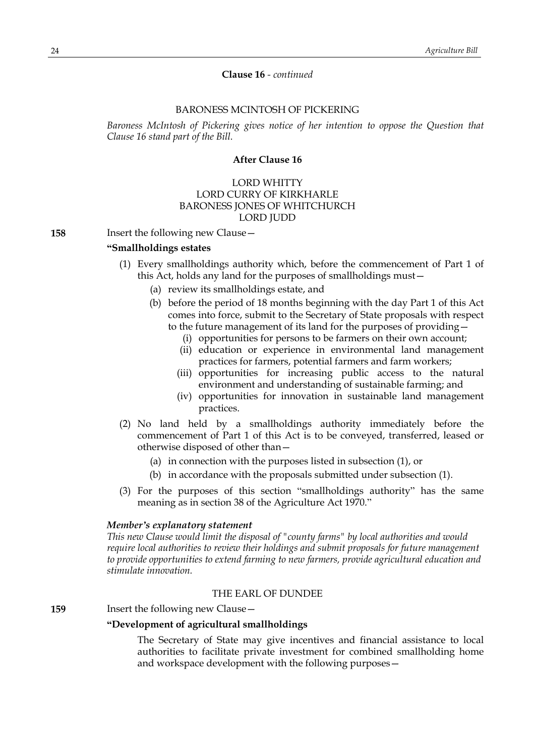**Clause 16** - *continued*

BARONESS MCINTOSH OF PICKERING

*Baroness McIntosh of Pickering gives notice of her intention to oppose the Question that Clause 16 stand part of the Bill.*

**After Clause 16**

LORD WHITTY
LORD CURRY OF KIRKHARLE
BARONESS JONES OF WHITCHURCH
LORD JUDD

**158** Insert the following new Clause—

**"Smallholdings estates**

(1) Every smallholdings authority which, before the commencement of Part 1 of this Act, holds any land for the purposes of smallholdings must—

(a) review its smallholdings estate, and

(b) before the period of 18 months beginning with the day Part 1 of this Act comes into force, submit to the Secretary of State proposals with respect to the future management of its land for the purposes of providing—

(i) opportunities for persons to be farmers on their own account;

(ii) education or experience in environmental land management practices for farmers, potential farmers and farm workers;

(iii) opportunities for increasing public access to the natural environment and understanding of sustainable farming; and

(iv) opportunities for innovation in sustainable land management practices.

(2) No land held by a smallholdings authority immediately before the commencement of Part 1 of this Act is to be conveyed, transferred, leased or otherwise disposed of other than—

(a) in connection with the purposes listed in subsection (1), or

(b) in accordance with the proposals submitted under subsection (1).

(3) For the purposes of this section "smallholdings authority" has the same meaning as in section 38 of the Agriculture Act 1970."

***Member's explanatory statement***

*This new Clause would limit the disposal of "county farms" by local authorities and would require local authorities to review their holdings and submit proposals for future management to provide opportunities to extend farming to new farmers, provide agricultural education and stimulate innovation.*

THE EARL OF DUNDEE

**159** Insert the following new Clause—

**"Development of agricultural smallholdings**

The Secretary of State may give incentives and financial assistance to local authorities to facilitate private investment for combined smallholding home and workspace development with the following purposes—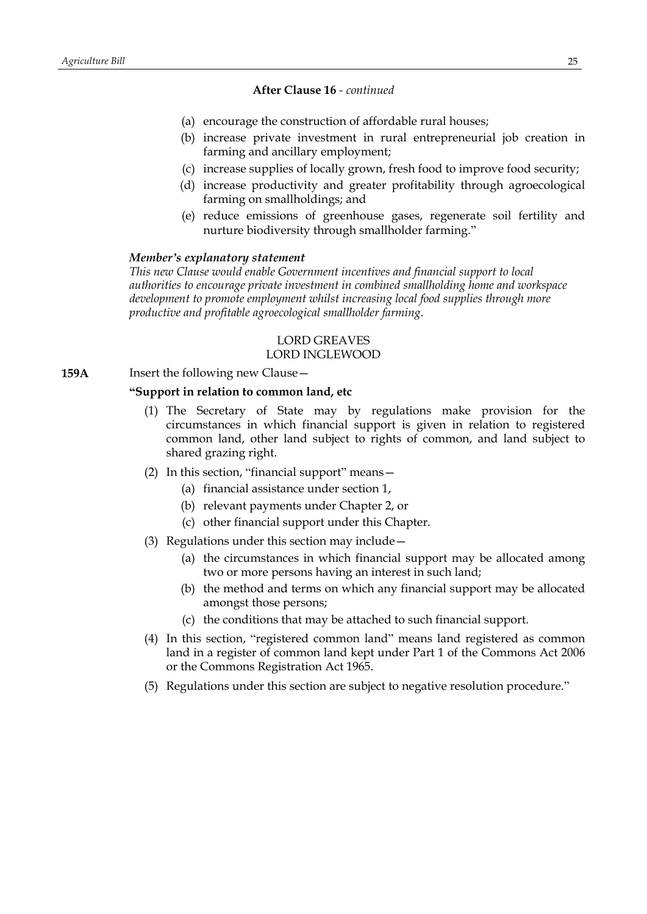**After Clause 16** - *continued*

(a) encourage the construction of affordable rural houses;

(b) increase private investment in rural entrepreneurial job creation in farming and ancillary employment;

(c) increase supplies of locally grown, fresh food to improve food security;

(d) increase productivity and greater profitability through agroecological farming on smallholdings; and

(e) reduce emissions of greenhouse gases, regenerate soil fertility and nurture biodiversity through smallholder farming."

***Member's explanatory statement***

*This new Clause would enable Government incentives and financial support to local authorities to encourage private investment in combined smallholding home and workspace development to promote employment whilst increasing local food supplies through more productive and profitable agroecological smallholder farming.*

LORD GREAVES
LORD INGLEWOOD

**159A** Insert the following new Clause—

**"Support in relation to common land, etc**

(1) The Secretary of State may by regulations make provision for the circumstances in which financial support is given in relation to registered common land, other land subject to rights of common, and land subject to shared grazing right.

(2) In this section, "financial support" means—

(a) financial assistance under section 1,

(b) relevant payments under Chapter 2, or

(c) other financial support under this Chapter.

(3) Regulations under this section may include—

(a) the circumstances in which financial support may be allocated among two or more persons having an interest in such land;

(b) the method and terms on which any financial support may be allocated amongst those persons;

(c) the conditions that may be attached to such financial support.

(4) In this section, "registered common land" means land registered as common land in a register of common land kept under Part 1 of the Commons Act 2006 or the Commons Registration Act 1965.

(5) Regulations under this section are subject to negative resolution procedure."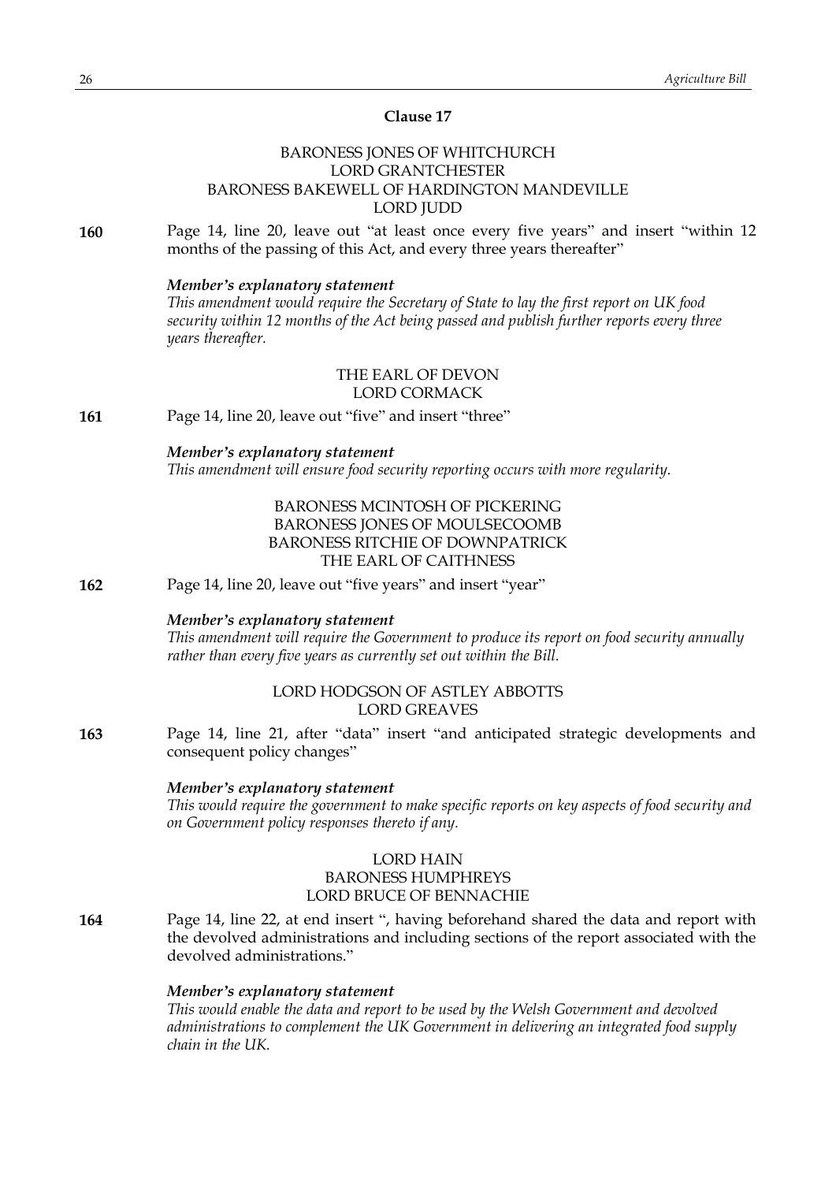## Clause 17

BARONESS JONES OF WHITCHURCH
LORD GRANTCHESTER
BARONESS BAKEWELL OF HARDINGTON MANDEVILLE
LORD JUDD

**160** Page 14, line 20, leave out "at least once every five years" and insert "within 12 months of the passing of this Act, and every three years thereafter"

***Member's explanatory statement***
*This amendment would require the Secretary of State to lay the first report on UK food security within 12 months of the Act being passed and publish further reports every three years thereafter.*

THE EARL OF DEVON
LORD CORMACK

**161** Page 14, line 20, leave out "five" and insert "three"

***Member's explanatory statement***
*This amendment will ensure food security reporting occurs with more regularity.*

BARONESS MCINTOSH OF PICKERING
BARONESS JONES OF MOULSECOOMB
BARONESS RITCHIE OF DOWNPATRICK
THE EARL OF CAITHNESS

**162** Page 14, line 20, leave out "five years" and insert "year"

***Member's explanatory statement***
*This amendment will require the Government to produce its report on food security annually rather than every five years as currently set out within the Bill.*

LORD HODGSON OF ASTLEY ABBOTTS
LORD GREAVES

**163** Page 14, line 21, after "data" insert "and anticipated strategic developments and consequent policy changes"

***Member's explanatory statement***
*This would require the government to make specific reports on key aspects of food security and on Government policy responses thereto if any.*

LORD HAIN
BARONESS HUMPHREYS
LORD BRUCE OF BENNACHIE

**164** Page 14, line 22, at end insert ", having beforehand shared the data and report with the devolved administrations and including sections of the report associated with the devolved administrations."

***Member's explanatory statement***
*This would enable the data and report to be used by the Welsh Government and devolved administrations to complement the UK Government in delivering an integrated food supply chain in the UK.*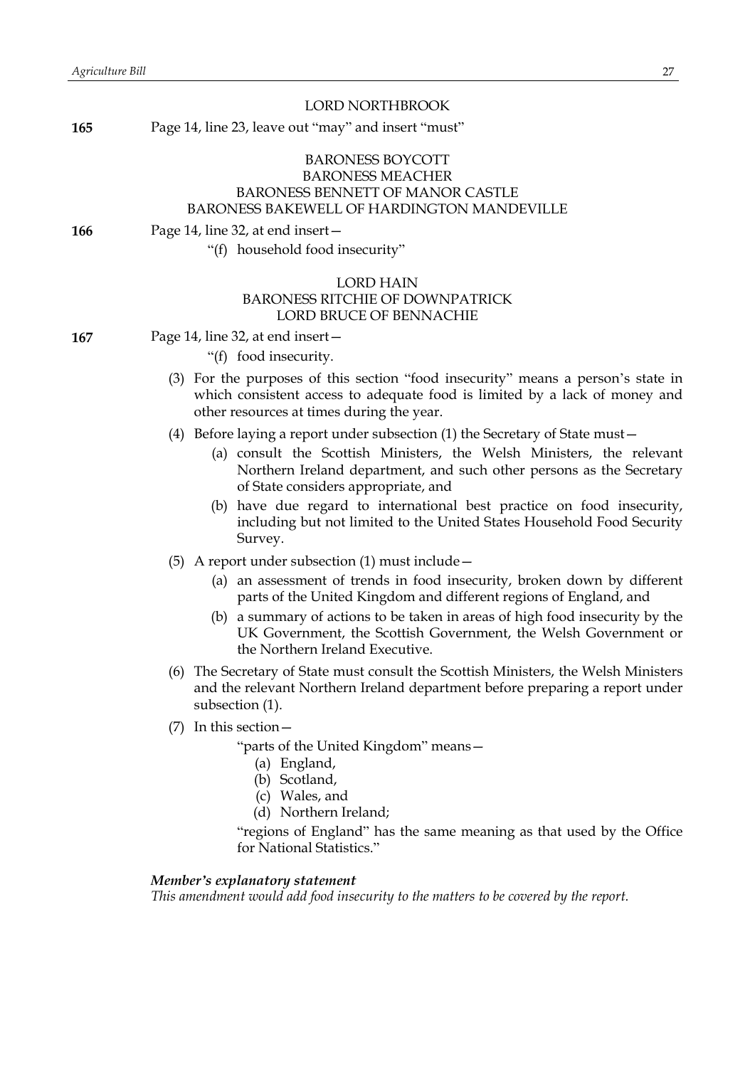LORD NORTHBROOK

**165** Page 14, line 23, leave out "may" and insert "must"

BARONESS BOYCOTT
BARONESS MEACHER
BARONESS BENNETT OF MANOR CASTLE
BARONESS BAKEWELL OF HARDINGTON MANDEVILLE

**166** Page 14, line 32, at end insert—

"(f) household food insecurity"

LORD HAIN
BARONESS RITCHIE OF DOWNPATRICK
LORD BRUCE OF BENNACHIE

**167** Page 14, line 32, at end insert—

"(f) food insecurity.

(3) For the purposes of this section "food insecurity" means a person's state in which consistent access to adequate food is limited by a lack of money and other resources at times during the year.

(4) Before laying a report under subsection (1) the Secretary of State must—

(a) consult the Scottish Ministers, the Welsh Ministers, the relevant Northern Ireland department, and such other persons as the Secretary of State considers appropriate, and

(b) have due regard to international best practice on food insecurity, including but not limited to the United States Household Food Security Survey.

(5) A report under subsection (1) must include—

(a) an assessment of trends in food insecurity, broken down by different parts of the United Kingdom and different regions of England, and

(b) a summary of actions to be taken in areas of high food insecurity by the UK Government, the Scottish Government, the Welsh Government or the Northern Ireland Executive.

(6) The Secretary of State must consult the Scottish Ministers, the Welsh Ministers and the relevant Northern Ireland department before preparing a report under subsection (1).

(7) In this section—

"parts of the United Kingdom" means—

(a) England,
(b) Scotland,
(c) Wales, and
(d) Northern Ireland;

"regions of England" has the same meaning as that used by the Office for National Statistics."

***Member's explanatory statement***

*This amendment would add food insecurity to the matters to be covered by the report.*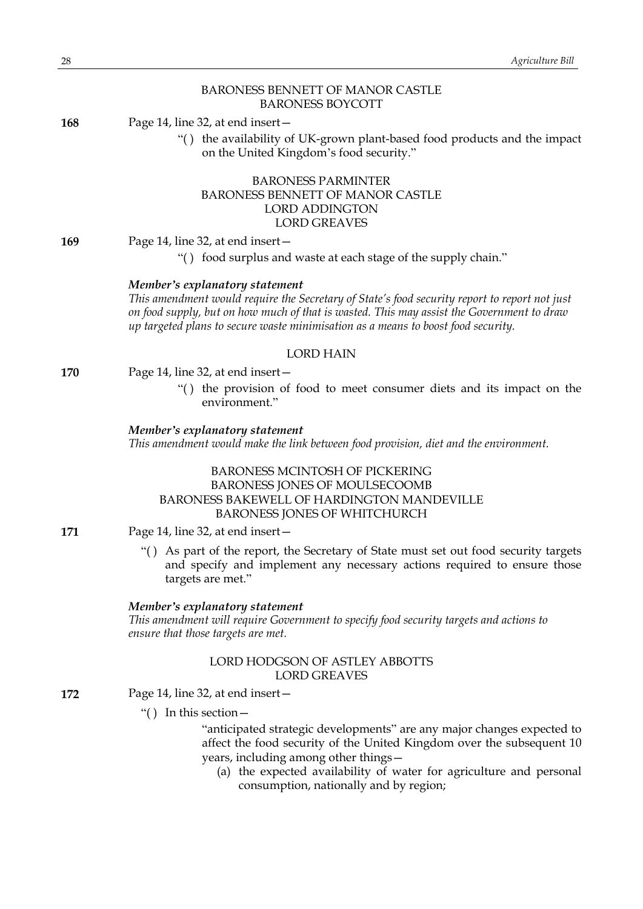BARONESS BENNETT OF MANOR CASTLE
BARONESS BOYCOTT

**168** Page 14, line 32, at end insert—

"( ) the availability of UK-grown plant-based food products and the impact on the United Kingdom's food security."

BARONESS PARMINTER
BARONESS BENNETT OF MANOR CASTLE
LORD ADDINGTON
LORD GREAVES

**169** Page 14, line 32, at end insert—

"( ) food surplus and waste at each stage of the supply chain."

***Member's explanatory statement***

*This amendment would require the Secretary of State's food security report to report not just on food supply, but on how much of that is wasted. This may assist the Government to draw up targeted plans to secure waste minimisation as a means to boost food security.*

LORD HAIN

**170** Page 14, line 32, at end insert—

"( ) the provision of food to meet consumer diets and its impact on the environment."

***Member's explanatory statement***

*This amendment would make the link between food provision, diet and the environment.*

BARONESS MCINTOSH OF PICKERING
BARONESS JONES OF MOULSECOOMB
BARONESS BAKEWELL OF HARDINGTON MANDEVILLE
BARONESS JONES OF WHITCHURCH

**171** Page 14, line 32, at end insert—

"( ) As part of the report, the Secretary of State must set out food security targets and specify and implement any necessary actions required to ensure those targets are met."

***Member's explanatory statement***

*This amendment will require Government to specify food security targets and actions to ensure that those targets are met.*

LORD HODGSON OF ASTLEY ABBOTTS
LORD GREAVES

**172** Page 14, line 32, at end insert—

"( ) In this section—

"anticipated strategic developments" are any major changes expected to affect the food security of the United Kingdom over the subsequent 10 years, including among other things—

(a) the expected availability of water for agriculture and personal consumption, nationally and by region;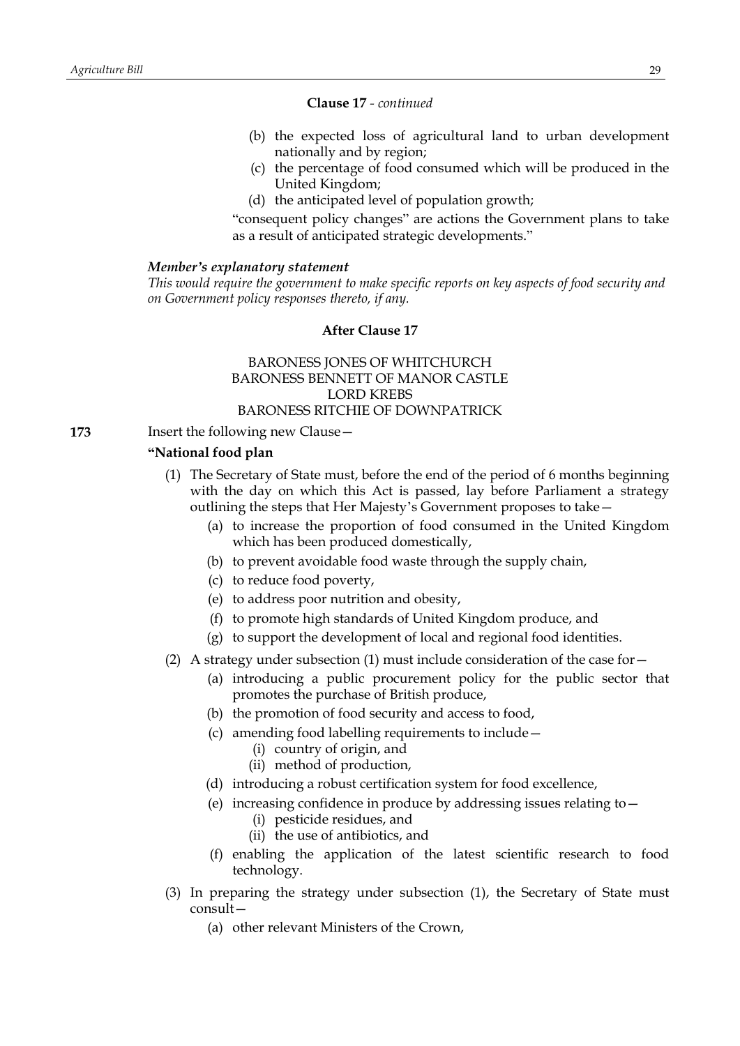**Clause 17** - *continued*

(b) the expected loss of agricultural land to urban development nationally and by region;

(c) the percentage of food consumed which will be produced in the United Kingdom;

(d) the anticipated level of population growth;

"consequent policy changes" are actions the Government plans to take as a result of anticipated strategic developments."

***Member's explanatory statement***

*This would require the government to make specific reports on key aspects of food security and on Government policy responses thereto, if any.*

**After Clause 17**

BARONESS JONES OF WHITCHURCH
BARONESS BENNETT OF MANOR CASTLE
LORD KREBS
BARONESS RITCHIE OF DOWNPATRICK

**173** Insert the following new Clause—

**"National food plan**

(1) The Secretary of State must, before the end of the period of 6 months beginning with the day on which this Act is passed, lay before Parliament a strategy outlining the steps that Her Majesty's Government proposes to take—

(a) to increase the proportion of food consumed in the United Kingdom which has been produced domestically,

(b) to prevent avoidable food waste through the supply chain,

(c) to reduce food poverty,

(e) to address poor nutrition and obesity,

(f) to promote high standards of United Kingdom produce, and

(g) to support the development of local and regional food identities.

(2) A strategy under subsection (1) must include consideration of the case for—

(a) introducing a public procurement policy for the public sector that promotes the purchase of British produce,

(b) the promotion of food security and access to food,

(c) amending food labelling requirements to include—

(i) country of origin, and

(ii) method of production,

(d) introducing a robust certification system for food excellence,

(e) increasing confidence in produce by addressing issues relating to—

(i) pesticide residues, and

(ii) the use of antibiotics, and

(f) enabling the application of the latest scientific research to food technology.

(3) In preparing the strategy under subsection (1), the Secretary of State must consult—

(a) other relevant Ministers of the Crown,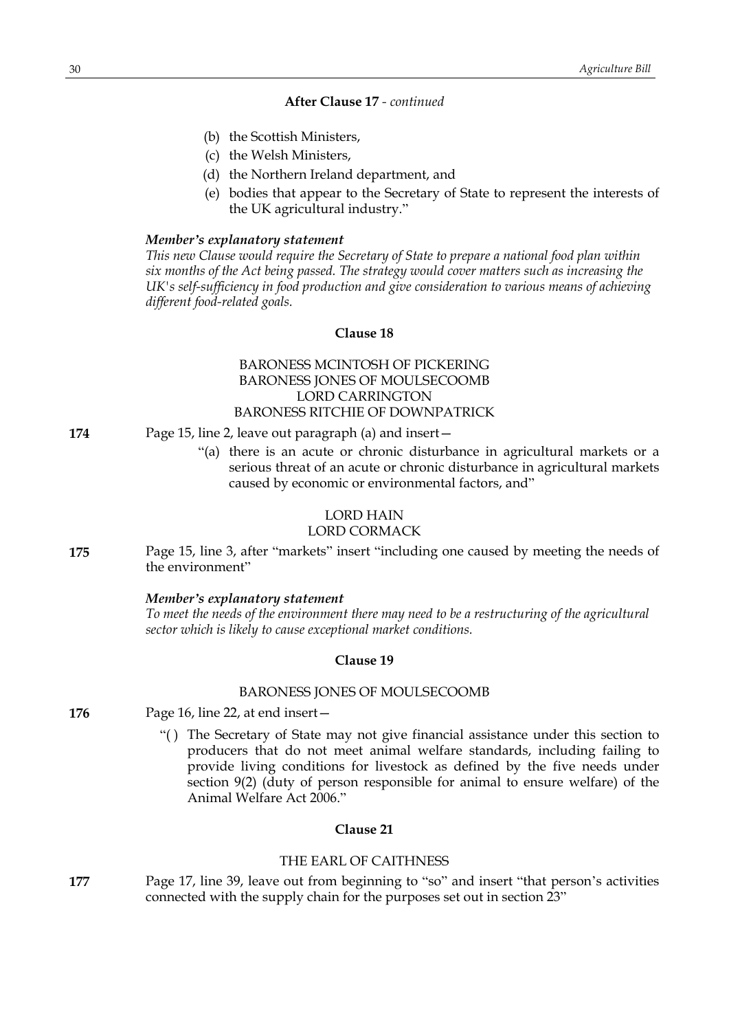**After Clause 17** - *continued*

(b) the Scottish Ministers,

(c) the Welsh Ministers,

(d) the Northern Ireland department, and

(e) bodies that appear to the Secretary of State to represent the interests of the UK agricultural industry."

***Member's explanatory statement***

*This new Clause would require the Secretary of State to prepare a national food plan within six months of the Act being passed. The strategy would cover matters such as increasing the UK's self-sufficiency in food production and give consideration to various means of achieving different food-related goals.*

**Clause 18**

BARONESS MCINTOSH OF PICKERING
BARONESS JONES OF MOULSECOOMB
LORD CARRINGTON
BARONESS RITCHIE OF DOWNPATRICK

**174** Page 15, line 2, leave out paragraph (a) and insert—

"(a) there is an acute or chronic disturbance in agricultural markets or a serious threat of an acute or chronic disturbance in agricultural markets caused by economic or environmental factors, and"

LORD HAIN
LORD CORMACK

**175** Page 15, line 3, after "markets" insert "including one caused by meeting the needs of the environment"

***Member's explanatory statement***

*To meet the needs of the environment there may need to be a restructuring of the agricultural sector which is likely to cause exceptional market conditions.*

**Clause 19**

BARONESS JONES OF MOULSECOOMB

**176** Page 16, line 22, at end insert—

"( ) The Secretary of State may not give financial assistance under this section to producers that do not meet animal welfare standards, including failing to provide living conditions for livestock as defined by the five needs under section 9(2) (duty of person responsible for animal to ensure welfare) of the Animal Welfare Act 2006."

**Clause 21**

THE EARL OF CAITHNESS

**177** Page 17, line 39, leave out from beginning to "so" and insert "that person's activities connected with the supply chain for the purposes set out in section 23"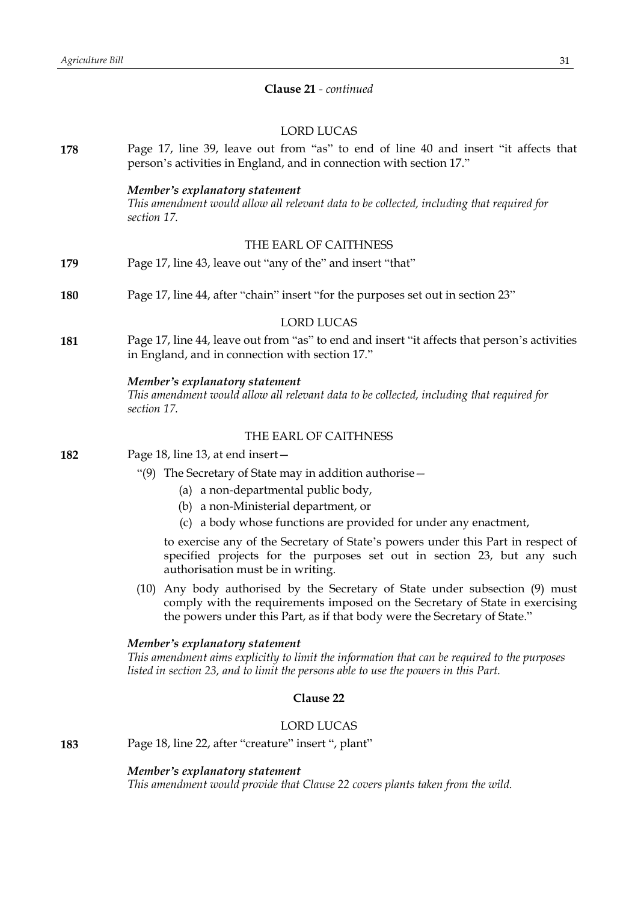**Clause 21** - *continued*

LORD LUCAS

**178** Page 17, line 39, leave out from "as" to end of line 40 and insert "it affects that person's activities in England, and in connection with section 17."

***Member's explanatory statement***
*This amendment would allow all relevant data to be collected, including that required for section 17.*

THE EARL OF CAITHNESS

**179** Page 17, line 43, leave out "any of the" and insert "that"

**180** Page 17, line 44, after "chain" insert "for the purposes set out in section 23"

LORD LUCAS

**181** Page 17, line 44, leave out from "as" to end and insert "it affects that person's activities in England, and in connection with section 17."

***Member's explanatory statement***
*This amendment would allow all relevant data to be collected, including that required for section 17.*

THE EARL OF CAITHNESS

**182** Page 18, line 13, at end insert—

"(9) The Secretary of State may in addition authorise—

(a) a non-departmental public body,

(b) a non-Ministerial department, or

(c) a body whose functions are provided for under any enactment,

to exercise any of the Secretary of State's powers under this Part in respect of specified projects for the purposes set out in section 23, but any such authorisation must be in writing.

(10) Any body authorised by the Secretary of State under subsection (9) must comply with the requirements imposed on the Secretary of State in exercising the powers under this Part, as if that body were the Secretary of State."

***Member's explanatory statement***
*This amendment aims explicitly to limit the information that can be required to the purposes listed in section 23, and to limit the persons able to use the powers in this Part.*

**Clause 22**

LORD LUCAS

**183** Page 18, line 22, after "creature" insert ", plant"

***Member's explanatory statement***
*This amendment would provide that Clause 22 covers plants taken from the wild.*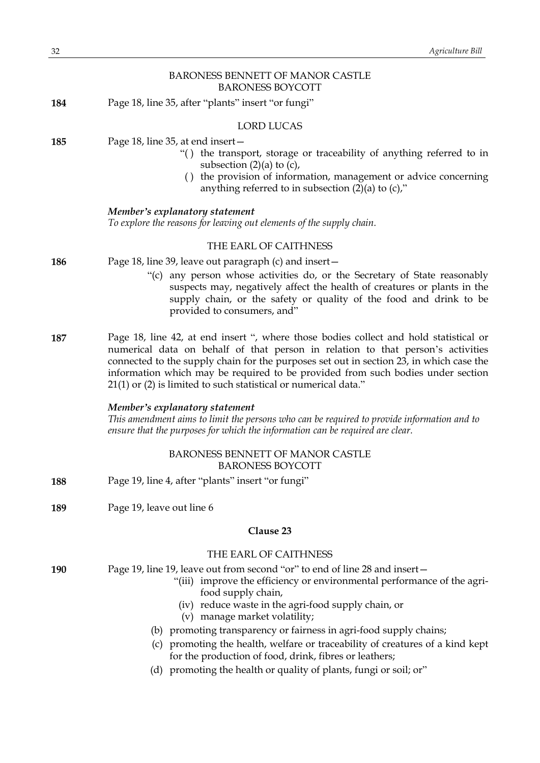BARONESS BENNETT OF MANOR CASTLE
BARONESS BOYCOTT

**184** Page 18, line 35, after "plants" insert "or fungi"

LORD LUCAS

**185** Page 18, line 35, at end insert—

"( ) the transport, storage or traceability of anything referred to in subsection (2)(a) to (c),

( ) the provision of information, management or advice concerning anything referred to in subsection (2)(a) to (c),"

***Member's explanatory statement***
*To explore the reasons for leaving out elements of the supply chain.*

THE EARL OF CAITHNESS

**186** Page 18, line 39, leave out paragraph (c) and insert—

"(c) any person whose activities do, or the Secretary of State reasonably suspects may, negatively affect the health of creatures or plants in the supply chain, or the safety or quality of the food and drink to be provided to consumers, and"

**187** Page 18, line 42, at end insert ", where those bodies collect and hold statistical or numerical data on behalf of that person in relation to that person's activities connected to the supply chain for the purposes set out in section 23, in which case the information which may be required to be provided from such bodies under section 21(1) or (2) is limited to such statistical or numerical data."

***Member's explanatory statement***
*This amendment aims to limit the persons who can be required to provide information and to ensure that the purposes for which the information can be required are clear.*

BARONESS BENNETT OF MANOR CASTLE
BARONESS BOYCOTT

**188** Page 19, line 4, after "plants" insert "or fungi"

**189** Page 19, leave out line 6

**Clause 23**

THE EARL OF CAITHNESS

**190** Page 19, line 19, leave out from second "or" to end of line 28 and insert—

"(iii) improve the efficiency or environmental performance of the agri-food supply chain,

(iv) reduce waste in the agri-food supply chain, or

(v) manage market volatility;

(b) promoting transparency or fairness in agri-food supply chains;

(c) promoting the health, welfare or traceability of creatures of a kind kept for the production of food, drink, fibres or leathers;

(d) promoting the health or quality of plants, fungi or soil; or"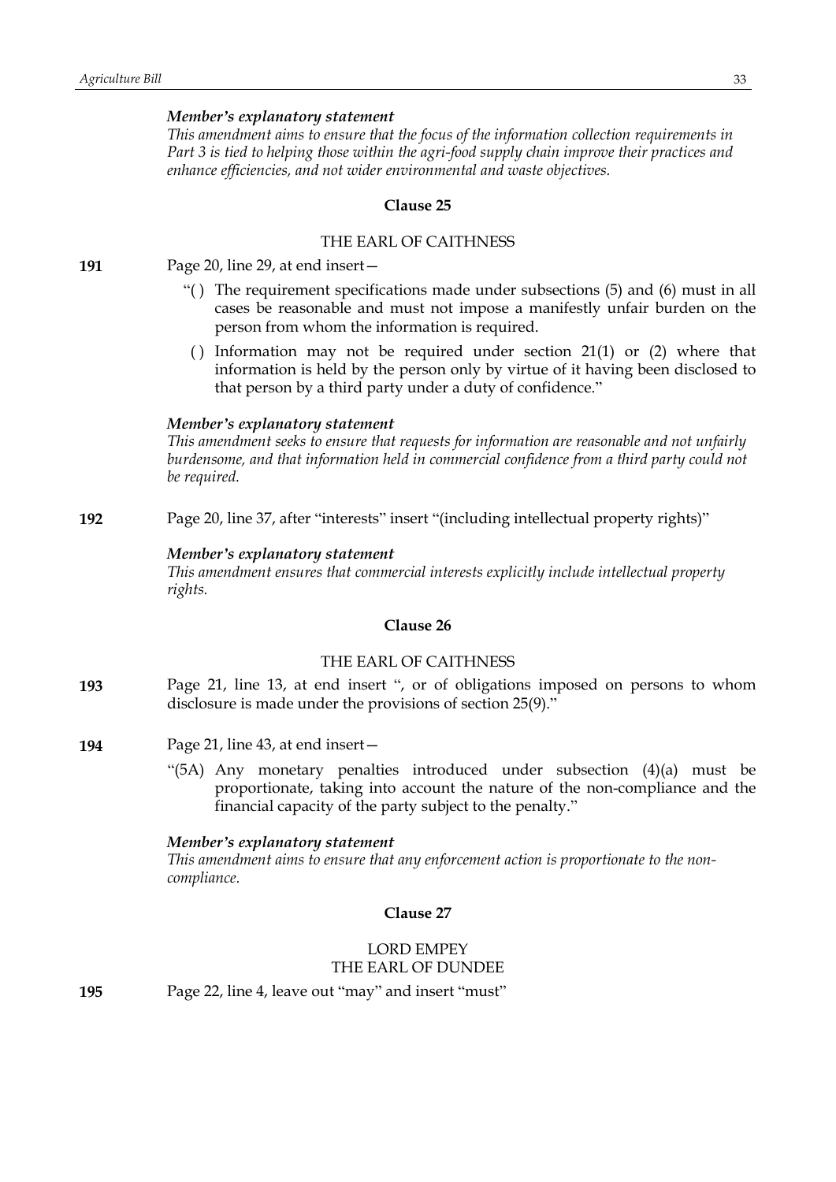*Member's explanatory statement*

*This amendment aims to ensure that the focus of the information collection requirements in Part 3 is tied to helping those within the agri-food supply chain improve their practices and enhance efficiencies, and not wider environmental and waste objectives.*

### Clause 25

THE EARL OF CAITHNESS

**191** Page 20, line 29, at end insert—

"( ) The requirement specifications made under subsections (5) and (6) must in all cases be reasonable and must not impose a manifestly unfair burden on the person from whom the information is required.

( ) Information may not be required under section 21(1) or (2) where that information is held by the person only by virtue of it having been disclosed to that person by a third party under a duty of confidence."

*Member's explanatory statement*

*This amendment seeks to ensure that requests for information are reasonable and not unfairly burdensome, and that information held in commercial confidence from a third party could not be required.*

**192** Page 20, line 37, after "interests" insert "(including intellectual property rights)"

*Member's explanatory statement*

*This amendment ensures that commercial interests explicitly include intellectual property rights.*

### Clause 26

THE EARL OF CAITHNESS

**193** Page 21, line 13, at end insert ", or of obligations imposed on persons to whom disclosure is made under the provisions of section 25(9)."

**194** Page 21, line 43, at end insert—

"(5A) Any monetary penalties introduced under subsection (4)(a) must be proportionate, taking into account the nature of the non-compliance and the financial capacity of the party subject to the penalty."

*Member's explanatory statement*

*This amendment aims to ensure that any enforcement action is proportionate to the non-compliance.*

### Clause 27

LORD EMPEY
THE EARL OF DUNDEE

**195** Page 22, line 4, leave out "may" and insert "must"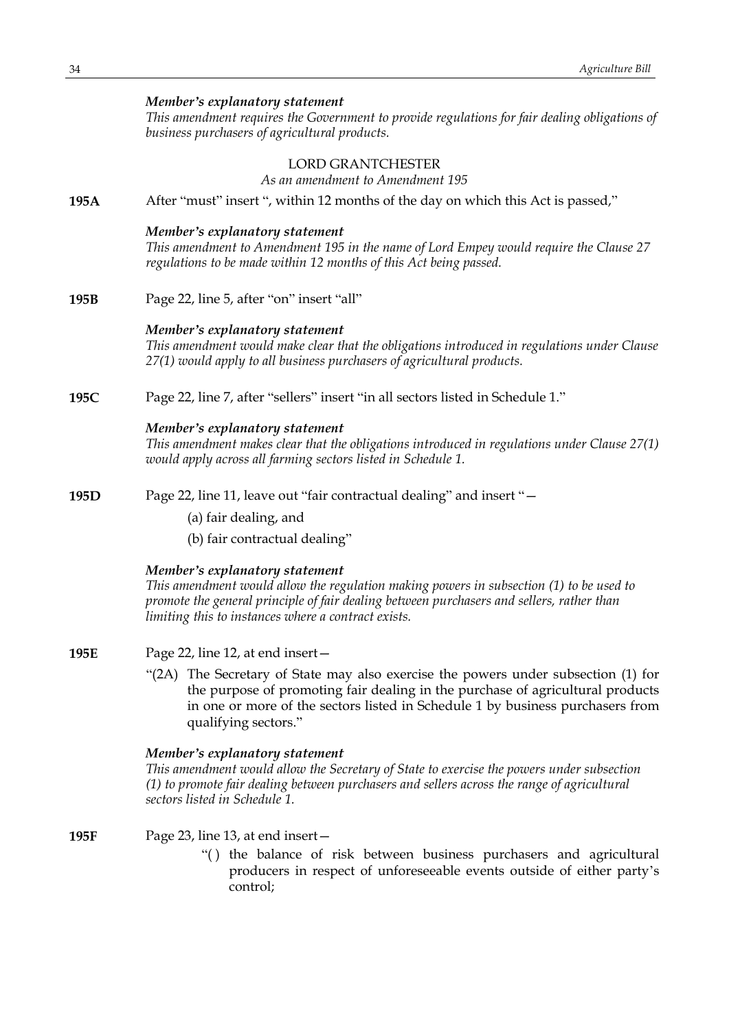*Member's explanatory statement*
*This amendment requires the Government to provide regulations for fair dealing obligations of business purchasers of agricultural products.*

LORD GRANTCHESTER

*As an amendment to Amendment 195*

**195A** After "must" insert ", within 12 months of the day on which this Act is passed,"

*Member's explanatory statement*
*This amendment to Amendment 195 in the name of Lord Empey would require the Clause 27 regulations to be made within 12 months of this Act being passed.*

**195B** Page 22, line 5, after "on" insert "all"

*Member's explanatory statement*
*This amendment would make clear that the obligations introduced in regulations under Clause 27(1) would apply to all business purchasers of agricultural products.*

**195C** Page 22, line 7, after "sellers" insert "in all sectors listed in Schedule 1."

*Member's explanatory statement*
*This amendment makes clear that the obligations introduced in regulations under Clause 27(1) would apply across all farming sectors listed in Schedule 1.*

**195D** Page 22, line 11, leave out "fair contractual dealing" and insert "—

(a) fair dealing, and

(b) fair contractual dealing"

*Member's explanatory statement*
*This amendment would allow the regulation making powers in subsection (1) to be used to promote the general principle of fair dealing between purchasers and sellers, rather than limiting this to instances where a contract exists.*

**195E** Page 22, line 12, at end insert—

"(2A) The Secretary of State may also exercise the powers under subsection (1) for the purpose of promoting fair dealing in the purchase of agricultural products in one or more of the sectors listed in Schedule 1 by business purchasers from qualifying sectors."

*Member's explanatory statement*
*This amendment would allow the Secretary of State to exercise the powers under subsection (1) to promote fair dealing between purchasers and sellers across the range of agricultural sectors listed in Schedule 1.*

**195F** Page 23, line 13, at end insert—

"( ) the balance of risk between business purchasers and agricultural producers in respect of unforeseeable events outside of either party's control;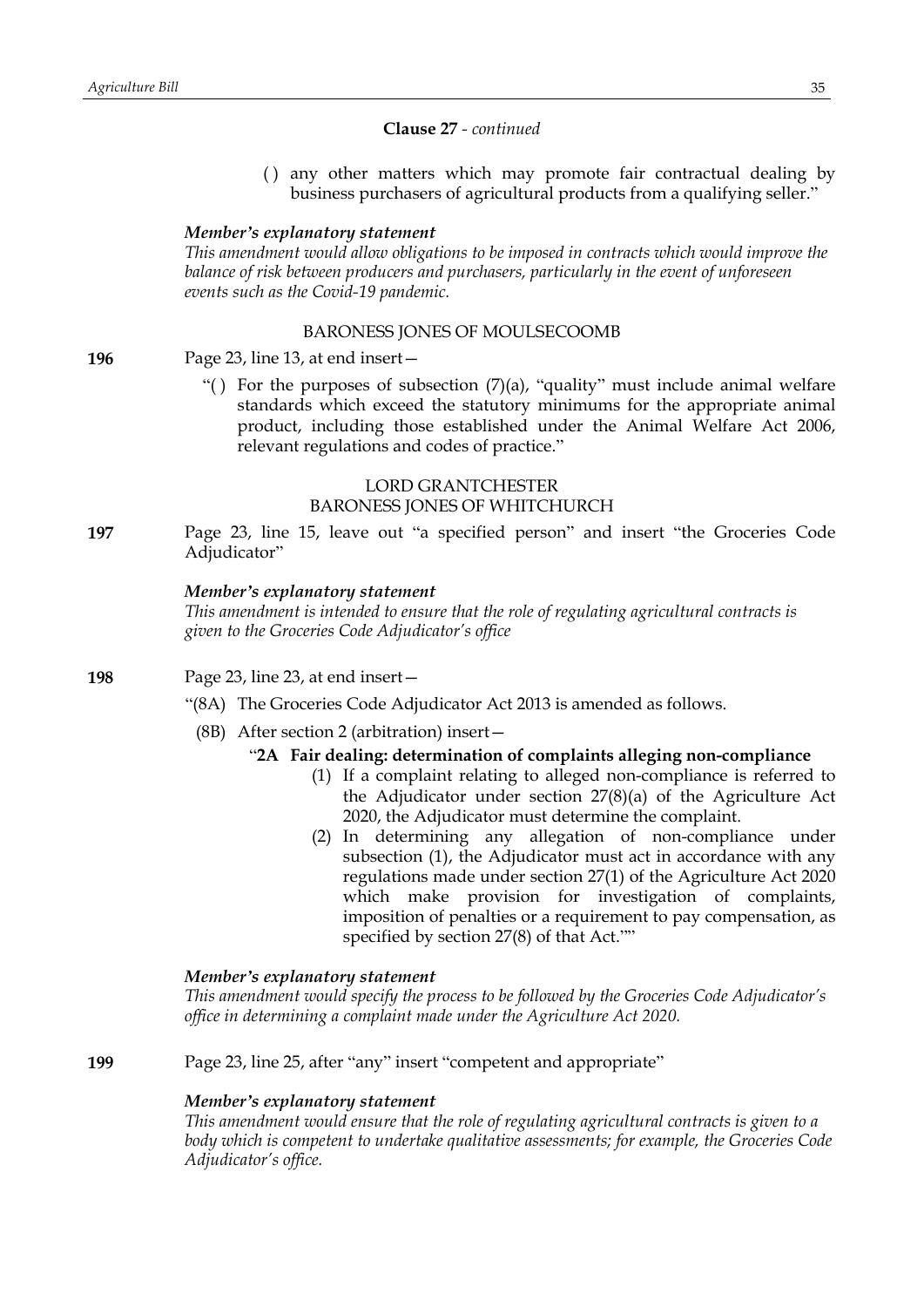**Clause 27** - *continued*

( ) any other matters which may promote fair contractual dealing by business purchasers of agricultural products from a qualifying seller."

***Member's explanatory statement***

*This amendment would allow obligations to be imposed in contracts which would improve the balance of risk between producers and purchasers, particularly in the event of unforeseen events such as the Covid-19 pandemic.*

BARONESS JONES OF MOULSECOOMB

**196** Page 23, line 13, at end insert—

"( ) For the purposes of subsection (7)(a), "quality" must include animal welfare standards which exceed the statutory minimums for the appropriate animal product, including those established under the Animal Welfare Act 2006, relevant regulations and codes of practice."

LORD GRANTCHESTER
BARONESS JONES OF WHITCHURCH

**197** Page 23, line 15, leave out "a specified person" and insert "the Groceries Code Adjudicator"

***Member's explanatory statement***

*This amendment is intended to ensure that the role of regulating agricultural contracts is given to the Groceries Code Adjudicator's office*

**198** Page 23, line 23, at end insert—

"(8A) The Groceries Code Adjudicator Act 2013 is amended as follows.

(8B) After section 2 (arbitration) insert—

"**2A Fair dealing: determination of complaints alleging non-compliance**

(1) If a complaint relating to alleged non-compliance is referred to the Adjudicator under section 27(8)(a) of the Agriculture Act 2020, the Adjudicator must determine the complaint.

(2) In determining any allegation of non-compliance under subsection (1), the Adjudicator must act in accordance with any regulations made under section 27(1) of the Agriculture Act 2020 which make provision for investigation of complaints, imposition of penalties or a requirement to pay compensation, as specified by section 27(8) of that Act.""

***Member's explanatory statement***

*This amendment would specify the process to be followed by the Groceries Code Adjudicator's office in determining a complaint made under the Agriculture Act 2020.*

**199** Page 23, line 25, after "any" insert "competent and appropriate"

***Member's explanatory statement***

*This amendment would ensure that the role of regulating agricultural contracts is given to a body which is competent to undertake qualitative assessments; for example, the Groceries Code Adjudicator's office.*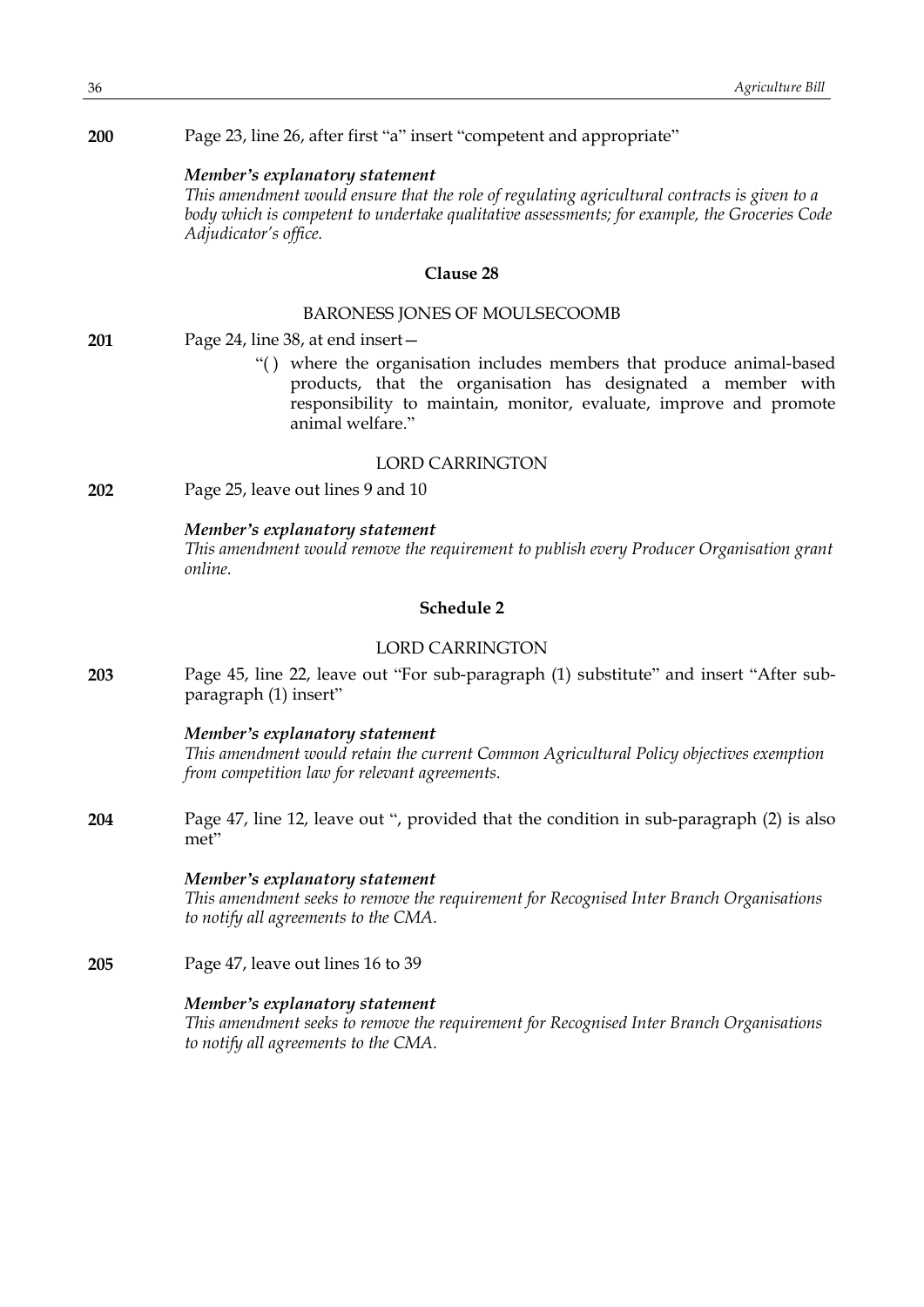**200** Page 23, line 26, after first "a" insert "competent and appropriate"

***Member's explanatory statement***

*This amendment would ensure that the role of regulating agricultural contracts is given to a body which is competent to undertake qualitative assessments; for example, the Groceries Code Adjudicator's office.*

### Clause 28

BARONESS JONES OF MOULSECOOMB

**201** Page 24, line 38, at end insert—

"( ) where the organisation includes members that produce animal-based products, that the organisation has designated a member with responsibility to maintain, monitor, evaluate, improve and promote animal welfare."

LORD CARRINGTON

**202** Page 25, leave out lines 9 and 10

***Member's explanatory statement***

*This amendment would remove the requirement to publish every Producer Organisation grant online.*

### Schedule 2

LORD CARRINGTON

**203** Page 45, line 22, leave out "For sub-paragraph (1) substitute" and insert "After sub-paragraph (1) insert"

***Member's explanatory statement***

*This amendment would retain the current Common Agricultural Policy objectives exemption from competition law for relevant agreements.*

**204** Page 47, line 12, leave out ", provided that the condition in sub-paragraph (2) is also met"

***Member's explanatory statement***

*This amendment seeks to remove the requirement for Recognised Inter Branch Organisations to notify all agreements to the CMA.*

**205** Page 47, leave out lines 16 to 39

***Member's explanatory statement***

*This amendment seeks to remove the requirement for Recognised Inter Branch Organisations to notify all agreements to the CMA.*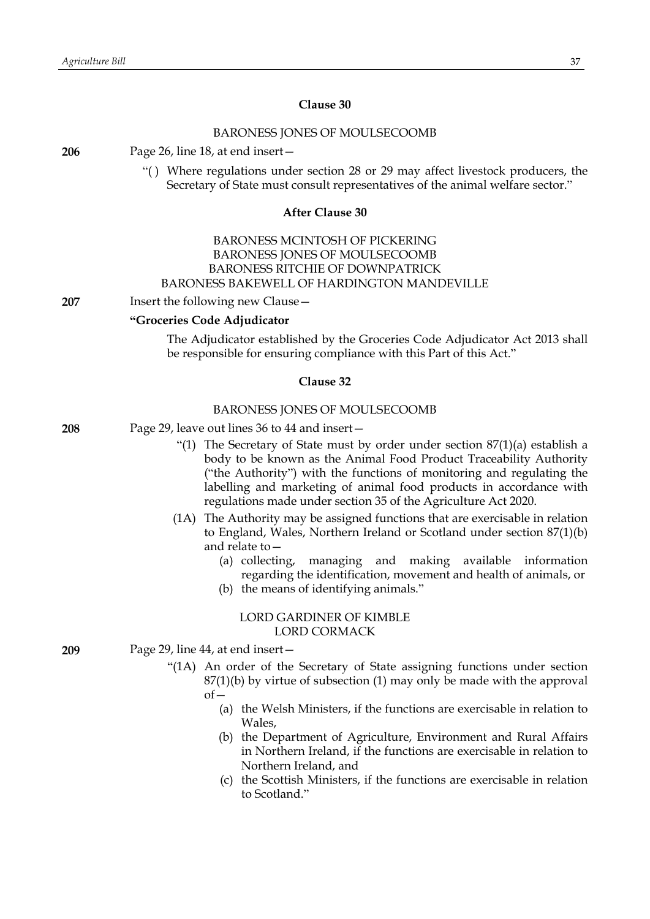## Clause 30

BARONESS JONES OF MOULSECOOMB

**206** Page 26, line 18, at end insert—

"( ) Where regulations under section 28 or 29 may affect livestock producers, the Secretary of State must consult representatives of the animal welfare sector."

## After Clause 30

BARONESS MCINTOSH OF PICKERING
BARONESS JONES OF MOULSECOOMB
BARONESS RITCHIE OF DOWNPATRICK
BARONESS BAKEWELL OF HARDINGTON MANDEVILLE

**207** Insert the following new Clause—

**"Groceries Code Adjudicator**

The Adjudicator established by the Groceries Code Adjudicator Act 2013 shall be responsible for ensuring compliance with this Part of this Act."

## Clause 32

BARONESS JONES OF MOULSECOOMB

**208** Page 29, leave out lines 36 to 44 and insert—

"(1) The Secretary of State must by order under section 87(1)(a) establish a body to be known as the Animal Food Product Traceability Authority ("the Authority") with the functions of monitoring and regulating the labelling and marketing of animal food products in accordance with regulations made under section 35 of the Agriculture Act 2020.

(1A) The Authority may be assigned functions that are exercisable in relation to England, Wales, Northern Ireland or Scotland under section 87(1)(b) and relate to—

(a) collecting, managing and making available information regarding the identification, movement and health of animals, or

(b) the means of identifying animals."

LORD GARDINER OF KIMBLE
LORD CORMACK

**209** Page 29, line 44, at end insert—

"(1A) An order of the Secretary of State assigning functions under section 87(1)(b) by virtue of subsection (1) may only be made with the approval of—

(a) the Welsh Ministers, if the functions are exercisable in relation to Wales,

(b) the Department of Agriculture, Environment and Rural Affairs in Northern Ireland, if the functions are exercisable in relation to Northern Ireland, and

(c) the Scottish Ministers, if the functions are exercisable in relation to Scotland."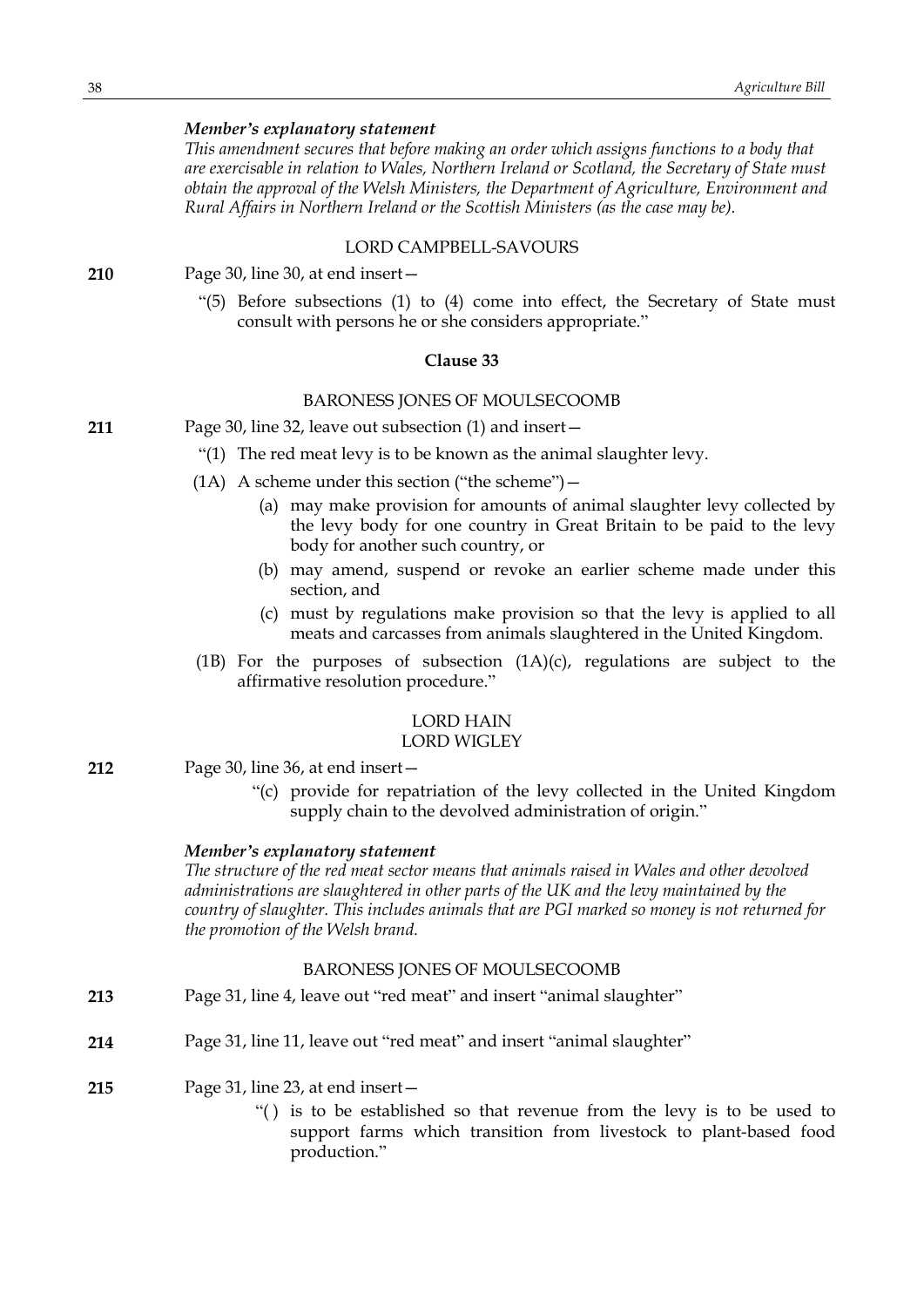*Member's explanatory statement*

*This amendment secures that before making an order which assigns functions to a body that are exercisable in relation to Wales, Northern Ireland or Scotland, the Secretary of State must obtain the approval of the Welsh Ministers, the Department of Agriculture, Environment and Rural Affairs in Northern Ireland or the Scottish Ministers (as the case may be).*

LORD CAMPBELL-SAVOURS

**210** Page 30, line 30, at end insert—

"(5) Before subsections (1) to (4) come into effect, the Secretary of State must consult with persons he or she considers appropriate."

**Clause 33**

BARONESS JONES OF MOULSECOOMB

**211** Page 30, line 32, leave out subsection (1) and insert—

"(1) The red meat levy is to be known as the animal slaughter levy.

(1A) A scheme under this section ("the scheme")—

(a) may make provision for amounts of animal slaughter levy collected by the levy body for one country in Great Britain to be paid to the levy body for another such country, or

(b) may amend, suspend or revoke an earlier scheme made under this section, and

(c) must by regulations make provision so that the levy is applied to all meats and carcasses from animals slaughtered in the United Kingdom.

(1B) For the purposes of subsection (1A)(c), regulations are subject to the affirmative resolution procedure."

LORD HAIN
LORD WIGLEY

**212** Page 30, line 36, at end insert—

"(c) provide for repatriation of the levy collected in the United Kingdom supply chain to the devolved administration of origin."

*Member's explanatory statement*

*The structure of the red meat sector means that animals raised in Wales and other devolved administrations are slaughtered in other parts of the UK and the levy maintained by the country of slaughter. This includes animals that are PGI marked so money is not returned for the promotion of the Welsh brand.*

BARONESS JONES OF MOULSECOOMB

**213** Page 31, line 4, leave out "red meat" and insert "animal slaughter"

**214** Page 31, line 11, leave out "red meat" and insert "animal slaughter"

**215** Page 31, line 23, at end insert—

"( ) is to be established so that revenue from the levy is to be used to support farms which transition from livestock to plant-based food production."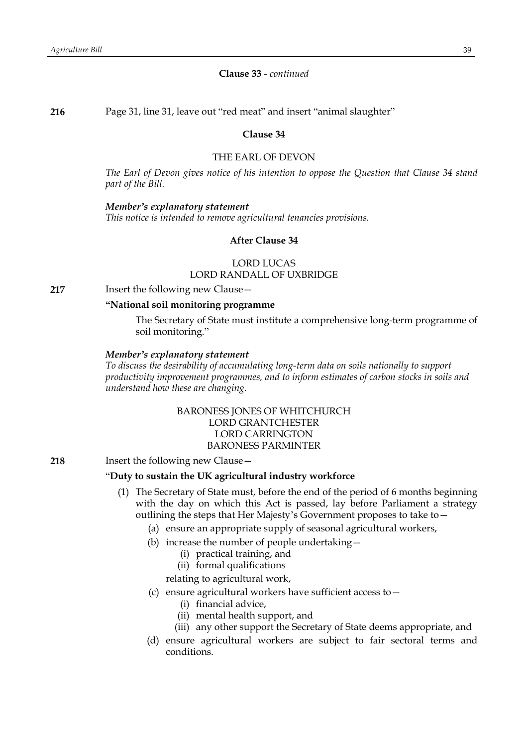**Clause 33** - *continued*

**216** Page 31, line 31, leave out "red meat" and insert "animal slaughter"

**Clause 34**

THE EARL OF DEVON

*The Earl of Devon gives notice of his intention to oppose the Question that Clause 34 stand part of the Bill.*

***Member's explanatory statement***
*This notice is intended to remove agricultural tenancies provisions.*

**After Clause 34**

LORD LUCAS
LORD RANDALL OF UXBRIDGE

**217** Insert the following new Clause—

**"National soil monitoring programme**

The Secretary of State must institute a comprehensive long-term programme of soil monitoring."

***Member's explanatory statement***
*To discuss the desirability of accumulating long-term data on soils nationally to support productivity improvement programmes, and to inform estimates of carbon stocks in soils and understand how these are changing.*

BARONESS JONES OF WHITCHURCH
LORD GRANTCHESTER
LORD CARRINGTON
BARONESS PARMINTER

**218** Insert the following new Clause—

"**Duty to sustain the UK agricultural industry workforce**

(1) The Secretary of State must, before the end of the period of 6 months beginning with the day on which this Act is passed, lay before Parliament a strategy outlining the steps that Her Majesty's Government proposes to take to—

(a) ensure an appropriate supply of seasonal agricultural workers,

(b) increase the number of people undertaking—

(i) practical training, and

(ii) formal qualifications

relating to agricultural work,

(c) ensure agricultural workers have sufficient access to—

(i) financial advice,

(ii) mental health support, and

(iii) any other support the Secretary of State deems appropriate, and

(d) ensure agricultural workers are subject to fair sectoral terms and conditions.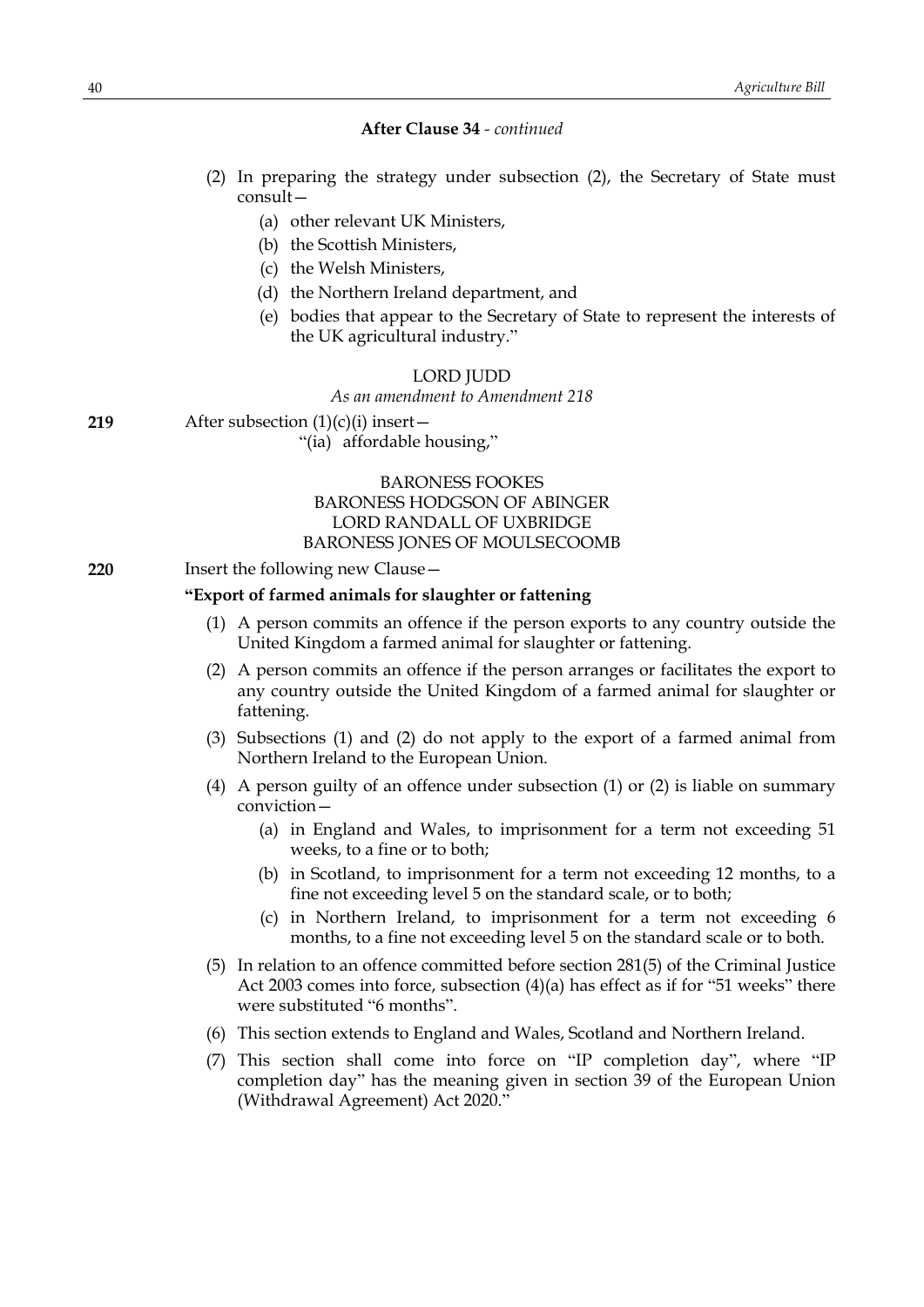**After Clause 34** - *continued*

(2) In preparing the strategy under subsection (2), the Secretary of State must consult—

(a) other relevant UK Ministers,

(b) the Scottish Ministers,

(c) the Welsh Ministers,

(d) the Northern Ireland department, and

(e) bodies that appear to the Secretary of State to represent the interests of the UK agricultural industry."

LORD JUDD

*As an amendment to Amendment 218*

**219** After subsection (1)(c)(i) insert—

"(ia) affordable housing,"

BARONESS FOOKES
BARONESS HODGSON OF ABINGER
LORD RANDALL OF UXBRIDGE
BARONESS JONES OF MOULSECOOMB

**220** Insert the following new Clause—

**"Export of farmed animals for slaughter or fattening**

(1) A person commits an offence if the person exports to any country outside the United Kingdom a farmed animal for slaughter or fattening.

(2) A person commits an offence if the person arranges or facilitates the export to any country outside the United Kingdom of a farmed animal for slaughter or fattening.

(3) Subsections (1) and (2) do not apply to the export of a farmed animal from Northern Ireland to the European Union.

(4) A person guilty of an offence under subsection (1) or (2) is liable on summary conviction—

(a) in England and Wales, to imprisonment for a term not exceeding 51 weeks, to a fine or to both;

(b) in Scotland, to imprisonment for a term not exceeding 12 months, to a fine not exceeding level 5 on the standard scale, or to both;

(c) in Northern Ireland, to imprisonment for a term not exceeding 6 months, to a fine not exceeding level 5 on the standard scale or to both.

(5) In relation to an offence committed before section 281(5) of the Criminal Justice Act 2003 comes into force, subsection (4)(a) has effect as if for "51 weeks" there were substituted "6 months".

(6) This section extends to England and Wales, Scotland and Northern Ireland.

(7) This section shall come into force on "IP completion day", where "IP completion day" has the meaning given in section 39 of the European Union (Withdrawal Agreement) Act 2020."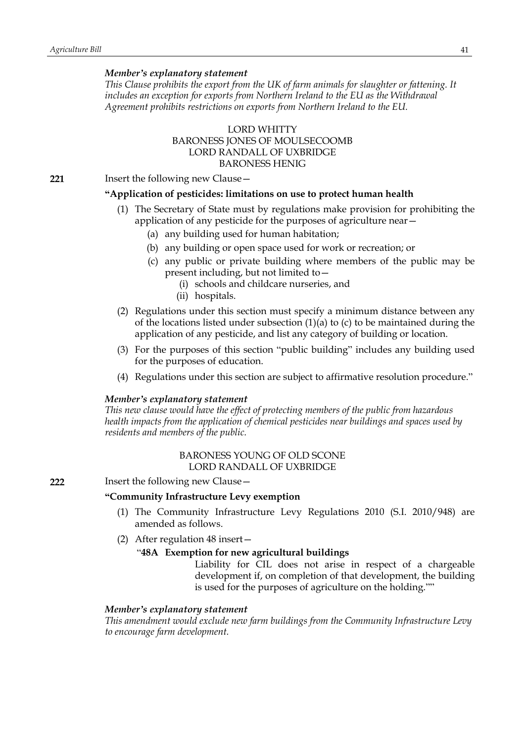*Member's explanatory statement*

*This Clause prohibits the export from the UK of farm animals for slaughter or fattening. It includes an exception for exports from Northern Ireland to the EU as the Withdrawal Agreement prohibits restrictions on exports from Northern Ireland to the EU.*

LORD WHITTY
BARONESS JONES OF MOULSECOOMB
LORD RANDALL OF UXBRIDGE
BARONESS HENIG

**221** Insert the following new Clause—

**"Application of pesticides: limitations on use to protect human health**

(1) The Secretary of State must by regulations make provision for prohibiting the application of any pesticide for the purposes of agriculture near—

(a) any building used for human habitation;

(b) any building or open space used for work or recreation; or

(c) any public or private building where members of the public may be present including, but not limited to—

(i) schools and childcare nurseries, and

(ii) hospitals.

(2) Regulations under this section must specify a minimum distance between any of the locations listed under subsection (1)(a) to (c) to be maintained during the application of any pesticide, and list any category of building or location.

(3) For the purposes of this section "public building" includes any building used for the purposes of education.

(4) Regulations under this section are subject to affirmative resolution procedure."

*Member's explanatory statement*

*This new clause would have the effect of protecting members of the public from hazardous health impacts from the application of chemical pesticides near buildings and spaces used by residents and members of the public.*

BARONESS YOUNG OF OLD SCONE
LORD RANDALL OF UXBRIDGE

**222** Insert the following new Clause—

**"Community Infrastructure Levy exemption**

(1) The Community Infrastructure Levy Regulations 2010 (S.I. 2010/948) are amended as follows.

(2) After regulation 48 insert—

"**48A Exemption for new agricultural buildings**

Liability for CIL does not arise in respect of a chargeable development if, on completion of that development, the building is used for the purposes of agriculture on the holding.""

*Member's explanatory statement*

*This amendment would exclude new farm buildings from the Community Infrastructure Levy to encourage farm development.*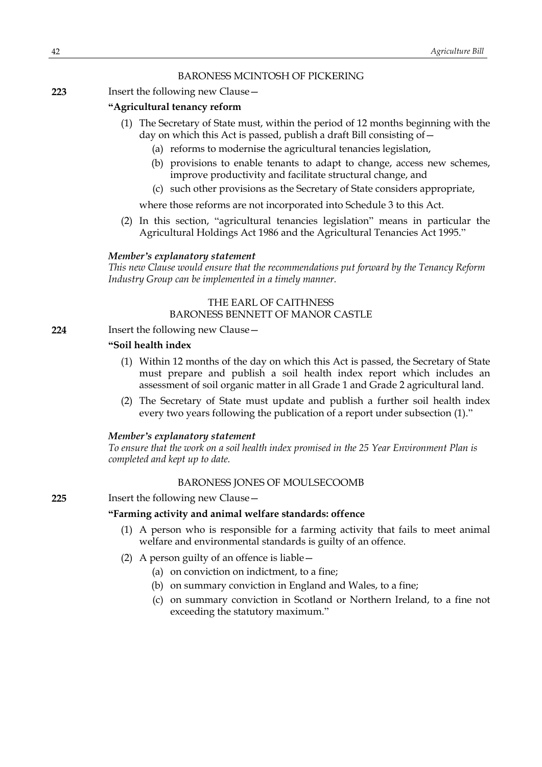BARONESS MCINTOSH OF PICKERING

**223** Insert the following new Clause—

**"Agricultural tenancy reform**

(1) The Secretary of State must, within the period of 12 months beginning with the day on which this Act is passed, publish a draft Bill consisting of—

(a) reforms to modernise the agricultural tenancies legislation,

(b) provisions to enable tenants to adapt to change, access new schemes, improve productivity and facilitate structural change, and

(c) such other provisions as the Secretary of State considers appropriate,

where those reforms are not incorporated into Schedule 3 to this Act.

(2) In this section, "agricultural tenancies legislation" means in particular the Agricultural Holdings Act 1986 and the Agricultural Tenancies Act 1995."

***Member's explanatory statement***

*This new Clause would ensure that the recommendations put forward by the Tenancy Reform Industry Group can be implemented in a timely manner.*

THE EARL OF CAITHNESS
BARONESS BENNETT OF MANOR CASTLE

**224** Insert the following new Clause—

**"Soil health index**

(1) Within 12 months of the day on which this Act is passed, the Secretary of State must prepare and publish a soil health index report which includes an assessment of soil organic matter in all Grade 1 and Grade 2 agricultural land.

(2) The Secretary of State must update and publish a further soil health index every two years following the publication of a report under subsection (1)."

***Member's explanatory statement***

*To ensure that the work on a soil health index promised in the 25 Year Environment Plan is completed and kept up to date.*

BARONESS JONES OF MOULSECOOMB

**225** Insert the following new Clause—

**"Farming activity and animal welfare standards: offence**

(1) A person who is responsible for a farming activity that fails to meet animal welfare and environmental standards is guilty of an offence.

(2) A person guilty of an offence is liable—

(a) on conviction on indictment, to a fine;

(b) on summary conviction in England and Wales, to a fine;

(c) on summary conviction in Scotland or Northern Ireland, to a fine not exceeding the statutory maximum."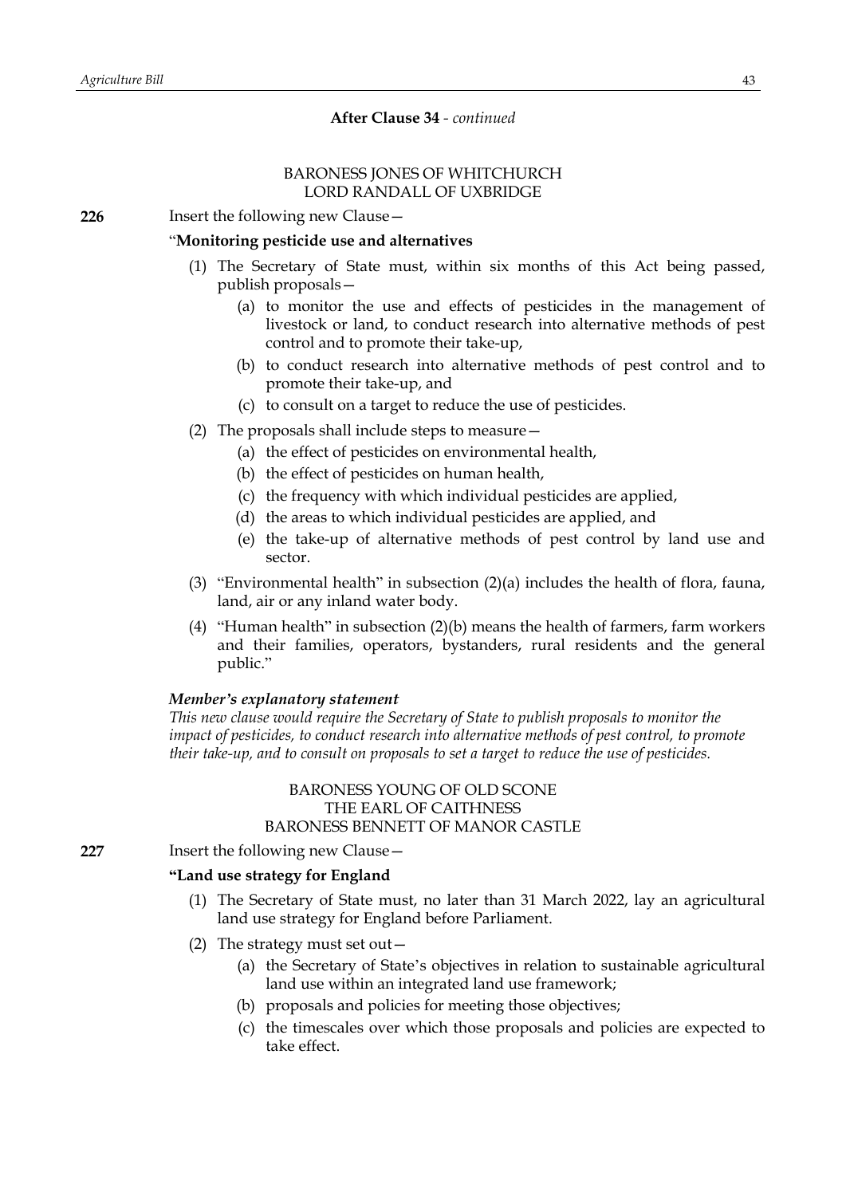**After Clause 34** - *continued*

BARONESS JONES OF WHITCHURCH
LORD RANDALL OF UXBRIDGE

**226** Insert the following new Clause—

"**Monitoring pesticide use and alternatives**

(1) The Secretary of State must, within six months of this Act being passed, publish proposals—

(a) to monitor the use and effects of pesticides in the management of livestock or land, to conduct research into alternative methods of pest control and to promote their take-up,

(b) to conduct research into alternative methods of pest control and to promote their take-up, and

(c) to consult on a target to reduce the use of pesticides.

(2) The proposals shall include steps to measure—

(a) the effect of pesticides on environmental health,

(b) the effect of pesticides on human health,

(c) the frequency with which individual pesticides are applied,

(d) the areas to which individual pesticides are applied, and

(e) the take-up of alternative methods of pest control by land use and sector.

(3) "Environmental health" in subsection (2)(a) includes the health of flora, fauna, land, air or any inland water body.

(4) "Human health" in subsection (2)(b) means the health of farmers, farm workers and their families, operators, bystanders, rural residents and the general public."

***Member's explanatory statement***

*This new clause would require the Secretary of State to publish proposals to monitor the impact of pesticides, to conduct research into alternative methods of pest control, to promote their take-up, and to consult on proposals to set a target to reduce the use of pesticides.*

BARONESS YOUNG OF OLD SCONE
THE EARL OF CAITHNESS
BARONESS BENNETT OF MANOR CASTLE

**227** Insert the following new Clause—

**"Land use strategy for England**

(1) The Secretary of State must, no later than 31 March 2022, lay an agricultural land use strategy for England before Parliament.

(2) The strategy must set out—

(a) the Secretary of State's objectives in relation to sustainable agricultural land use within an integrated land use framework;

(b) proposals and policies for meeting those objectives;

(c) the timescales over which those proposals and policies are expected to take effect.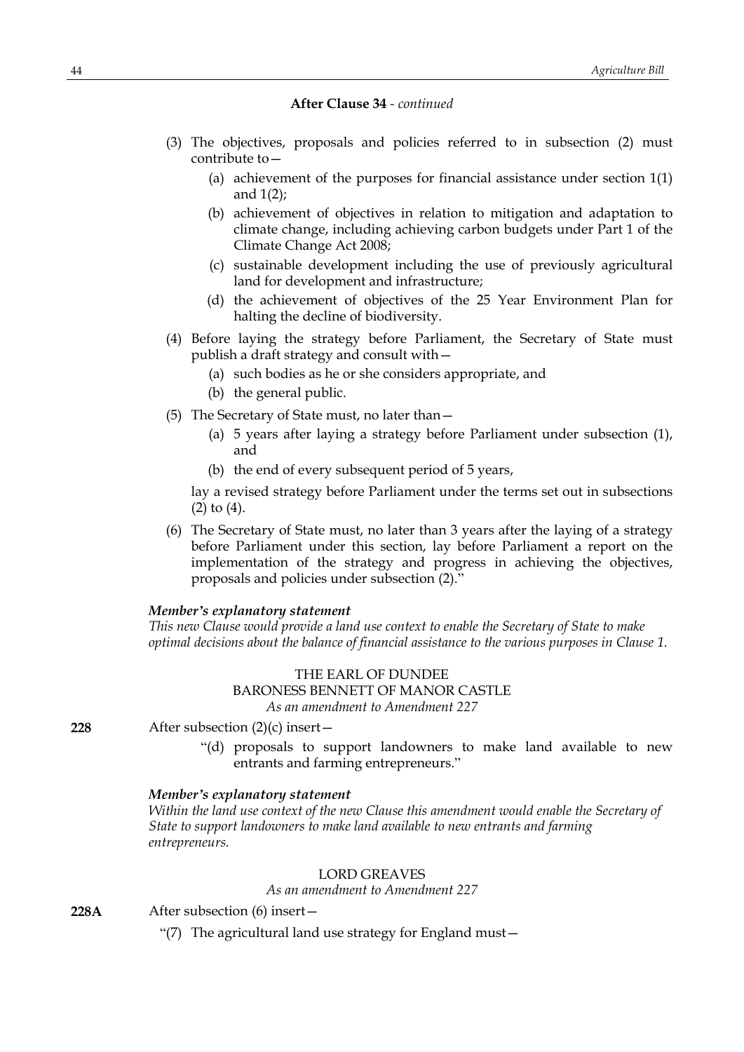**After Clause 34** - *continued*

(3) The objectives, proposals and policies referred to in subsection (2) must contribute to—

(a) achievement of the purposes for financial assistance under section 1(1) and 1(2);

(b) achievement of objectives in relation to mitigation and adaptation to climate change, including achieving carbon budgets under Part 1 of the Climate Change Act 2008;

(c) sustainable development including the use of previously agricultural land for development and infrastructure;

(d) the achievement of objectives of the 25 Year Environment Plan for halting the decline of biodiversity.

(4) Before laying the strategy before Parliament, the Secretary of State must publish a draft strategy and consult with—

(a) such bodies as he or she considers appropriate, and

(b) the general public.

(5) The Secretary of State must, no later than—

(a) 5 years after laying a strategy before Parliament under subsection (1), and

(b) the end of every subsequent period of 5 years,

lay a revised strategy before Parliament under the terms set out in subsections (2) to (4).

(6) The Secretary of State must, no later than 3 years after the laying of a strategy before Parliament under this section, lay before Parliament a report on the implementation of the strategy and progress in achieving the objectives, proposals and policies under subsection (2)."

***Member's explanatory statement***
*This new Clause would provide a land use context to enable the Secretary of State to make optimal decisions about the balance of financial assistance to the various purposes in Clause 1.*

THE EARL OF DUNDEE
BARONESS BENNETT OF MANOR CASTLE
*As an amendment to Amendment 227*

**228** After subsection (2)(c) insert—

"(d) proposals to support landowners to make land available to new entrants and farming entrepreneurs."

***Member's explanatory statement***
*Within the land use context of the new Clause this amendment would enable the Secretary of State to support landowners to make land available to new entrants and farming entrepreneurs.*

LORD GREAVES
*As an amendment to Amendment 227*

**228A** After subsection (6) insert—

"(7) The agricultural land use strategy for England must—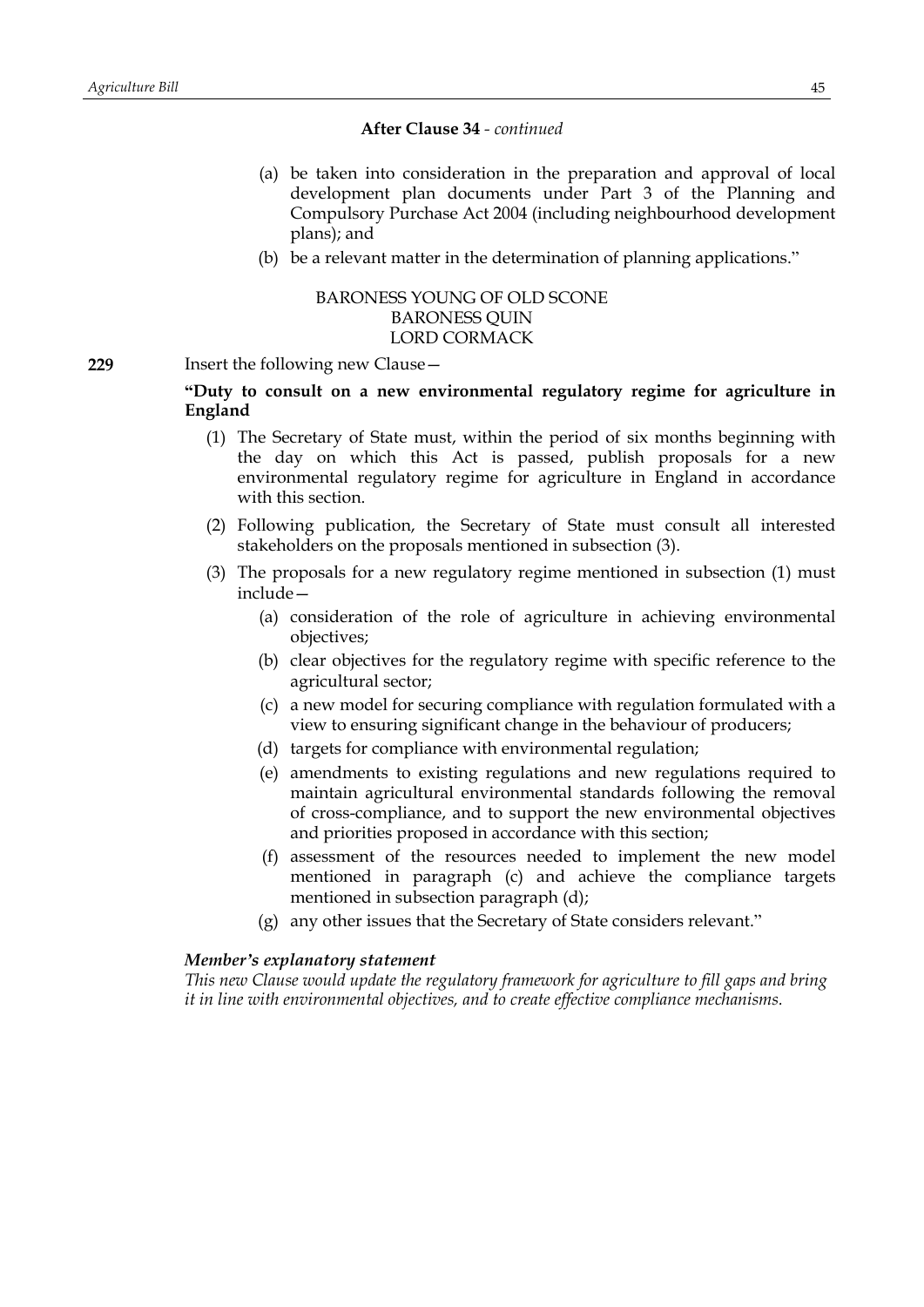**After Clause 34** - *continued*

(a) be taken into consideration in the preparation and approval of local development plan documents under Part 3 of the Planning and Compulsory Purchase Act 2004 (including neighbourhood development plans); and

(b) be a relevant matter in the determination of planning applications."

BARONESS YOUNG OF OLD SCONE
BARONESS QUIN
LORD CORMACK

**229** Insert the following new Clause—

**"Duty to consult on a new environmental regulatory regime for agriculture in England**

(1) The Secretary of State must, within the period of six months beginning with the day on which this Act is passed, publish proposals for a new environmental regulatory regime for agriculture in England in accordance with this section.

(2) Following publication, the Secretary of State must consult all interested stakeholders on the proposals mentioned in subsection (3).

(3) The proposals for a new regulatory regime mentioned in subsection (1) must include—

(a) consideration of the role of agriculture in achieving environmental objectives;

(b) clear objectives for the regulatory regime with specific reference to the agricultural sector;

(c) a new model for securing compliance with regulation formulated with a view to ensuring significant change in the behaviour of producers;

(d) targets for compliance with environmental regulation;

(e) amendments to existing regulations and new regulations required to maintain agricultural environmental standards following the removal of cross-compliance, and to support the new environmental objectives and priorities proposed in accordance with this section;

(f) assessment of the resources needed to implement the new model mentioned in paragraph (c) and achieve the compliance targets mentioned in subsection paragraph (d);

(g) any other issues that the Secretary of State considers relevant."

***Member's explanatory statement***

*This new Clause would update the regulatory framework for agriculture to fill gaps and bring it in line with environmental objectives, and to create effective compliance mechanisms.*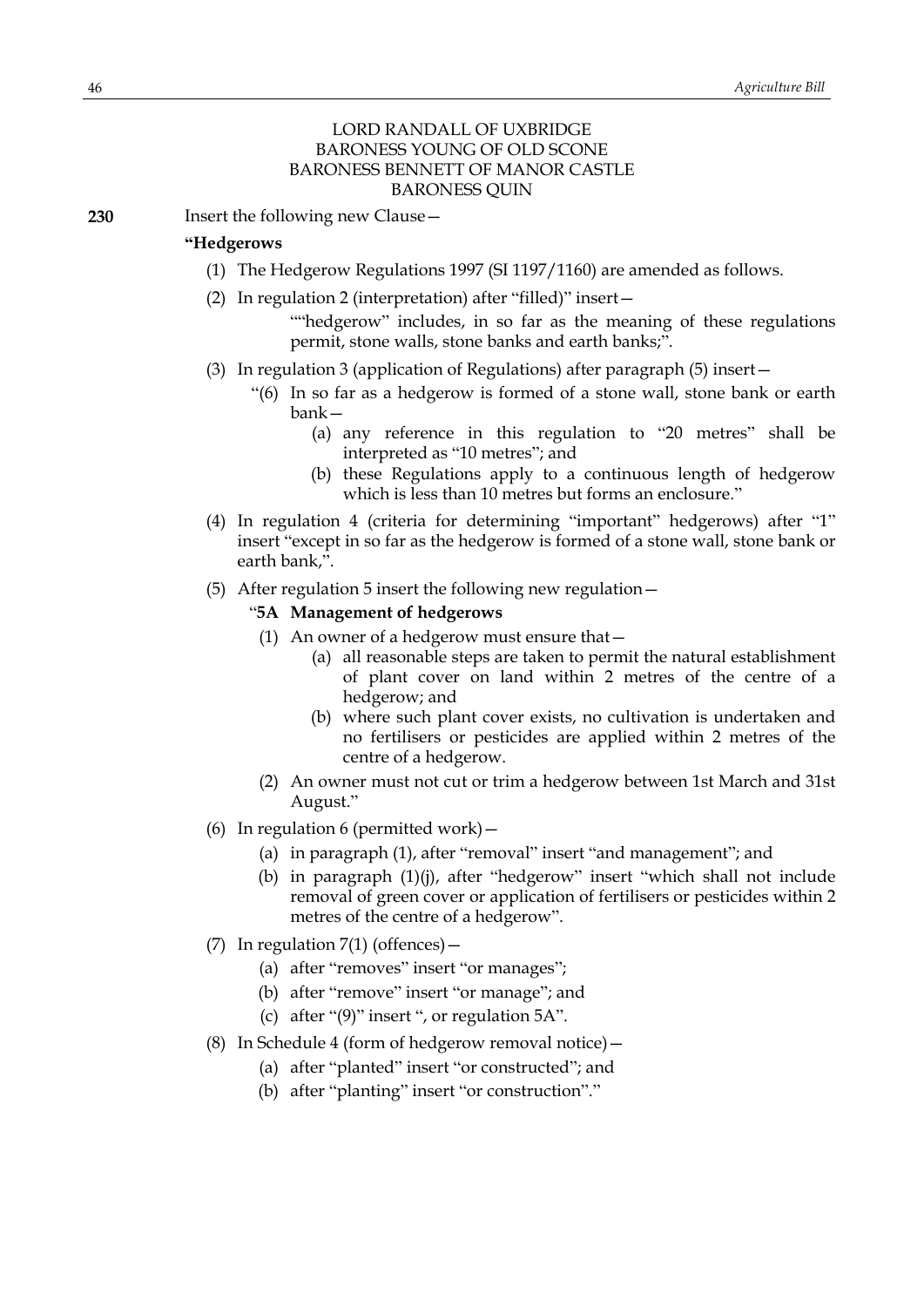LORD RANDALL OF UXBRIDGE
BARONESS YOUNG OF OLD SCONE
BARONESS BENNETT OF MANOR CASTLE
BARONESS QUIN

**230** Insert the following new Clause—

**"Hedgerows**

(1) The Hedgerow Regulations 1997 (SI 1197/1160) are amended as follows.

(2) In regulation 2 (interpretation) after "filled)" insert—

""hedgerow" includes, in so far as the meaning of these regulations permit, stone walls, stone banks and earth banks;".

(3) In regulation 3 (application of Regulations) after paragraph (5) insert—

"(6) In so far as a hedgerow is formed of a stone wall, stone bank or earth bank—

(a) any reference in this regulation to "20 metres" shall be interpreted as "10 metres"; and

(b) these Regulations apply to a continuous length of hedgerow which is less than 10 metres but forms an enclosure."

(4) In regulation 4 (criteria for determining "important" hedgerows) after "1" insert "except in so far as the hedgerow is formed of a stone wall, stone bank or earth bank,".

(5) After regulation 5 insert the following new regulation—

"**5A Management of hedgerows**

(1) An owner of a hedgerow must ensure that—

(a) all reasonable steps are taken to permit the natural establishment of plant cover on land within 2 metres of the centre of a hedgerow; and

(b) where such plant cover exists, no cultivation is undertaken and no fertilisers or pesticides are applied within 2 metres of the centre of a hedgerow.

(2) An owner must not cut or trim a hedgerow between 1st March and 31st August."

(6) In regulation 6 (permitted work)—

(a) in paragraph (1), after "removal" insert "and management"; and

(b) in paragraph (1)(j), after "hedgerow" insert "which shall not include removal of green cover or application of fertilisers or pesticides within 2 metres of the centre of a hedgerow".

(7) In regulation 7(1) (offences)—

(a) after "removes" insert "or manages";

(b) after "remove" insert "or manage"; and

(c) after "(9)" insert ", or regulation 5A".

(8) In Schedule 4 (form of hedgerow removal notice)—

(a) after "planted" insert "or constructed"; and

(b) after "planting" insert "or construction"."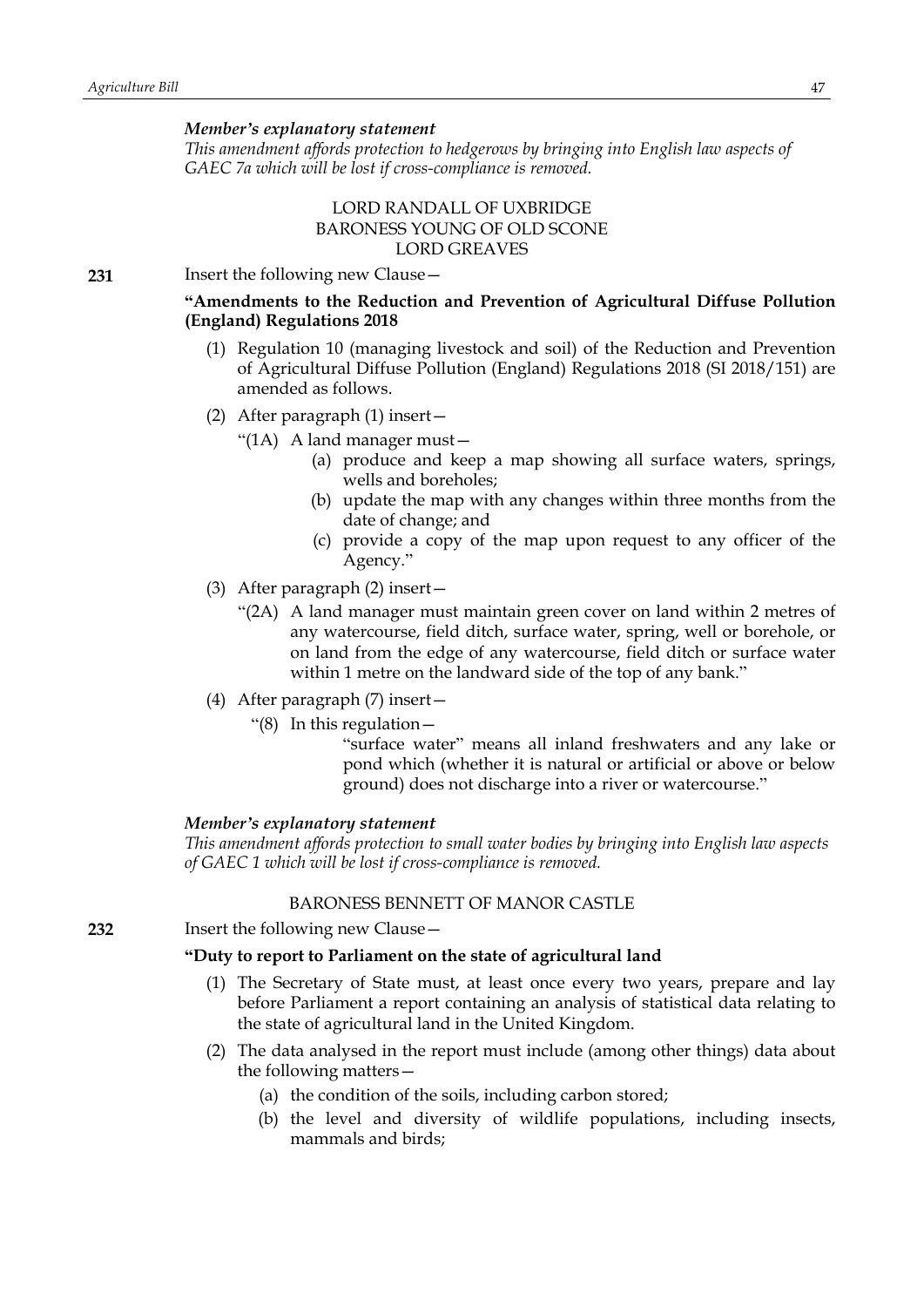*Member's explanatory statement*

*This amendment affords protection to hedgerows by bringing into English law aspects of GAEC 7a which will be lost if cross-compliance is removed.*

LORD RANDALL OF UXBRIDGE
BARONESS YOUNG OF OLD SCONE
LORD GREAVES

**231** Insert the following new Clause—

**"Amendments to the Reduction and Prevention of Agricultural Diffuse Pollution (England) Regulations 2018**

(1) Regulation 10 (managing livestock and soil) of the Reduction and Prevention of Agricultural Diffuse Pollution (England) Regulations 2018 (SI 2018/151) are amended as follows.

(2) After paragraph (1) insert—

"(1A) A land manager must—

(a) produce and keep a map showing all surface waters, springs, wells and boreholes;

(b) update the map with any changes within three months from the date of change; and

(c) provide a copy of the map upon request to any officer of the Agency."

(3) After paragraph (2) insert—

"(2A) A land manager must maintain green cover on land within 2 metres of any watercourse, field ditch, surface water, spring, well or borehole, or on land from the edge of any watercourse, field ditch or surface water within 1 metre on the landward side of the top of any bank."

(4) After paragraph (7) insert—

"(8) In this regulation—

"surface water" means all inland freshwaters and any lake or pond which (whether it is natural or artificial or above or below ground) does not discharge into a river or watercourse."

*Member's explanatory statement*

*This amendment affords protection to small water bodies by bringing into English law aspects of GAEC 1 which will be lost if cross-compliance is removed.*

BARONESS BENNETT OF MANOR CASTLE

**232** Insert the following new Clause—

**"Duty to report to Parliament on the state of agricultural land**

(1) The Secretary of State must, at least once every two years, prepare and lay before Parliament a report containing an analysis of statistical data relating to the state of agricultural land in the United Kingdom.

(2) The data analysed in the report must include (among other things) data about the following matters—

(a) the condition of the soils, including carbon stored;

(b) the level and diversity of wildlife populations, including insects, mammals and birds;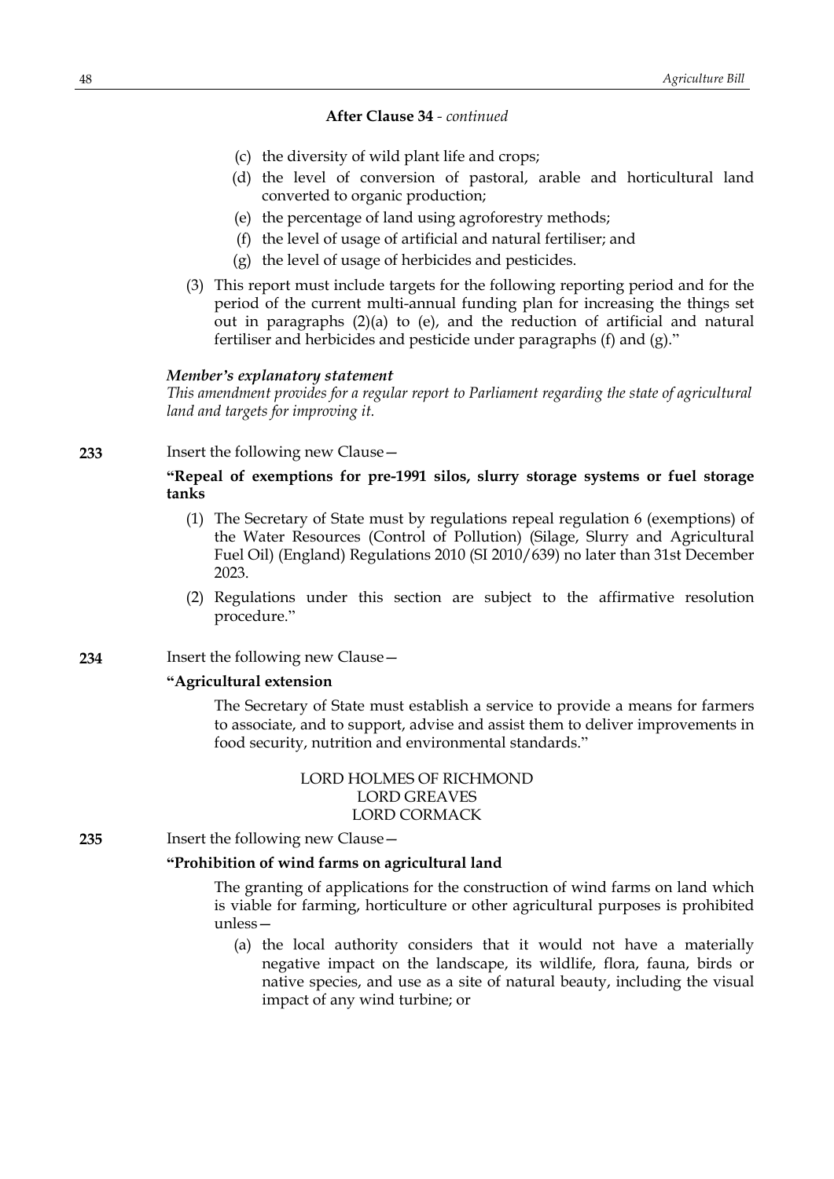**After Clause 34** - *continued*

(c) the diversity of wild plant life and crops;

(d) the level of conversion of pastoral, arable and horticultural land converted to organic production;

(e) the percentage of land using agroforestry methods;

(f) the level of usage of artificial and natural fertiliser; and

(g) the level of usage of herbicides and pesticides.

(3) This report must include targets for the following reporting period and for the period of the current multi-annual funding plan for increasing the things set out in paragraphs (2)(a) to (e), and the reduction of artificial and natural fertiliser and herbicides and pesticide under paragraphs (f) and (g)."

***Member's explanatory statement***

*This amendment provides for a regular report to Parliament regarding the state of agricultural land and targets for improving it.*

**233** Insert the following new Clause—

**"Repeal of exemptions for pre-1991 silos, slurry storage systems or fuel storage tanks**

(1) The Secretary of State must by regulations repeal regulation 6 (exemptions) of the Water Resources (Control of Pollution) (Silage, Slurry and Agricultural Fuel Oil) (England) Regulations 2010 (SI 2010/639) no later than 31st December 2023.

(2) Regulations under this section are subject to the affirmative resolution procedure."

**234** Insert the following new Clause—

**"Agricultural extension**

The Secretary of State must establish a service to provide a means for farmers to associate, and to support, advise and assist them to deliver improvements in food security, nutrition and environmental standards."

LORD HOLMES OF RICHMOND
LORD GREAVES
LORD CORMACK

**235** Insert the following new Clause—

**"Prohibition of wind farms on agricultural land**

The granting of applications for the construction of wind farms on land which is viable for farming, horticulture or other agricultural purposes is prohibited unless—

(a) the local authority considers that it would not have a materially negative impact on the landscape, its wildlife, flora, fauna, birds or native species, and use as a site of natural beauty, including the visual impact of any wind turbine; or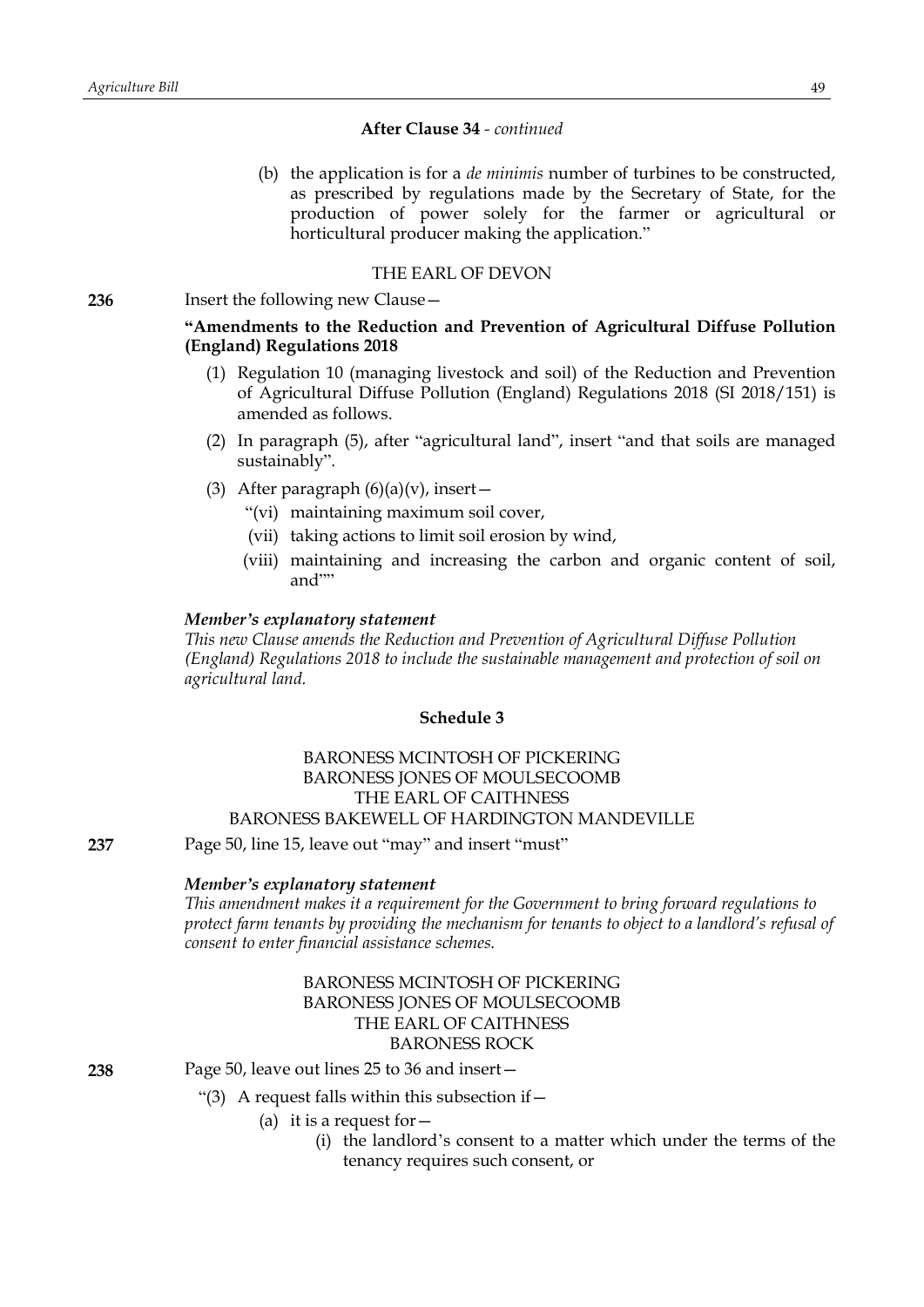**After Clause 34** - *continued*

(b) the application is for a *de minimis* number of turbines to be constructed, as prescribed by regulations made by the Secretary of State, for the production of power solely for the farmer or agricultural or horticultural producer making the application."

THE EARL OF DEVON

**236** Insert the following new Clause—

**"Amendments to the Reduction and Prevention of Agricultural Diffuse Pollution (England) Regulations 2018**

(1) Regulation 10 (managing livestock and soil) of the Reduction and Prevention of Agricultural Diffuse Pollution (England) Regulations 2018 (SI 2018/151) is amended as follows.

(2) In paragraph (5), after "agricultural land", insert "and that soils are managed sustainably".

(3) After paragraph (6)(a)(v), insert—

"(vi) maintaining maximum soil cover,

(vii) taking actions to limit soil erosion by wind,

(viii) maintaining and increasing the carbon and organic content of soil, and""

***Member's explanatory statement***

*This new Clause amends the Reduction and Prevention of Agricultural Diffuse Pollution (England) Regulations 2018 to include the sustainable management and protection of soil on agricultural land.*

## Schedule 3

BARONESS MCINTOSH OF PICKERING
BARONESS JONES OF MOULSECOOMB
THE EARL OF CAITHNESS
BARONESS BAKEWELL OF HARDINGTON MANDEVILLE

**237** Page 50, line 15, leave out "may" and insert "must"

***Member's explanatory statement***

*This amendment makes it a requirement for the Government to bring forward regulations to protect farm tenants by providing the mechanism for tenants to object to a landlord's refusal of consent to enter financial assistance schemes.*

BARONESS MCINTOSH OF PICKERING
BARONESS JONES OF MOULSECOOMB
THE EARL OF CAITHNESS
BARONESS ROCK

**238** Page 50, leave out lines 25 to 36 and insert—

"(3) A request falls within this subsection if—

(a) it is a request for—

(i) the landlord's consent to a matter which under the terms of the tenancy requires such consent, or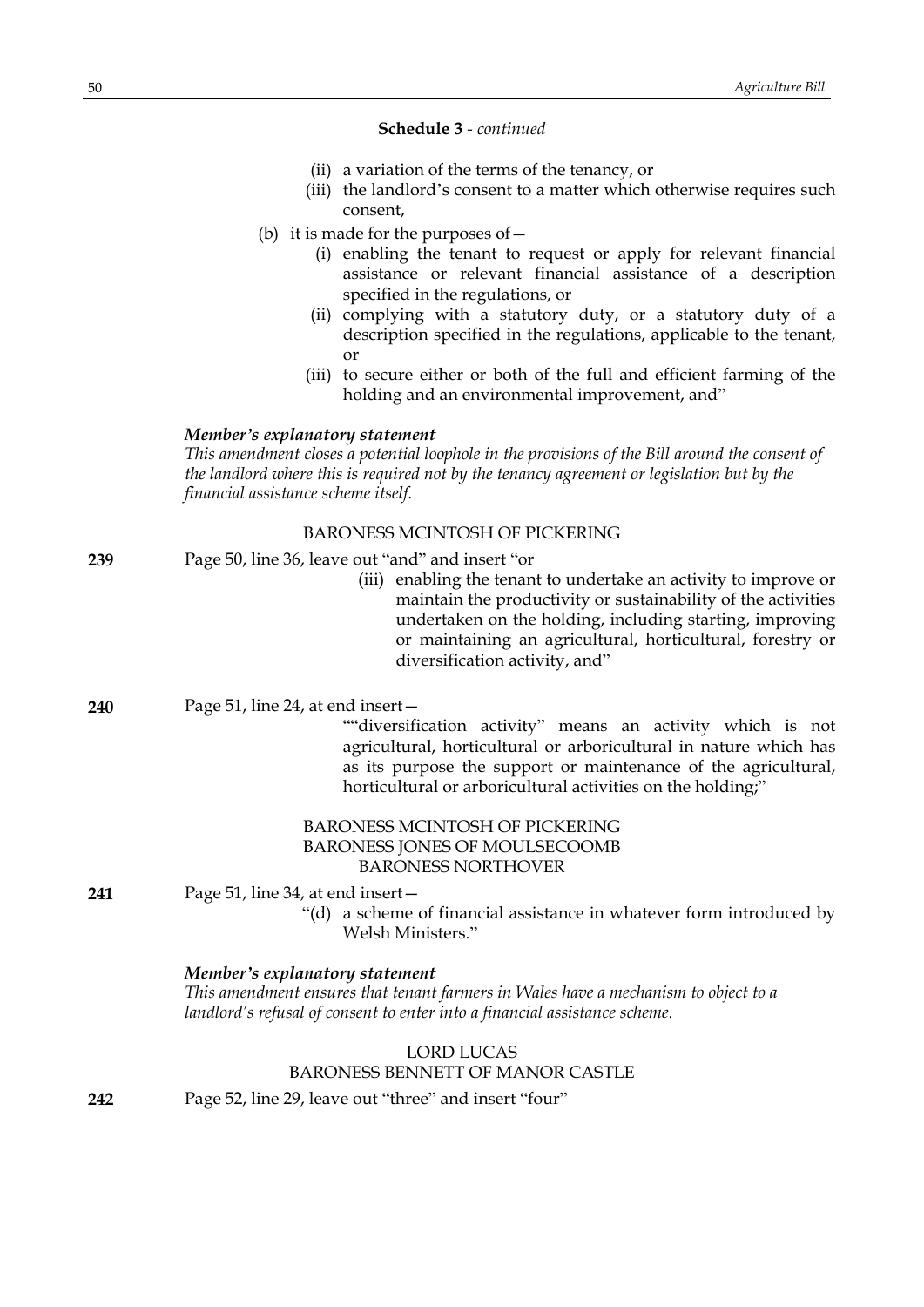**Schedule 3** - *continued*

(ii) a variation of the terms of the tenancy, or

(iii) the landlord's consent to a matter which otherwise requires such consent,

(b) it is made for the purposes of—

(i) enabling the tenant to request or apply for relevant financial assistance or relevant financial assistance of a description specified in the regulations, or

(ii) complying with a statutory duty, or a statutory duty of a description specified in the regulations, applicable to the tenant, or

(iii) to secure either or both of the full and efficient farming of the holding and an environmental improvement, and"

***Member's explanatory statement***

*This amendment closes a potential loophole in the provisions of the Bill around the consent of the landlord where this is required not by the tenancy agreement or legislation but by the financial assistance scheme itself.*

BARONESS MCINTOSH OF PICKERING

**239** Page 50, line 36, leave out "and" and insert "or

(iii) enabling the tenant to undertake an activity to improve or maintain the productivity or sustainability of the activities undertaken on the holding, including starting, improving or maintaining an agricultural, horticultural, forestry or diversification activity, and"

**240** Page 51, line 24, at end insert—

""diversification activity" means an activity which is not agricultural, horticultural or arboricultural in nature which has as its purpose the support or maintenance of the agricultural, horticultural or arboricultural activities on the holding;"

BARONESS MCINTOSH OF PICKERING
BARONESS JONES OF MOULSECOOMB
BARONESS NORTHOVER

**241** Page 51, line 34, at end insert—

"(d) a scheme of financial assistance in whatever form introduced by Welsh Ministers."

***Member's explanatory statement***

*This amendment ensures that tenant farmers in Wales have a mechanism to object to a landlord's refusal of consent to enter into a financial assistance scheme.*

LORD LUCAS
BARONESS BENNETT OF MANOR CASTLE

**242** Page 52, line 29, leave out "three" and insert "four"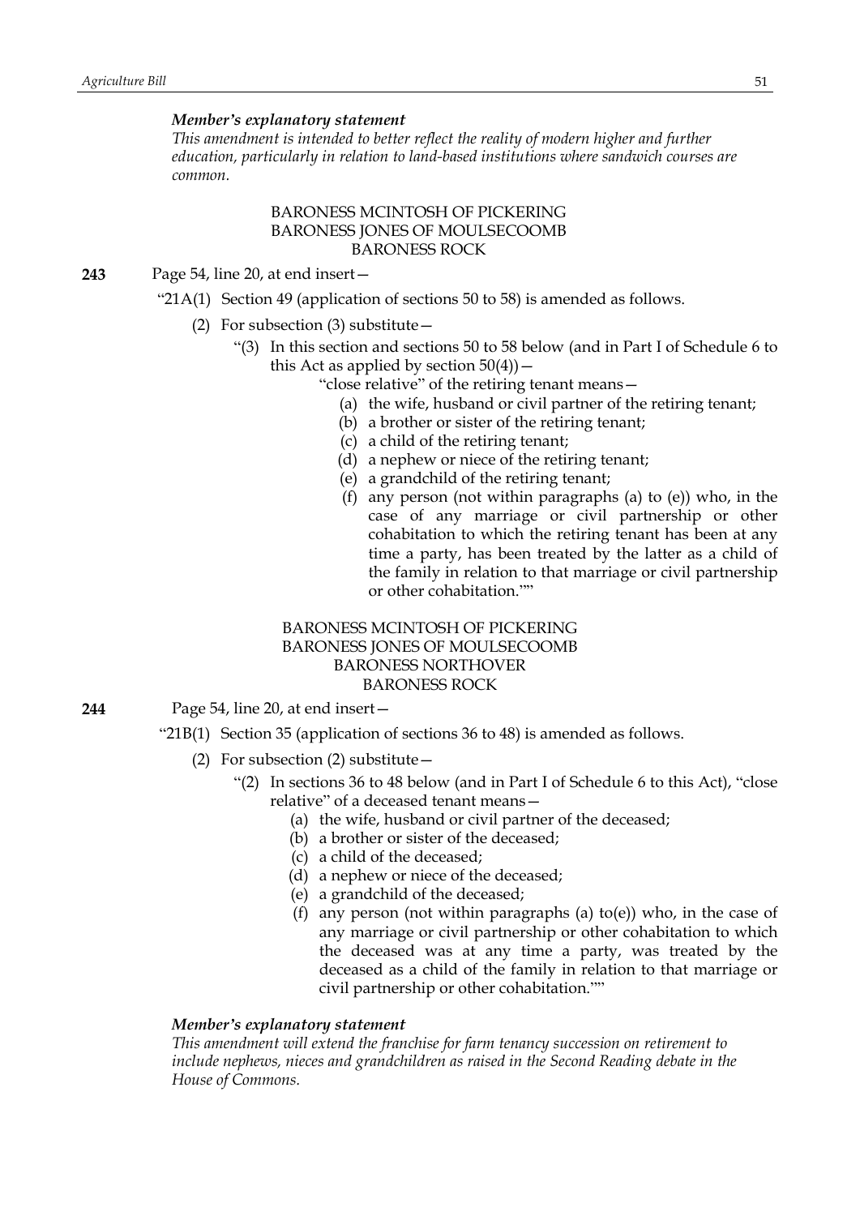*Member's explanatory statement*

*This amendment is intended to better reflect the reality of modern higher and further education, particularly in relation to land-based institutions where sandwich courses are common.*

BARONESS MCINTOSH OF PICKERING
BARONESS JONES OF MOULSECOOMB
BARONESS ROCK

**243** Page 54, line 20, at end insert—

"21A(1) Section 49 (application of sections 50 to 58) is amended as follows.

(2) For subsection (3) substitute—

"(3) In this section and sections 50 to 58 below (and in Part I of Schedule 6 to this Act as applied by section 50(4))—

"close relative" of the retiring tenant means—

(a) the wife, husband or civil partner of the retiring tenant;

(b) a brother or sister of the retiring tenant;

(c) a child of the retiring tenant;

(d) a nephew or niece of the retiring tenant;

(e) a grandchild of the retiring tenant;

(f) any person (not within paragraphs (a) to (e)) who, in the case of any marriage or civil partnership or other cohabitation to which the retiring tenant has been at any time a party, has been treated by the latter as a child of the family in relation to that marriage or civil partnership or other cohabitation.""

BARONESS MCINTOSH OF PICKERING
BARONESS JONES OF MOULSECOOMB
BARONESS NORTHOVER
BARONESS ROCK

**244** Page 54, line 20, at end insert—

"21B(1) Section 35 (application of sections 36 to 48) is amended as follows.

(2) For subsection (2) substitute—

"(2) In sections 36 to 48 below (and in Part I of Schedule 6 to this Act), "close relative" of a deceased tenant means—

(a) the wife, husband or civil partner of the deceased;

(b) a brother or sister of the deceased;

(c) a child of the deceased;

(d) a nephew or niece of the deceased;

(e) a grandchild of the deceased;

(f) any person (not within paragraphs (a) to(e)) who, in the case of any marriage or civil partnership or other cohabitation to which the deceased was at any time a party, was treated by the deceased as a child of the family in relation to that marriage or civil partnership or other cohabitation.""

*Member's explanatory statement*

*This amendment will extend the franchise for farm tenancy succession on retirement to include nephews, nieces and grandchildren as raised in the Second Reading debate in the House of Commons.*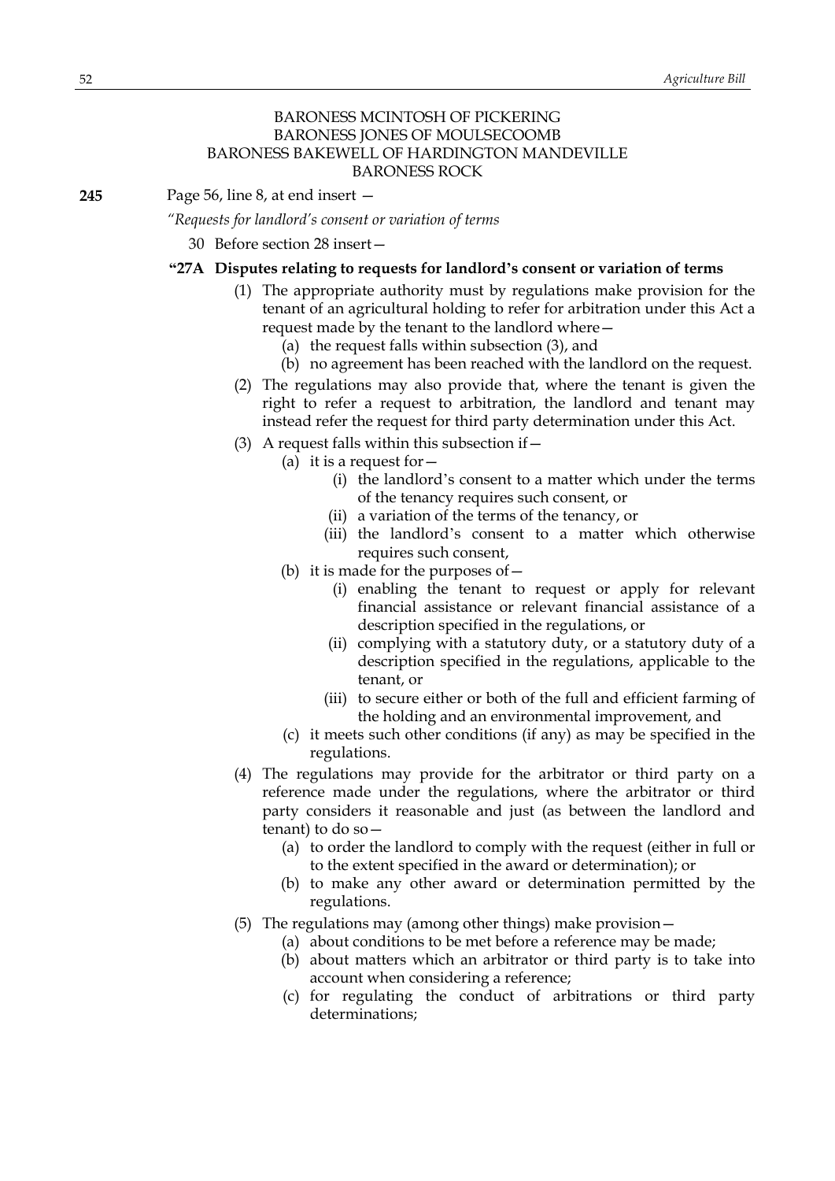BARONESS MCINTOSH OF PICKERING
BARONESS JONES OF MOULSECOOMB
BARONESS BAKEWELL OF HARDINGTON MANDEVILLE
BARONESS ROCK

**245** Page 56, line 8, at end insert —

*"Requests for landlord's consent or variation of terms*

30 Before section 28 insert—

**"27A Disputes relating to requests for landlord's consent or variation of terms**

(1) The appropriate authority must by regulations make provision for the tenant of an agricultural holding to refer for arbitration under this Act a request made by the tenant to the landlord where—

(a) the request falls within subsection (3), and

(b) no agreement has been reached with the landlord on the request.

(2) The regulations may also provide that, where the tenant is given the right to refer a request to arbitration, the landlord and tenant may instead refer the request for third party determination under this Act.

(3) A request falls within this subsection if—

(a) it is a request for—

(i) the landlord's consent to a matter which under the terms of the tenancy requires such consent, or

(ii) a variation of the terms of the tenancy, or

(iii) the landlord's consent to a matter which otherwise requires such consent,

(b) it is made for the purposes of—

(i) enabling the tenant to request or apply for relevant financial assistance or relevant financial assistance of a description specified in the regulations, or

(ii) complying with a statutory duty, or a statutory duty of a description specified in the regulations, applicable to the tenant, or

(iii) to secure either or both of the full and efficient farming of the holding and an environmental improvement, and

(c) it meets such other conditions (if any) as may be specified in the regulations.

(4) The regulations may provide for the arbitrator or third party on a reference made under the regulations, where the arbitrator or third party considers it reasonable and just (as between the landlord and tenant) to do so—

(a) to order the landlord to comply with the request (either in full or to the extent specified in the award or determination); or

(b) to make any other award or determination permitted by the regulations.

(5) The regulations may (among other things) make provision—

(a) about conditions to be met before a reference may be made;

(b) about matters which an arbitrator or third party is to take into account when considering a reference;

(c) for regulating the conduct of arbitrations or third party determinations;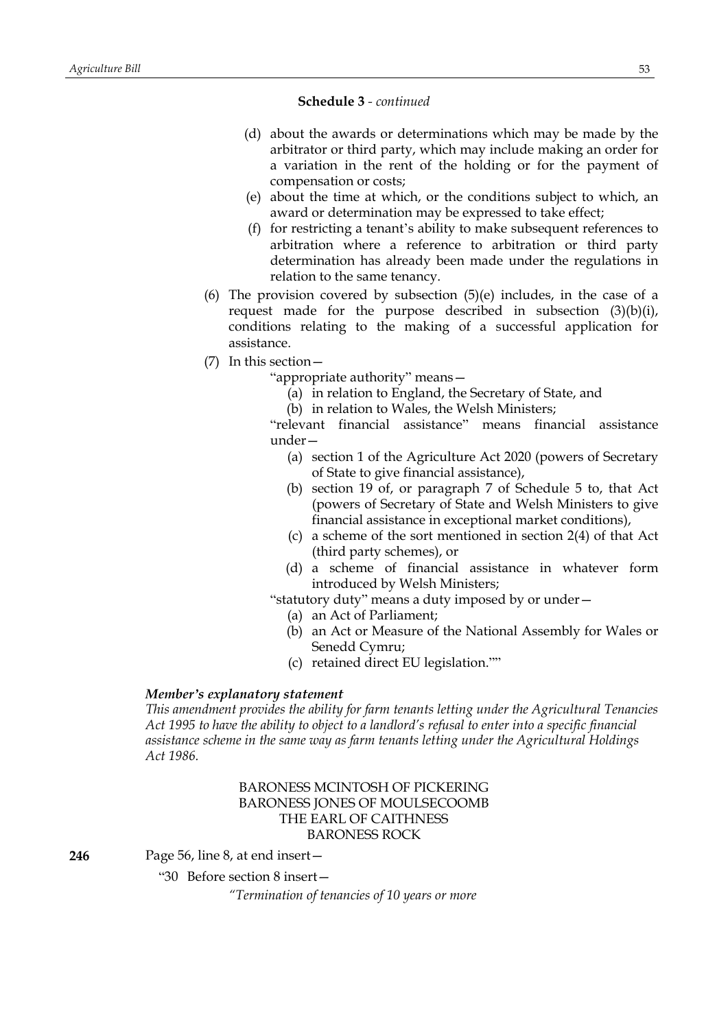**Schedule 3** - *continued*

(d) about the awards or determinations which may be made by the arbitrator or third party, which may include making an order for a variation in the rent of the holding or for the payment of compensation or costs;

(e) about the time at which, or the conditions subject to which, an award or determination may be expressed to take effect;

(f) for restricting a tenant's ability to make subsequent references to arbitration where a reference to arbitration or third party determination has already been made under the regulations in relation to the same tenancy.

(6) The provision covered by subsection (5)(e) includes, in the case of a request made for the purpose described in subsection (3)(b)(i), conditions relating to the making of a successful application for assistance.

(7) In this section—

"appropriate authority" means—

(a) in relation to England, the Secretary of State, and

(b) in relation to Wales, the Welsh Ministers;

"relevant financial assistance" means financial assistance under—

(a) section 1 of the Agriculture Act 2020 (powers of Secretary of State to give financial assistance),

(b) section 19 of, or paragraph 7 of Schedule 5 to, that Act (powers of Secretary of State and Welsh Ministers to give financial assistance in exceptional market conditions),

(c) a scheme of the sort mentioned in section 2(4) of that Act (third party schemes), or

(d) a scheme of financial assistance in whatever form introduced by Welsh Ministers;

"statutory duty" means a duty imposed by or under—

(a) an Act of Parliament;

(b) an Act or Measure of the National Assembly for Wales or Senedd Cymru;

(c) retained direct EU legislation.""

***Member's explanatory statement***

*This amendment provides the ability for farm tenants letting under the Agricultural Tenancies Act 1995 to have the ability to object to a landlord's refusal to enter into a specific financial assistance scheme in the same way as farm tenants letting under the Agricultural Holdings Act 1986.*

BARONESS MCINTOSH OF PICKERING
BARONESS JONES OF MOULSECOOMB
THE EARL OF CAITHNESS
BARONESS ROCK

**246** Page 56, line 8, at end insert—

"30 Before section 8 insert—

*"Termination of tenancies of 10 years or more*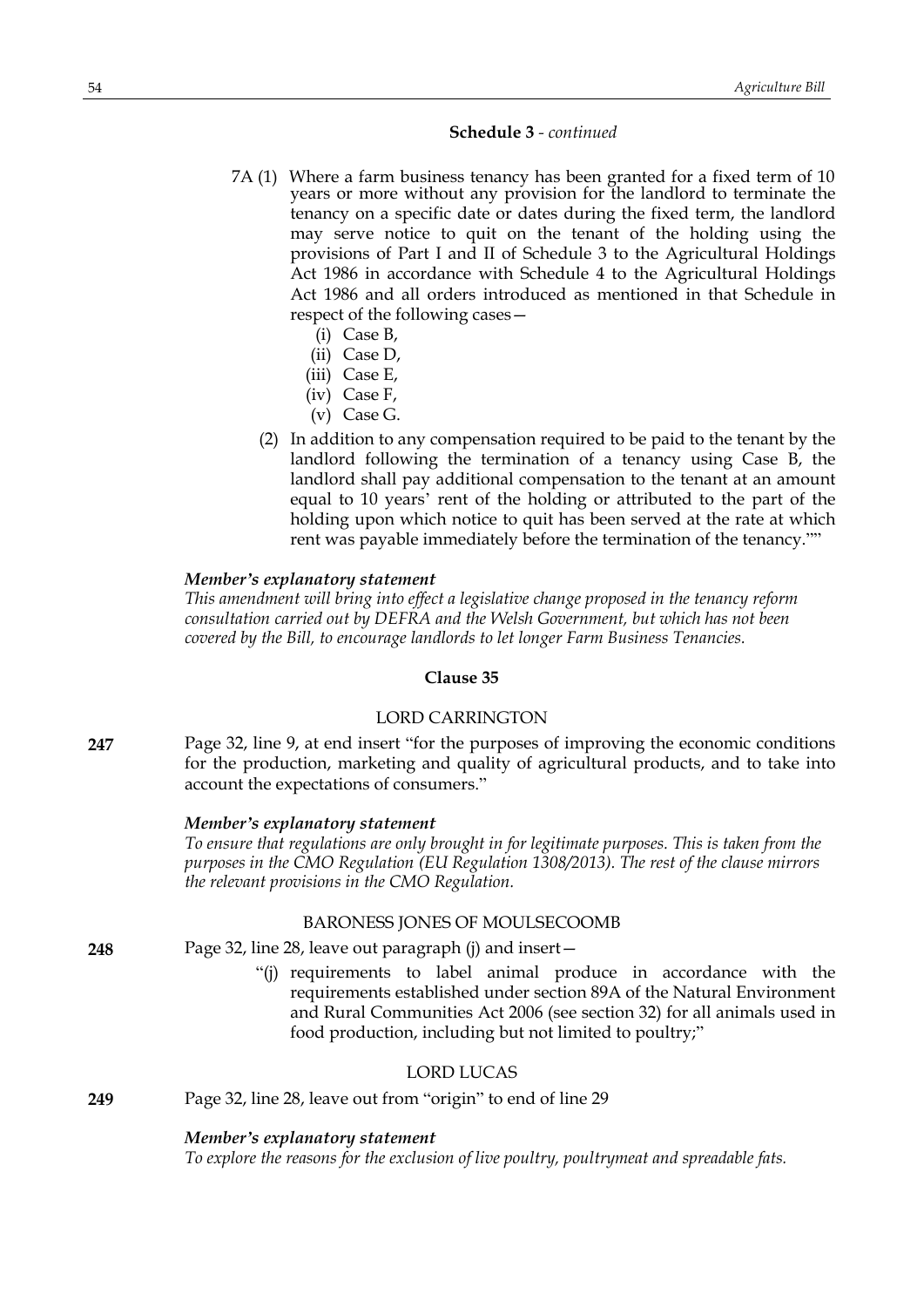**Schedule 3** - *continued*

7A (1) Where a farm business tenancy has been granted for a fixed term of 10 years or more without any provision for the landlord to terminate the tenancy on a specific date or dates during the fixed term, the landlord may serve notice to quit on the tenant of the holding using the provisions of Part I and II of Schedule 3 to the Agricultural Holdings Act 1986 in accordance with Schedule 4 to the Agricultural Holdings Act 1986 and all orders introduced as mentioned in that Schedule in respect of the following cases—

(i) Case B,

(ii) Case D,

(iii) Case E,

(iv) Case F,

(v) Case G.

(2) In addition to any compensation required to be paid to the tenant by the landlord following the termination of a tenancy using Case B, the landlord shall pay additional compensation to the tenant at an amount equal to 10 years' rent of the holding or attributed to the part of the holding upon which notice to quit has been served at the rate at which rent was payable immediately before the termination of the tenancy.""

***Member's explanatory statement***

*This amendment will bring into effect a legislative change proposed in the tenancy reform consultation carried out by DEFRA and the Welsh Government, but which has not been covered by the Bill, to encourage landlords to let longer Farm Business Tenancies.*

**Clause 35**

LORD CARRINGTON

**247** Page 32, line 9, at end insert "for the purposes of improving the economic conditions for the production, marketing and quality of agricultural products, and to take into account the expectations of consumers."

***Member's explanatory statement***

*To ensure that regulations are only brought in for legitimate purposes. This is taken from the purposes in the CMO Regulation (EU Regulation 1308/2013). The rest of the clause mirrors the relevant provisions in the CMO Regulation.*

BARONESS JONES OF MOULSECOOMB

**248** Page 32, line 28, leave out paragraph (j) and insert—

"(j) requirements to label animal produce in accordance with the requirements established under section 89A of the Natural Environment and Rural Communities Act 2006 (see section 32) for all animals used in food production, including but not limited to poultry;"

LORD LUCAS

**249** Page 32, line 28, leave out from "origin" to end of line 29

***Member's explanatory statement***

*To explore the reasons for the exclusion of live poultry, poultrymeat and spreadable fats.*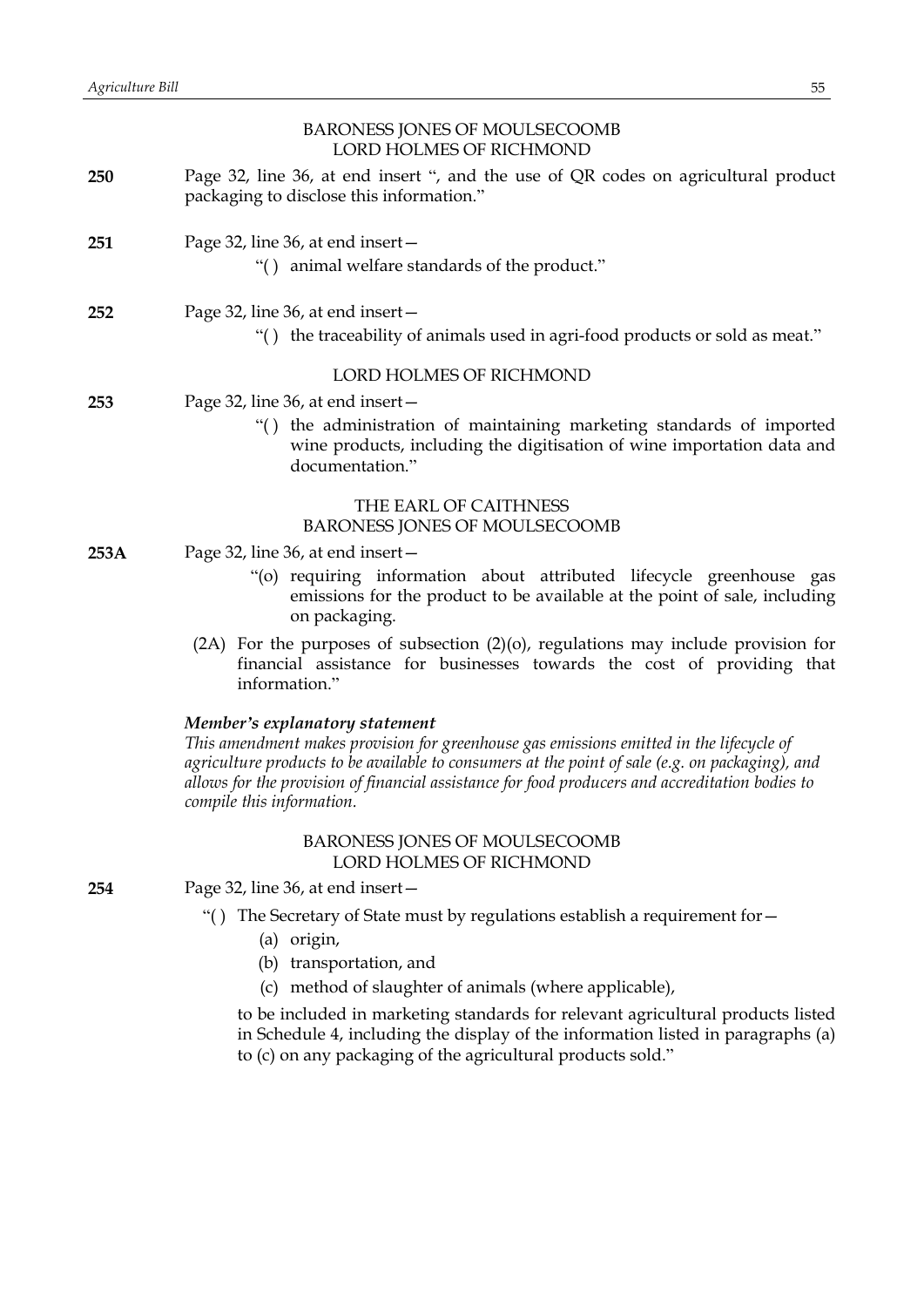BARONESS JONES OF MOULSECOOMB
LORD HOLMES OF RICHMOND

**250** Page 32, line 36, at end insert ", and the use of QR codes on agricultural product packaging to disclose this information."

**251** Page 32, line 36, at end insert—

"( ) animal welfare standards of the product."

**252** Page 32, line 36, at end insert—

"( ) the traceability of animals used in agri-food products or sold as meat."

LORD HOLMES OF RICHMOND

**253** Page 32, line 36, at end insert—

"( ) the administration of maintaining marketing standards of imported wine products, including the digitisation of wine importation data and documentation."

THE EARL OF CAITHNESS
BARONESS JONES OF MOULSECOOMB

**253A** Page 32, line 36, at end insert—

"(o) requiring information about attributed lifecycle greenhouse gas emissions for the product to be available at the point of sale, including on packaging.

(2A) For the purposes of subsection (2)(o), regulations may include provision for financial assistance for businesses towards the cost of providing that information."

***Member's explanatory statement***

*This amendment makes provision for greenhouse gas emissions emitted in the lifecycle of agriculture products to be available to consumers at the point of sale (e.g. on packaging), and allows for the provision of financial assistance for food producers and accreditation bodies to compile this information.*

BARONESS JONES OF MOULSECOOMB
LORD HOLMES OF RICHMOND

**254** Page 32, line 36, at end insert—

"( ) The Secretary of State must by regulations establish a requirement for—

(a) origin,

(b) transportation, and

(c) method of slaughter of animals (where applicable),

to be included in marketing standards for relevant agricultural products listed in Schedule 4, including the display of the information listed in paragraphs (a) to (c) on any packaging of the agricultural products sold."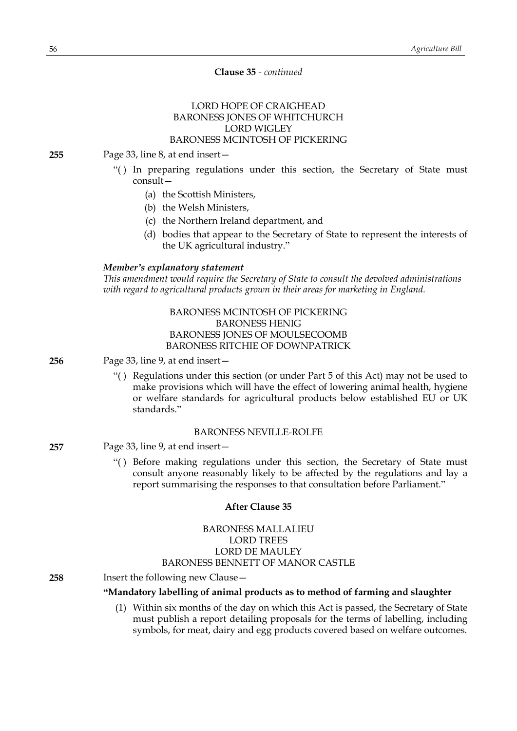**Clause 35** - *continued*

LORD HOPE OF CRAIGHEAD
BARONESS JONES OF WHITCHURCH
LORD WIGLEY
BARONESS MCINTOSH OF PICKERING

**255** Page 33, line 8, at end insert—

"( ) In preparing regulations under this section, the Secretary of State must consult—

(a) the Scottish Ministers,

(b) the Welsh Ministers,

(c) the Northern Ireland department, and

(d) bodies that appear to the Secretary of State to represent the interests of the UK agricultural industry."

***Member's explanatory statement***

*This amendment would require the Secretary of State to consult the devolved administrations with regard to agricultural products grown in their areas for marketing in England.*

BARONESS MCINTOSH OF PICKERING
BARONESS HENIG
BARONESS JONES OF MOULSECOOMB
BARONESS RITCHIE OF DOWNPATRICK

**256** Page 33, line 9, at end insert—

"( ) Regulations under this section (or under Part 5 of this Act) may not be used to make provisions which will have the effect of lowering animal health, hygiene or welfare standards for agricultural products below established EU or UK standards."

BARONESS NEVILLE-ROLFE

**257** Page 33, line 9, at end insert—

"( ) Before making regulations under this section, the Secretary of State must consult anyone reasonably likely to be affected by the regulations and lay a report summarising the responses to that consultation before Parliament."

**After Clause 35**

BARONESS MALLALIEU
LORD TREES
LORD DE MAULEY
BARONESS BENNETT OF MANOR CASTLE

**258** Insert the following new Clause—

**"Mandatory labelling of animal products as to method of farming and slaughter**

(1) Within six months of the day on which this Act is passed, the Secretary of State must publish a report detailing proposals for the terms of labelling, including symbols, for meat, dairy and egg products covered based on welfare outcomes.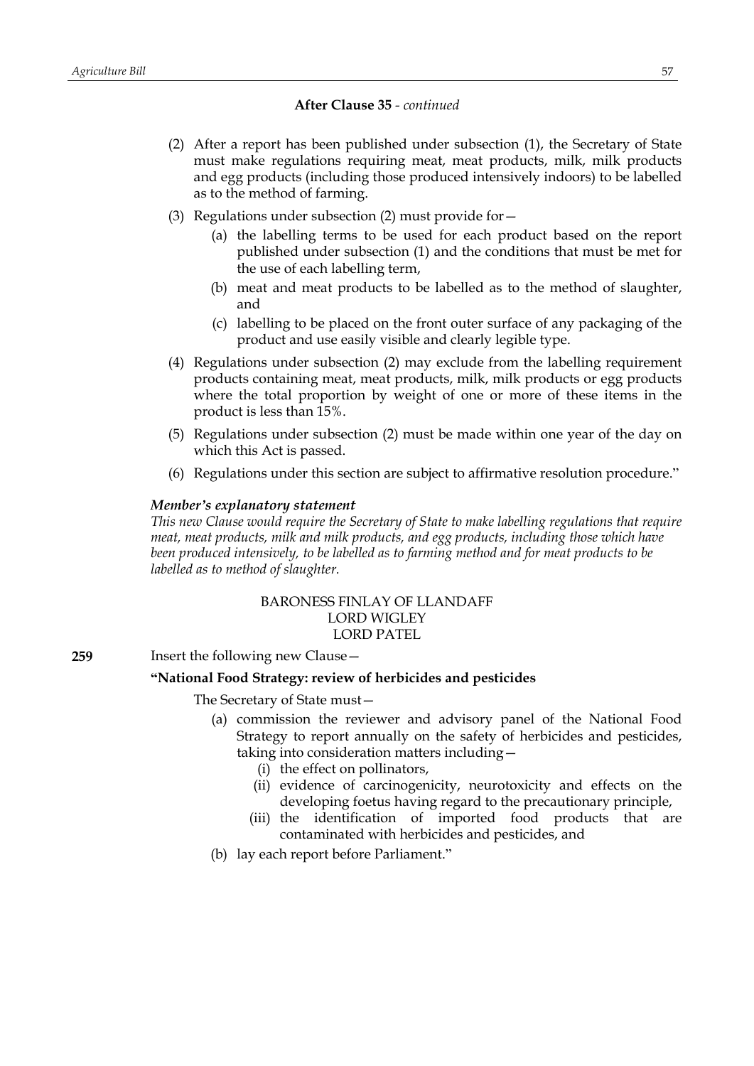**After Clause 35** - *continued*

(2) After a report has been published under subsection (1), the Secretary of State must make regulations requiring meat, meat products, milk, milk products and egg products (including those produced intensively indoors) to be labelled as to the method of farming.

(3) Regulations under subsection (2) must provide for—

(a) the labelling terms to be used for each product based on the report published under subsection (1) and the conditions that must be met for the use of each labelling term,

(b) meat and meat products to be labelled as to the method of slaughter, and

(c) labelling to be placed on the front outer surface of any packaging of the product and use easily visible and clearly legible type.

(4) Regulations under subsection (2) may exclude from the labelling requirement products containing meat, meat products, milk, milk products or egg products where the total proportion by weight of one or more of these items in the product is less than 15%.

(5) Regulations under subsection (2) must be made within one year of the day on which this Act is passed.

(6) Regulations under this section are subject to affirmative resolution procedure."

***Member's explanatory statement***

*This new Clause would require the Secretary of State to make labelling regulations that require meat, meat products, milk and milk products, and egg products, including those which have been produced intensively, to be labelled as to farming method and for meat products to be labelled as to method of slaughter.*

BARONESS FINLAY OF LLANDAFF
LORD WIGLEY
LORD PATEL

**259** Insert the following new Clause—

**"National Food Strategy: review of herbicides and pesticides**

The Secretary of State must—

(a) commission the reviewer and advisory panel of the National Food Strategy to report annually on the safety of herbicides and pesticides, taking into consideration matters including—

(i) the effect on pollinators,

(ii) evidence of carcinogenicity, neurotoxicity and effects on the developing foetus having regard to the precautionary principle,

(iii) the identification of imported food products that are contaminated with herbicides and pesticides, and

(b) lay each report before Parliament."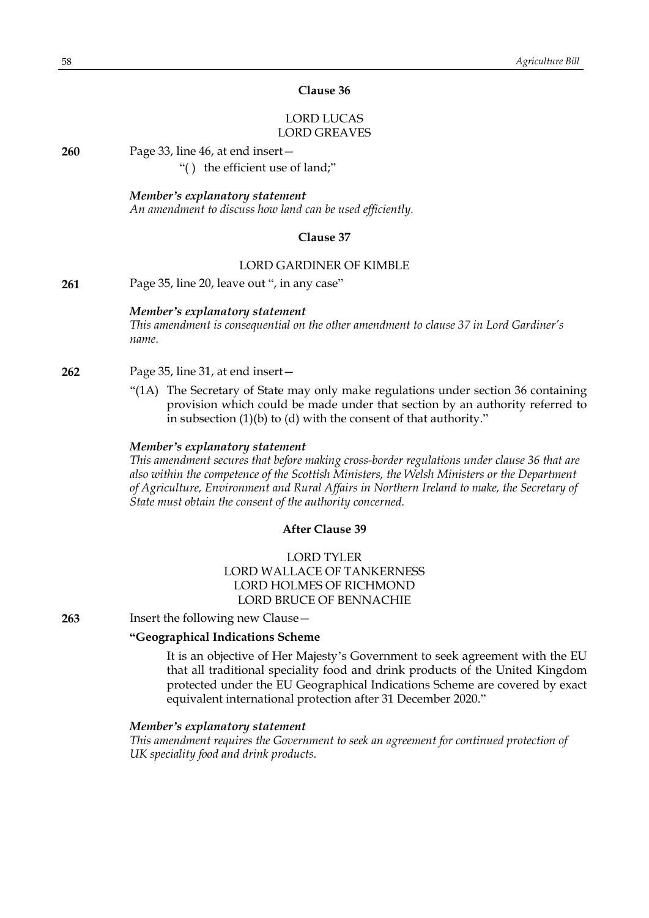### Clause 36

LORD LUCAS
LORD GREAVES

**260** Page 33, line 46, at end insert—

"( ) the efficient use of land;"

***Member's explanatory statement***
*An amendment to discuss how land can be used efficiently.*

### Clause 37

LORD GARDINER OF KIMBLE

**261** Page 35, line 20, leave out ", in any case"

***Member's explanatory statement***
*This amendment is consequential on the other amendment to clause 37 in Lord Gardiner's name.*

**262** Page 35, line 31, at end insert—

"(1A) The Secretary of State may only make regulations under section 36 containing provision which could be made under that section by an authority referred to in subsection (1)(b) to (d) with the consent of that authority."

***Member's explanatory statement***
*This amendment secures that before making cross-border regulations under clause 36 that are also within the competence of the Scottish Ministers, the Welsh Ministers or the Department of Agriculture, Environment and Rural Affairs in Northern Ireland to make, the Secretary of State must obtain the consent of the authority concerned.*

### After Clause 39

LORD TYLER
LORD WALLACE OF TANKERNESS
LORD HOLMES OF RICHMOND
LORD BRUCE OF BENNACHIE

**263** Insert the following new Clause—

**"Geographical Indications Scheme**

It is an objective of Her Majesty's Government to seek agreement with the EU that all traditional speciality food and drink products of the United Kingdom protected under the EU Geographical Indications Scheme are covered by exact equivalent international protection after 31 December 2020."

***Member's explanatory statement***
*This amendment requires the Government to seek an agreement for continued protection of UK speciality food and drink products.*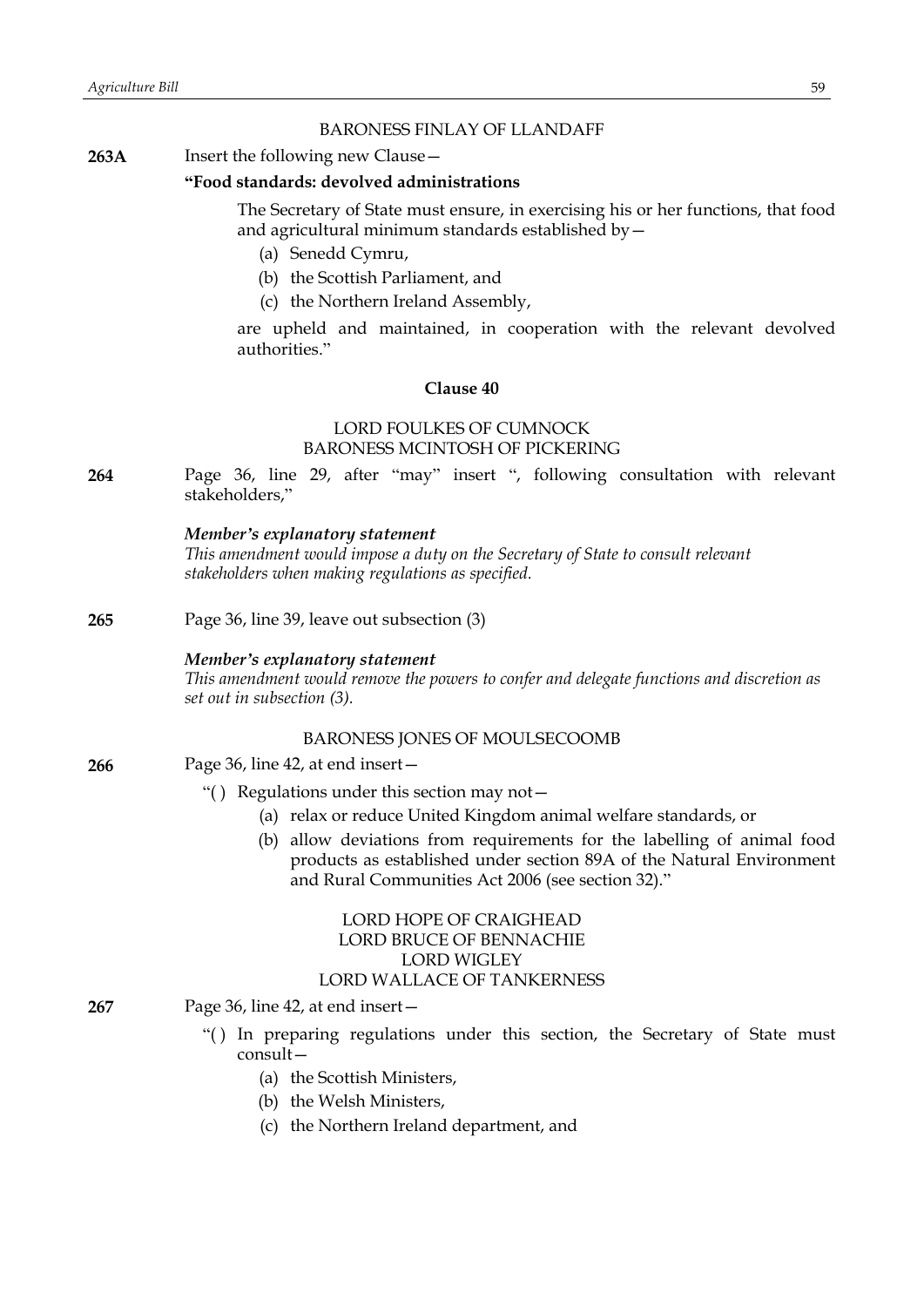BARONESS FINLAY OF LLANDAFF

**263A** Insert the following new Clause—

**"Food standards: devolved administrations**

The Secretary of State must ensure, in exercising his or her functions, that food and agricultural minimum standards established by—

(a) Senedd Cymru,

(b) the Scottish Parliament, and

(c) the Northern Ireland Assembly,

are upheld and maintained, in cooperation with the relevant devolved authorities."

**Clause 40**

LORD FOULKES OF CUMNOCK
BARONESS MCINTOSH OF PICKERING

**264** Page 36, line 29, after "may" insert ", following consultation with relevant stakeholders,"

***Member's explanatory statement***
*This amendment would impose a duty on the Secretary of State to consult relevant stakeholders when making regulations as specified.*

**265** Page 36, line 39, leave out subsection (3)

***Member's explanatory statement***
*This amendment would remove the powers to confer and delegate functions and discretion as set out in subsection (3).*

BARONESS JONES OF MOULSECOOMB

**266** Page 36, line 42, at end insert—

"( ) Regulations under this section may not—

(a) relax or reduce United Kingdom animal welfare standards, or

(b) allow deviations from requirements for the labelling of animal food products as established under section 89A of the Natural Environment and Rural Communities Act 2006 (see section 32)."

LORD HOPE OF CRAIGHEAD
LORD BRUCE OF BENNACHIE
LORD WIGLEY
LORD WALLACE OF TANKERNESS

**267** Page 36, line 42, at end insert—

"( ) In preparing regulations under this section, the Secretary of State must consult—

(a) the Scottish Ministers,

(b) the Welsh Ministers,

(c) the Northern Ireland department, and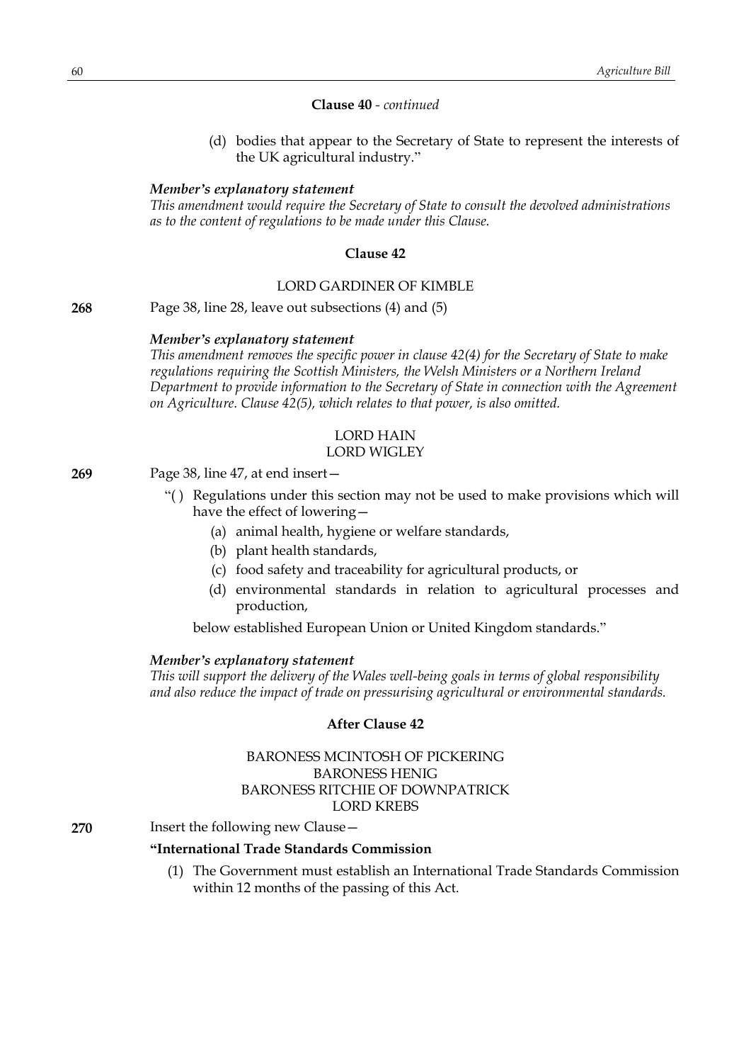**Clause 40** - *continued*

(d) bodies that appear to the Secretary of State to represent the interests of the UK agricultural industry."

***Member's explanatory statement***

*This amendment would require the Secretary of State to consult the devolved administrations as to the content of regulations to be made under this Clause.*

**Clause 42**

LORD GARDINER OF KIMBLE

**268** Page 38, line 28, leave out subsections (4) and (5)

***Member's explanatory statement***

*This amendment removes the specific power in clause 42(4) for the Secretary of State to make regulations requiring the Scottish Ministers, the Welsh Ministers or a Northern Ireland Department to provide information to the Secretary of State in connection with the Agreement on Agriculture. Clause 42(5), which relates to that power, is also omitted.*

LORD HAIN
LORD WIGLEY

**269** Page 38, line 47, at end insert—

"( ) Regulations under this section may not be used to make provisions which will have the effect of lowering—

(a) animal health, hygiene or welfare standards,

(b) plant health standards,

(c) food safety and traceability for agricultural products, or

(d) environmental standards in relation to agricultural processes and production,

below established European Union or United Kingdom standards."

***Member's explanatory statement***

*This will support the delivery of the Wales well-being goals in terms of global responsibility and also reduce the impact of trade on pressurising agricultural or environmental standards.*

**After Clause 42**

BARONESS MCINTOSH OF PICKERING
BARONESS HENIG
BARONESS RITCHIE OF DOWNPATRICK
LORD KREBS

**270** Insert the following new Clause—

**"International Trade Standards Commission**

(1) The Government must establish an International Trade Standards Commission within 12 months of the passing of this Act.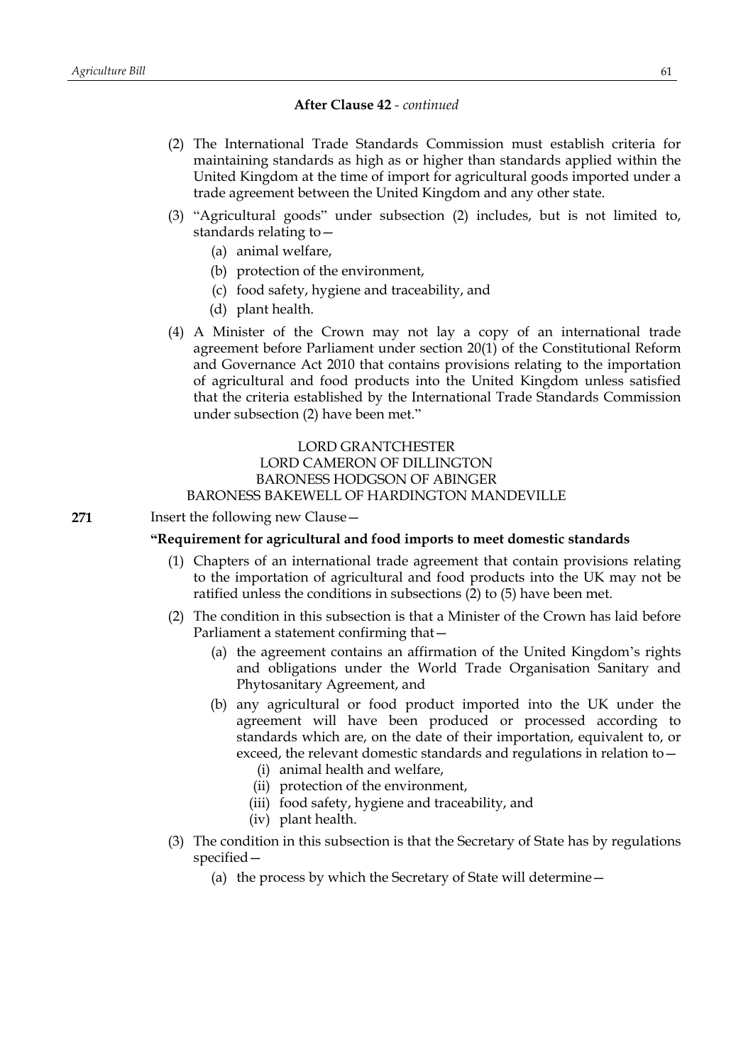**After Clause 42** - *continued*

(2) The International Trade Standards Commission must establish criteria for maintaining standards as high as or higher than standards applied within the United Kingdom at the time of import for agricultural goods imported under a trade agreement between the United Kingdom and any other state.

(3) "Agricultural goods" under subsection (2) includes, but is not limited to, standards relating to—

(a) animal welfare,

(b) protection of the environment,

(c) food safety, hygiene and traceability, and

(d) plant health.

(4) A Minister of the Crown may not lay a copy of an international trade agreement before Parliament under section 20(1) of the Constitutional Reform and Governance Act 2010 that contains provisions relating to the importation of agricultural and food products into the United Kingdom unless satisfied that the criteria established by the International Trade Standards Commission under subsection (2) have been met."

LORD GRANTCHESTER
LORD CAMERON OF DILLINGTON
BARONESS HODGSON OF ABINGER
BARONESS BAKEWELL OF HARDINGTON MANDEVILLE

**271** Insert the following new Clause—

**"Requirement for agricultural and food imports to meet domestic standards**

(1) Chapters of an international trade agreement that contain provisions relating to the importation of agricultural and food products into the UK may not be ratified unless the conditions in subsections (2) to (5) have been met.

(2) The condition in this subsection is that a Minister of the Crown has laid before Parliament a statement confirming that—

(a) the agreement contains an affirmation of the United Kingdom's rights and obligations under the World Trade Organisation Sanitary and Phytosanitary Agreement, and

(b) any agricultural or food product imported into the UK under the agreement will have been produced or processed according to standards which are, on the date of their importation, equivalent to, or exceed, the relevant domestic standards and regulations in relation to—

(i) animal health and welfare,

(ii) protection of the environment,

(iii) food safety, hygiene and traceability, and

(iv) plant health.

(3) The condition in this subsection is that the Secretary of State has by regulations specified—

(a) the process by which the Secretary of State will determine—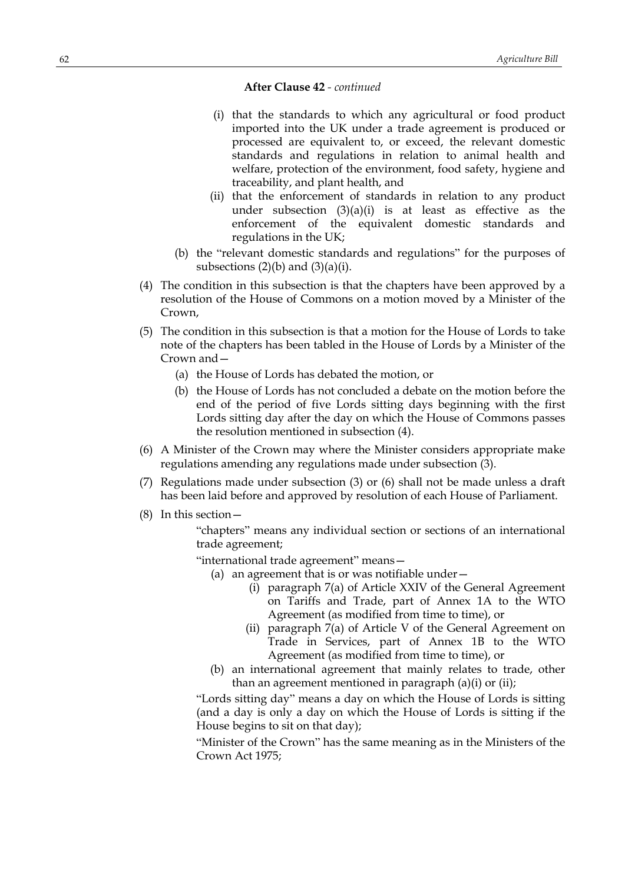**After Clause 42** - *continued*

(i) that the standards to which any agricultural or food product imported into the UK under a trade agreement is produced or processed are equivalent to, or exceed, the relevant domestic standards and regulations in relation to animal health and welfare, protection of the environment, food safety, hygiene and traceability, and plant health, and

(ii) that the enforcement of standards in relation to any product under subsection (3)(a)(i) is at least as effective as the enforcement of the equivalent domestic standards and regulations in the UK;

(b) the "relevant domestic standards and regulations" for the purposes of subsections (2)(b) and (3)(a)(i).

(4) The condition in this subsection is that the chapters have been approved by a resolution of the House of Commons on a motion moved by a Minister of the Crown,

(5) The condition in this subsection is that a motion for the House of Lords to take note of the chapters has been tabled in the House of Lords by a Minister of the Crown and—

(a) the House of Lords has debated the motion, or

(b) the House of Lords has not concluded a debate on the motion before the end of the period of five Lords sitting days beginning with the first Lords sitting day after the day on which the House of Commons passes the resolution mentioned in subsection (4).

(6) A Minister of the Crown may where the Minister considers appropriate make regulations amending any regulations made under subsection (3).

(7) Regulations made under subsection (3) or (6) shall not be made unless a draft has been laid before and approved by resolution of each House of Parliament.

(8) In this section—

"chapters" means any individual section or sections of an international trade agreement;

"international trade agreement" means—

(a) an agreement that is or was notifiable under—

(i) paragraph 7(a) of Article XXIV of the General Agreement on Tariffs and Trade, part of Annex 1A to the WTO Agreement (as modified from time to time), or

(ii) paragraph 7(a) of Article V of the General Agreement on Trade in Services, part of Annex 1B to the WTO Agreement (as modified from time to time), or

(b) an international agreement that mainly relates to trade, other than an agreement mentioned in paragraph (a)(i) or (ii);

"Lords sitting day" means a day on which the House of Lords is sitting (and a day is only a day on which the House of Lords is sitting if the House begins to sit on that day);

"Minister of the Crown" has the same meaning as in the Ministers of the Crown Act 1975;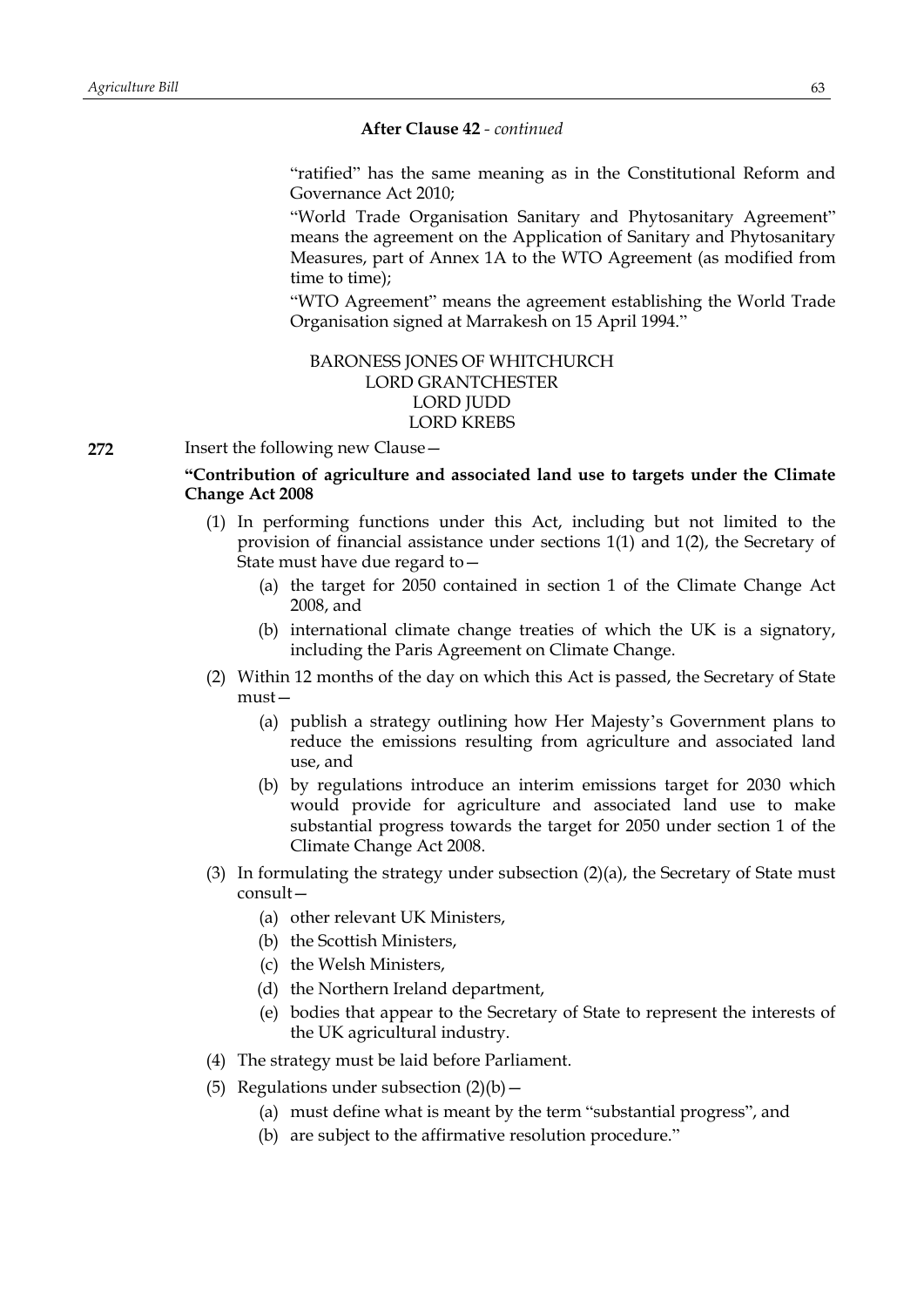**After Clause 42** - *continued*

"ratified" has the same meaning as in the Constitutional Reform and Governance Act 2010;

"World Trade Organisation Sanitary and Phytosanitary Agreement" means the agreement on the Application of Sanitary and Phytosanitary Measures, part of Annex 1A to the WTO Agreement (as modified from time to time);

"WTO Agreement" means the agreement establishing the World Trade Organisation signed at Marrakesh on 15 April 1994."

BARONESS JONES OF WHITCHURCH
LORD GRANTCHESTER
LORD JUDD
LORD KREBS

**272** Insert the following new Clause—

**"Contribution of agriculture and associated land use to targets under the Climate Change Act 2008**

(1) In performing functions under this Act, including but not limited to the provision of financial assistance under sections 1(1) and 1(2), the Secretary of State must have due regard to—

(a) the target for 2050 contained in section 1 of the Climate Change Act 2008, and

(b) international climate change treaties of which the UK is a signatory, including the Paris Agreement on Climate Change.

(2) Within 12 months of the day on which this Act is passed, the Secretary of State must—

(a) publish a strategy outlining how Her Majesty's Government plans to reduce the emissions resulting from agriculture and associated land use, and

(b) by regulations introduce an interim emissions target for 2030 which would provide for agriculture and associated land use to make substantial progress towards the target for 2050 under section 1 of the Climate Change Act 2008.

(3) In formulating the strategy under subsection (2)(a), the Secretary of State must consult—

(a) other relevant UK Ministers,

(b) the Scottish Ministers,

(c) the Welsh Ministers,

(d) the Northern Ireland department,

(e) bodies that appear to the Secretary of State to represent the interests of the UK agricultural industry.

(4) The strategy must be laid before Parliament.

(5) Regulations under subsection (2)(b)—

(a) must define what is meant by the term "substantial progress", and

(b) are subject to the affirmative resolution procedure."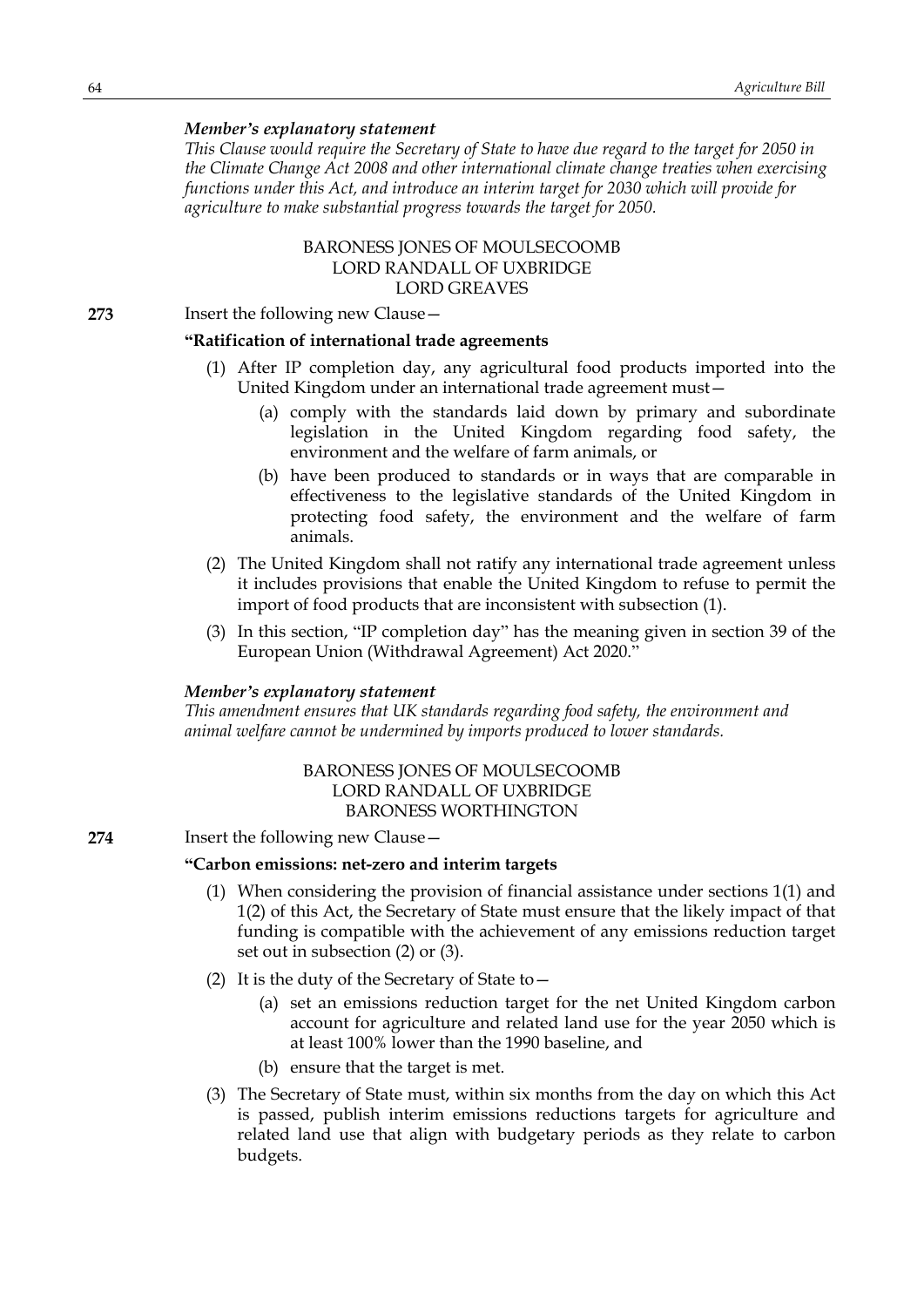*Member's explanatory statement*

*This Clause would require the Secretary of State to have due regard to the target for 2050 in the Climate Change Act 2008 and other international climate change treaties when exercising functions under this Act, and introduce an interim target for 2030 which will provide for agriculture to make substantial progress towards the target for 2050.*

BARONESS JONES OF MOULSECOOMB
LORD RANDALL OF UXBRIDGE
LORD GREAVES

**273** Insert the following new Clause—

**"Ratification of international trade agreements**

(1) After IP completion day, any agricultural food products imported into the United Kingdom under an international trade agreement must—

(a) comply with the standards laid down by primary and subordinate legislation in the United Kingdom regarding food safety, the environment and the welfare of farm animals, or

(b) have been produced to standards or in ways that are comparable in effectiveness to the legislative standards of the United Kingdom in protecting food safety, the environment and the welfare of farm animals.

(2) The United Kingdom shall not ratify any international trade agreement unless it includes provisions that enable the United Kingdom to refuse to permit the import of food products that are inconsistent with subsection (1).

(3) In this section, "IP completion day" has the meaning given in section 39 of the European Union (Withdrawal Agreement) Act 2020."

*Member's explanatory statement*

*This amendment ensures that UK standards regarding food safety, the environment and animal welfare cannot be undermined by imports produced to lower standards.*

BARONESS JONES OF MOULSECOOMB
LORD RANDALL OF UXBRIDGE
BARONESS WORTHINGTON

**274** Insert the following new Clause—

**"Carbon emissions: net-zero and interim targets**

(1) When considering the provision of financial assistance under sections 1(1) and 1(2) of this Act, the Secretary of State must ensure that the likely impact of that funding is compatible with the achievement of any emissions reduction target set out in subsection (2) or (3).

(2) It is the duty of the Secretary of State to—

(a) set an emissions reduction target for the net United Kingdom carbon account for agriculture and related land use for the year 2050 which is at least 100% lower than the 1990 baseline, and

(b) ensure that the target is met.

(3) The Secretary of State must, within six months from the day on which this Act is passed, publish interim emissions reductions targets for agriculture and related land use that align with budgetary periods as they relate to carbon budgets.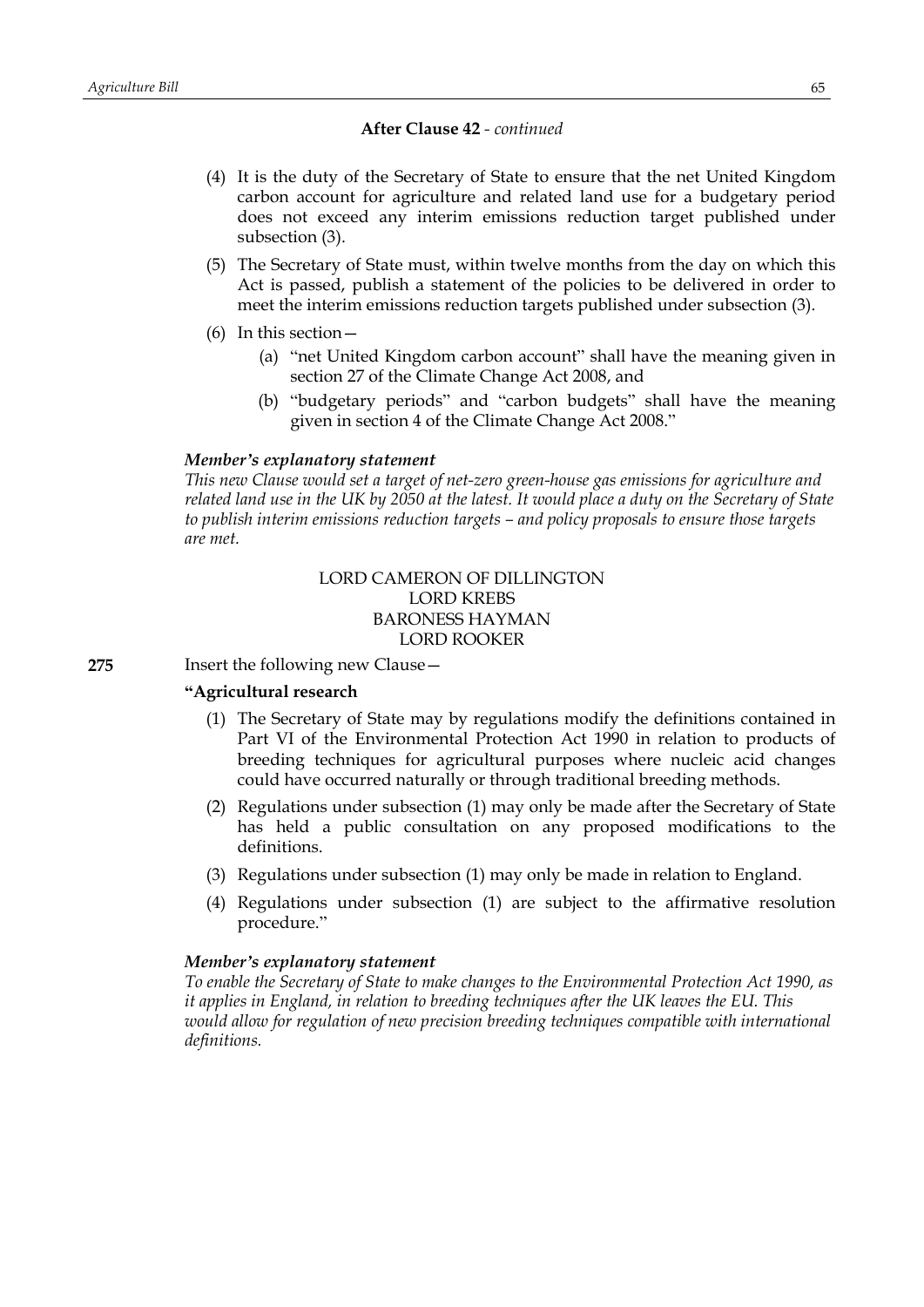**After Clause 42** - *continued*

(4) It is the duty of the Secretary of State to ensure that the net United Kingdom carbon account for agriculture and related land use for a budgetary period does not exceed any interim emissions reduction target published under subsection (3).

(5) The Secretary of State must, within twelve months from the day on which this Act is passed, publish a statement of the policies to be delivered in order to meet the interim emissions reduction targets published under subsection (3).

(6) In this section—

(a) "net United Kingdom carbon account" shall have the meaning given in section 27 of the Climate Change Act 2008, and

(b) "budgetary periods" and "carbon budgets" shall have the meaning given in section 4 of the Climate Change Act 2008."

***Member's explanatory statement***

*This new Clause would set a target of net-zero green-house gas emissions for agriculture and related land use in the UK by 2050 at the latest. It would place a duty on the Secretary of State to publish interim emissions reduction targets – and policy proposals to ensure those targets are met.*

LORD CAMERON OF DILLINGTON
LORD KREBS
BARONESS HAYMAN
LORD ROOKER

**275** Insert the following new Clause—

**"Agricultural research**

(1) The Secretary of State may by regulations modify the definitions contained in Part VI of the Environmental Protection Act 1990 in relation to products of breeding techniques for agricultural purposes where nucleic acid changes could have occurred naturally or through traditional breeding methods.

(2) Regulations under subsection (1) may only be made after the Secretary of State has held a public consultation on any proposed modifications to the definitions.

(3) Regulations under subsection (1) may only be made in relation to England.

(4) Regulations under subsection (1) are subject to the affirmative resolution procedure."

***Member's explanatory statement***

*To enable the Secretary of State to make changes to the Environmental Protection Act 1990, as it applies in England, in relation to breeding techniques after the UK leaves the EU. This would allow for regulation of new precision breeding techniques compatible with international definitions.*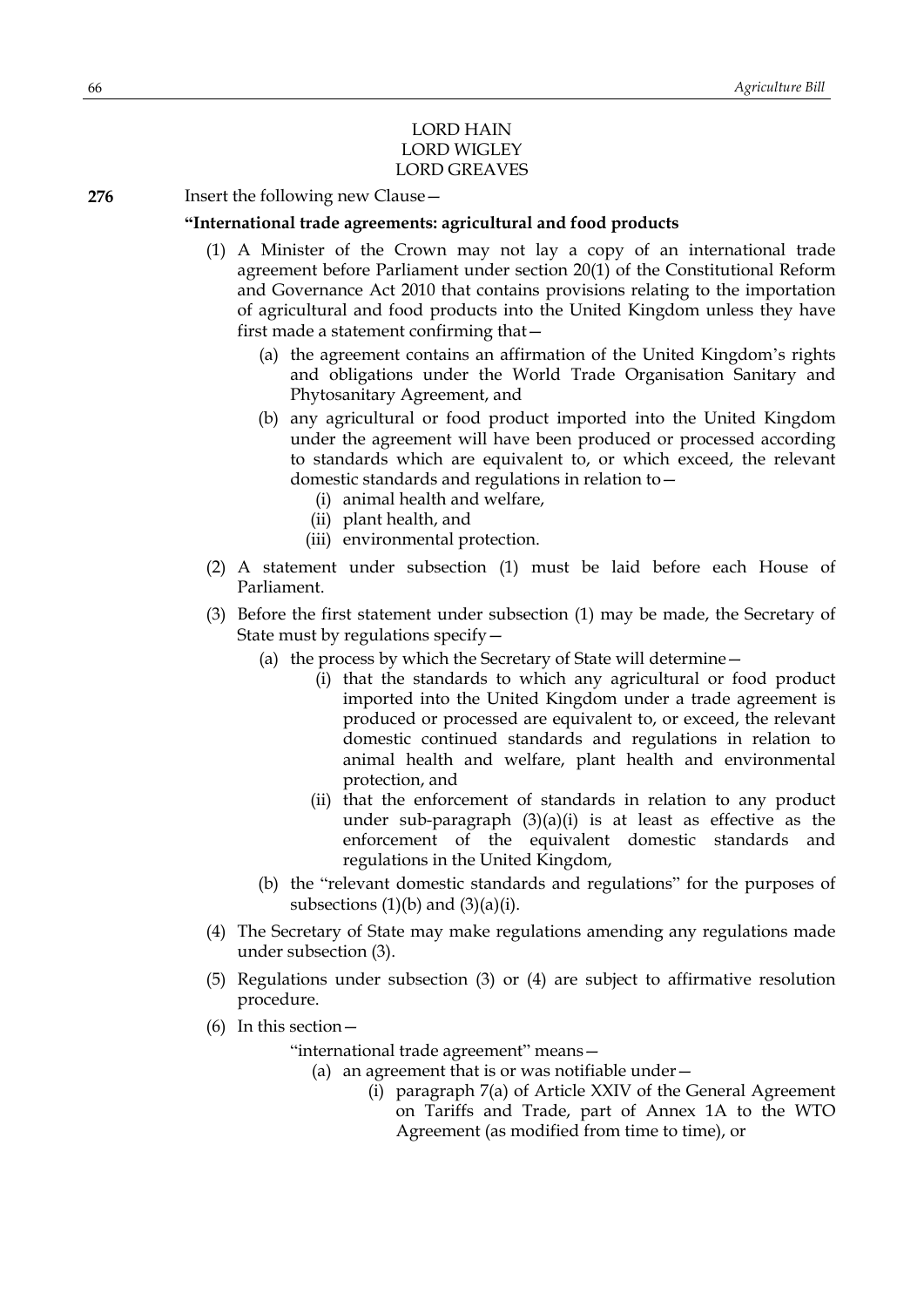LORD HAIN
LORD WIGLEY
LORD GREAVES

**276** Insert the following new Clause—

**"International trade agreements: agricultural and food products**

(1) A Minister of the Crown may not lay a copy of an international trade agreement before Parliament under section 20(1) of the Constitutional Reform and Governance Act 2010 that contains provisions relating to the importation of agricultural and food products into the United Kingdom unless they have first made a statement confirming that—

  (a) the agreement contains an affirmation of the United Kingdom's rights and obligations under the World Trade Organisation Sanitary and Phytosanitary Agreement, and

  (b) any agricultural or food product imported into the United Kingdom under the agreement will have been produced or processed according to standards which are equivalent to, or which exceed, the relevant domestic standards and regulations in relation to—

    (i) animal health and welfare,

    (ii) plant health, and

    (iii) environmental protection.

(2) A statement under subsection (1) must be laid before each House of Parliament.

(3) Before the first statement under subsection (1) may be made, the Secretary of State must by regulations specify—

  (a) the process by which the Secretary of State will determine—

    (i) that the standards to which any agricultural or food product imported into the United Kingdom under a trade agreement is produced or processed are equivalent to, or exceed, the relevant domestic continued standards and regulations in relation to animal health and welfare, plant health and environmental protection, and

    (ii) that the enforcement of standards in relation to any product under sub-paragraph (3)(a)(i) is at least as effective as the enforcement of the equivalent domestic standards and regulations in the United Kingdom,

  (b) the "relevant domestic standards and regulations" for the purposes of subsections (1)(b) and (3)(a)(i).

(4) The Secretary of State may make regulations amending any regulations made under subsection (3).

(5) Regulations under subsection (3) or (4) are subject to affirmative resolution procedure.

(6) In this section—

  "international trade agreement" means—

  (a) an agreement that is or was notifiable under—

    (i) paragraph 7(a) of Article XXIV of the General Agreement on Tariffs and Trade, part of Annex 1A to the WTO Agreement (as modified from time to time), or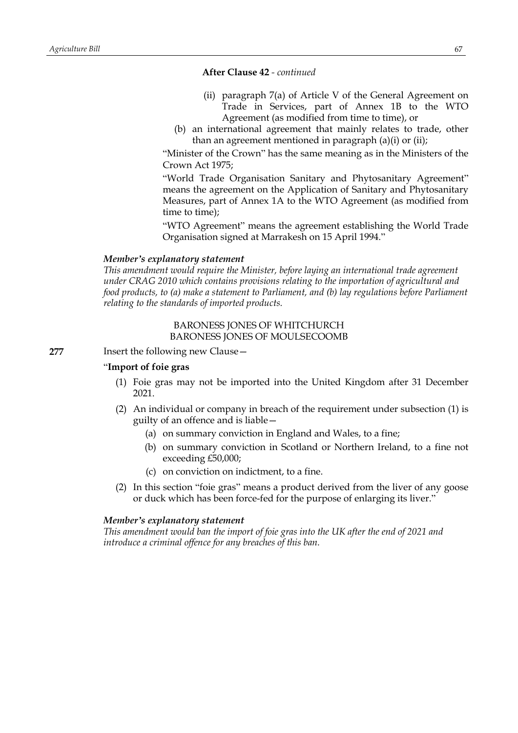**After Clause 42** - *continued*

- (ii) paragraph 7(a) of Article V of the General Agreement on Trade in Services, part of Annex 1B to the WTO Agreement (as modified from time to time), or
- (b) an international agreement that mainly relates to trade, other than an agreement mentioned in paragraph (a)(i) or (ii);

"Minister of the Crown" has the same meaning as in the Ministers of the Crown Act 1975;

"World Trade Organisation Sanitary and Phytosanitary Agreement" means the agreement on the Application of Sanitary and Phytosanitary Measures, part of Annex 1A to the WTO Agreement (as modified from time to time);

"WTO Agreement" means the agreement establishing the World Trade Organisation signed at Marrakesh on 15 April 1994."

***Member's explanatory statement***

*This amendment would require the Minister, before laying an international trade agreement under CRAG 2010 which contains provisions relating to the importation of agricultural and food products, to (a) make a statement to Parliament, and (b) lay regulations before Parliament relating to the standards of imported products.*

BARONESS JONES OF WHITCHURCH
BARONESS JONES OF MOULSECOOMB

**277** Insert the following new Clause—

"**Import of foie gras**

(1) Foie gras may not be imported into the United Kingdom after 31 December 2021.

(2) An individual or company in breach of the requirement under subsection (1) is guilty of an offence and is liable—

- (a) on summary conviction in England and Wales, to a fine;
- (b) on summary conviction in Scotland or Northern Ireland, to a fine not exceeding £50,000;
- (c) on conviction on indictment, to a fine.

(2) In this section "foie gras" means a product derived from the liver of any goose or duck which has been force-fed for the purpose of enlarging its liver."

***Member's explanatory statement***

*This amendment would ban the import of foie gras into the UK after the end of 2021 and introduce a criminal offence for any breaches of this ban.*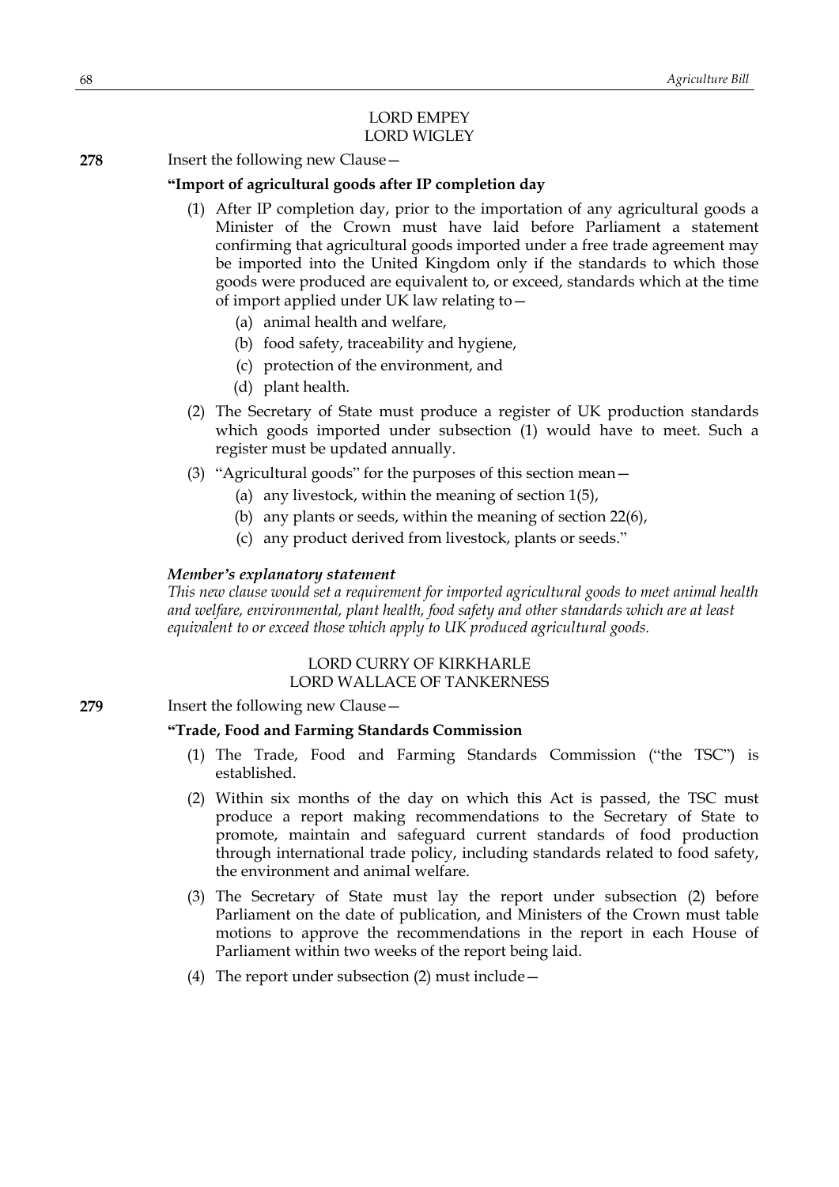LORD EMPEY
LORD WIGLEY

**278** Insert the following new Clause—

**"Import of agricultural goods after IP completion day**

(1) After IP completion day, prior to the importation of any agricultural goods a Minister of the Crown must have laid before Parliament a statement confirming that agricultural goods imported under a free trade agreement may be imported into the United Kingdom only if the standards to which those goods were produced are equivalent to, or exceed, standards which at the time of import applied under UK law relating to—

(a) animal health and welfare,

(b) food safety, traceability and hygiene,

(c) protection of the environment, and

(d) plant health.

(2) The Secretary of State must produce a register of UK production standards which goods imported under subsection (1) would have to meet. Such a register must be updated annually.

(3) "Agricultural goods" for the purposes of this section mean—

(a) any livestock, within the meaning of section 1(5),

(b) any plants or seeds, within the meaning of section 22(6),

(c) any product derived from livestock, plants or seeds."

***Member's explanatory statement***

*This new clause would set a requirement for imported agricultural goods to meet animal health and welfare, environmental, plant health, food safety and other standards which are at least equivalent to or exceed those which apply to UK produced agricultural goods.*

LORD CURRY OF KIRKHARLE
LORD WALLACE OF TANKERNESS

**279** Insert the following new Clause—

**"Trade, Food and Farming Standards Commission**

(1) The Trade, Food and Farming Standards Commission ("the TSC") is established.

(2) Within six months of the day on which this Act is passed, the TSC must produce a report making recommendations to the Secretary of State to promote, maintain and safeguard current standards of food production through international trade policy, including standards related to food safety, the environment and animal welfare.

(3) The Secretary of State must lay the report under subsection (2) before Parliament on the date of publication, and Ministers of the Crown must table motions to approve the recommendations in the report in each House of Parliament within two weeks of the report being laid.

(4) The report under subsection (2) must include—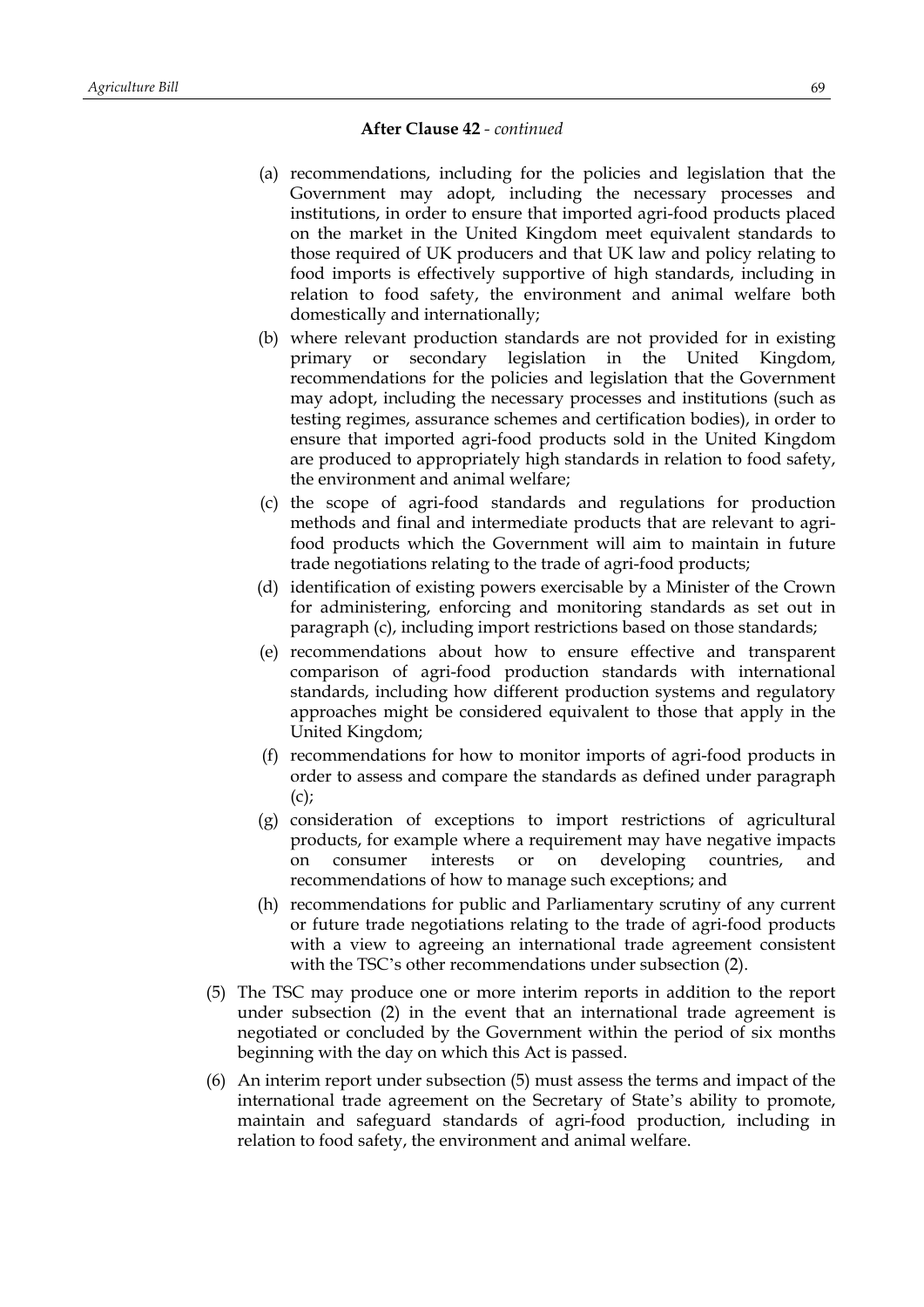**After Clause 42** - *continued*

(a) recommendations, including for the policies and legislation that the Government may adopt, including the necessary processes and institutions, in order to ensure that imported agri-food products placed on the market in the United Kingdom meet equivalent standards to those required of UK producers and that UK law and policy relating to food imports is effectively supportive of high standards, including in relation to food safety, the environment and animal welfare both domestically and internationally;

(b) where relevant production standards are not provided for in existing primary or secondary legislation in the United Kingdom, recommendations for the policies and legislation that the Government may adopt, including the necessary processes and institutions (such as testing regimes, assurance schemes and certification bodies), in order to ensure that imported agri-food products sold in the United Kingdom are produced to appropriately high standards in relation to food safety, the environment and animal welfare;

(c) the scope of agri-food standards and regulations for production methods and final and intermediate products that are relevant to agri-food products which the Government will aim to maintain in future trade negotiations relating to the trade of agri-food products;

(d) identification of existing powers exercisable by a Minister of the Crown for administering, enforcing and monitoring standards as set out in paragraph (c), including import restrictions based on those standards;

(e) recommendations about how to ensure effective and transparent comparison of agri-food production standards with international standards, including how different production systems and regulatory approaches might be considered equivalent to those that apply in the United Kingdom;

(f) recommendations for how to monitor imports of agri-food products in order to assess and compare the standards as defined under paragraph (c);

(g) consideration of exceptions to import restrictions of agricultural products, for example where a requirement may have negative impacts on consumer interests or on developing countries, and recommendations of how to manage such exceptions; and

(h) recommendations for public and Parliamentary scrutiny of any current or future trade negotiations relating to the trade of agri-food products with a view to agreeing an international trade agreement consistent with the TSC's other recommendations under subsection (2).

(5) The TSC may produce one or more interim reports in addition to the report under subsection (2) in the event that an international trade agreement is negotiated or concluded by the Government within the period of six months beginning with the day on which this Act is passed.

(6) An interim report under subsection (5) must assess the terms and impact of the international trade agreement on the Secretary of State's ability to promote, maintain and safeguard standards of agri-food production, including in relation to food safety, the environment and animal welfare.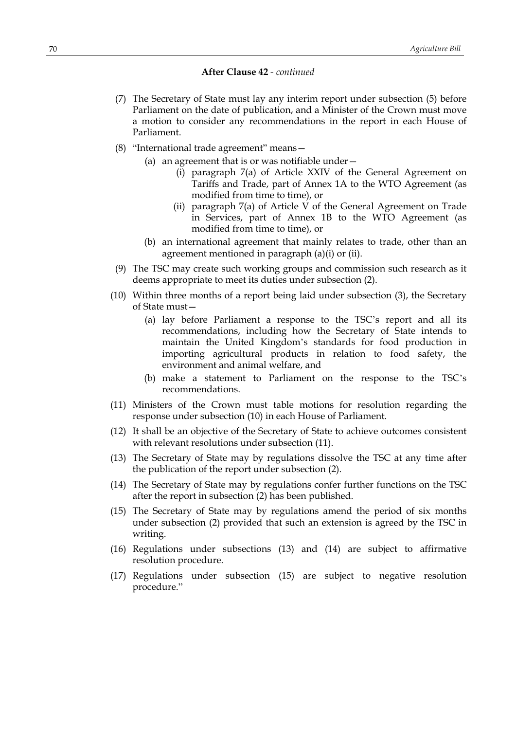**After Clause 42** - *continued*

(7) The Secretary of State must lay any interim report under subsection (5) before Parliament on the date of publication, and a Minister of the Crown must move a motion to consider any recommendations in the report in each House of Parliament.

(8) "International trade agreement" means—

   (a) an agreement that is or was notifiable under—

      (i) paragraph 7(a) of Article XXIV of the General Agreement on Tariffs and Trade, part of Annex 1A to the WTO Agreement (as modified from time to time), or

      (ii) paragraph 7(a) of Article V of the General Agreement on Trade in Services, part of Annex 1B to the WTO Agreement (as modified from time to time), or

   (b) an international agreement that mainly relates to trade, other than an agreement mentioned in paragraph (a)(i) or (ii).

(9) The TSC may create such working groups and commission such research as it deems appropriate to meet its duties under subsection (2).

(10) Within three months of a report being laid under subsection (3), the Secretary of State must—

   (a) lay before Parliament a response to the TSC's report and all its recommendations, including how the Secretary of State intends to maintain the United Kingdom's standards for food production in importing agricultural products in relation to food safety, the environment and animal welfare, and

   (b) make a statement to Parliament on the response to the TSC's recommendations.

(11) Ministers of the Crown must table motions for resolution regarding the response under subsection (10) in each House of Parliament.

(12) It shall be an objective of the Secretary of State to achieve outcomes consistent with relevant resolutions under subsection (11).

(13) The Secretary of State may by regulations dissolve the TSC at any time after the publication of the report under subsection (2).

(14) The Secretary of State may by regulations confer further functions on the TSC after the report in subsection (2) has been published.

(15) The Secretary of State may by regulations amend the period of six months under subsection (2) provided that such an extension is agreed by the TSC in writing.

(16) Regulations under subsections (13) and (14) are subject to affirmative resolution procedure.

(17) Regulations under subsection (15) are subject to negative resolution procedure."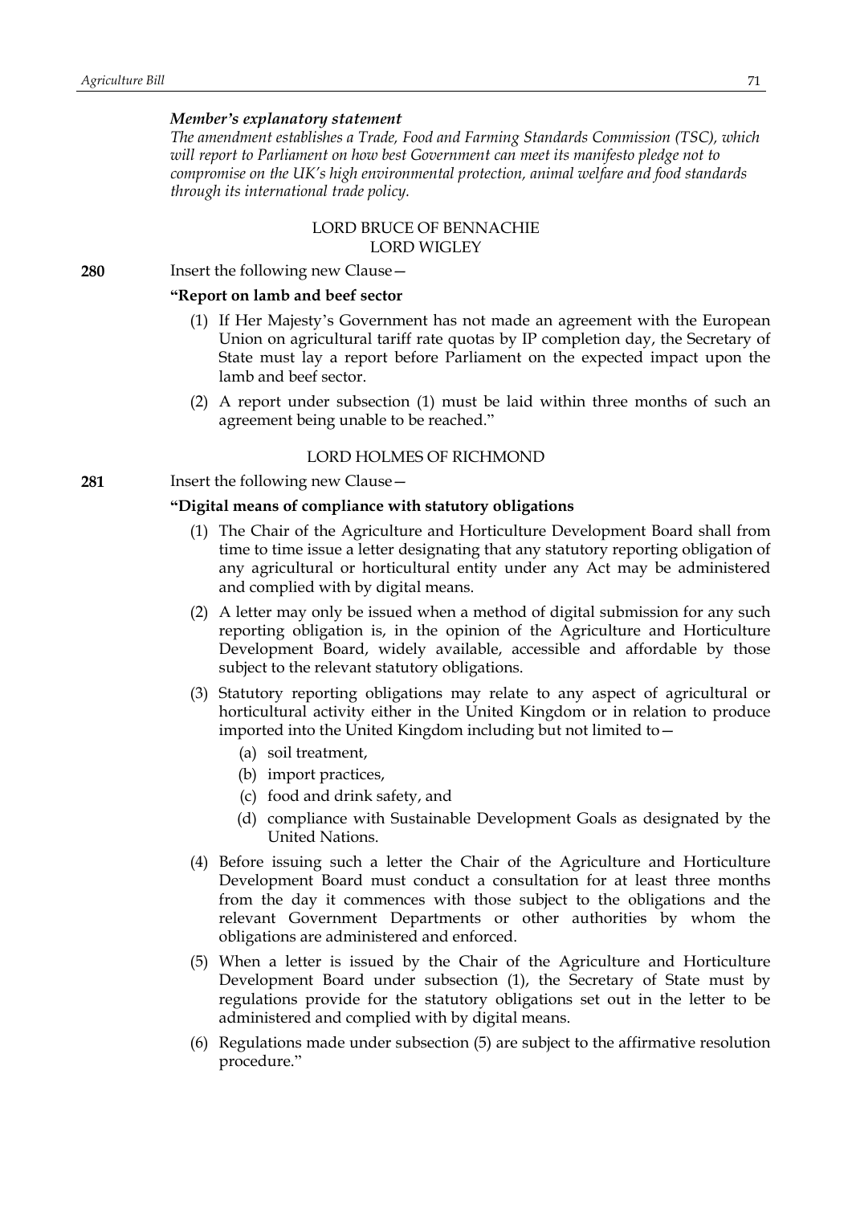*Member's explanatory statement*

*The amendment establishes a Trade, Food and Farming Standards Commission (TSC), which will report to Parliament on how best Government can meet its manifesto pledge not to compromise on the UK's high environmental protection, animal welfare and food standards through its international trade policy.*

LORD BRUCE OF BENNACHIE
LORD WIGLEY

**280** Insert the following new Clause—

**"Report on lamb and beef sector**

(1) If Her Majesty's Government has not made an agreement with the European Union on agricultural tariff rate quotas by IP completion day, the Secretary of State must lay a report before Parliament on the expected impact upon the lamb and beef sector.

(2) A report under subsection (1) must be laid within three months of such an agreement being unable to be reached."

LORD HOLMES OF RICHMOND

**281** Insert the following new Clause—

**"Digital means of compliance with statutory obligations**

(1) The Chair of the Agriculture and Horticulture Development Board shall from time to time issue a letter designating that any statutory reporting obligation of any agricultural or horticultural entity under any Act may be administered and complied with by digital means.

(2) A letter may only be issued when a method of digital submission for any such reporting obligation is, in the opinion of the Agriculture and Horticulture Development Board, widely available, accessible and affordable by those subject to the relevant statutory obligations.

(3) Statutory reporting obligations may relate to any aspect of agricultural or horticultural activity either in the United Kingdom or in relation to produce imported into the United Kingdom including but not limited to—

(a) soil treatment,

(b) import practices,

(c) food and drink safety, and

(d) compliance with Sustainable Development Goals as designated by the United Nations.

(4) Before issuing such a letter the Chair of the Agriculture and Horticulture Development Board must conduct a consultation for at least three months from the day it commences with those subject to the obligations and the relevant Government Departments or other authorities by whom the obligations are administered and enforced.

(5) When a letter is issued by the Chair of the Agriculture and Horticulture Development Board under subsection (1), the Secretary of State must by regulations provide for the statutory obligations set out in the letter to be administered and complied with by digital means.

(6) Regulations made under subsection (5) are subject to the affirmative resolution procedure."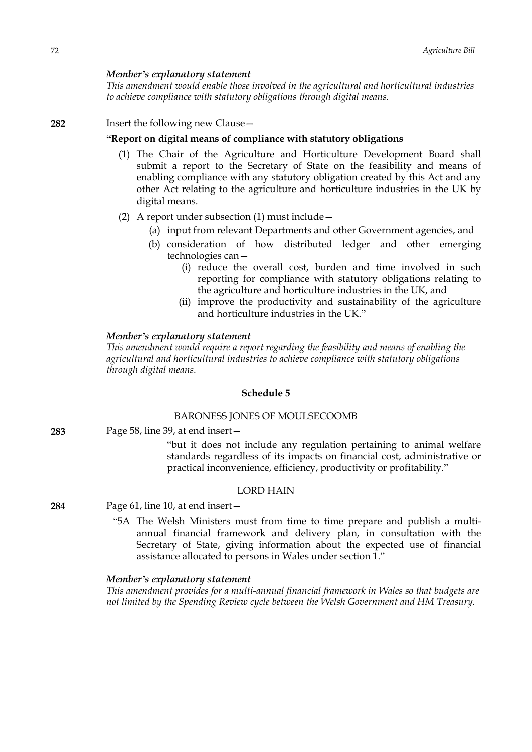*Member's explanatory statement*

*This amendment would enable those involved in the agricultural and horticultural industries to achieve compliance with statutory obligations through digital means.*

**282** Insert the following new Clause—

**"Report on digital means of compliance with statutory obligations**

(1) The Chair of the Agriculture and Horticulture Development Board shall submit a report to the Secretary of State on the feasibility and means of enabling compliance with any statutory obligation created by this Act and any other Act relating to the agriculture and horticulture industries in the UK by digital means.

(2) A report under subsection (1) must include—

(a) input from relevant Departments and other Government agencies, and

(b) consideration of how distributed ledger and other emerging technologies can—

(i) reduce the overall cost, burden and time involved in such reporting for compliance with statutory obligations relating to the agriculture and horticulture industries in the UK, and

(ii) improve the productivity and sustainability of the agriculture and horticulture industries in the UK."

*Member's explanatory statement*

*This amendment would require a report regarding the feasibility and means of enabling the agricultural and horticultural industries to achieve compliance with statutory obligations through digital means.*

**Schedule 5**

BARONESS JONES OF MOULSECOOMB

**283** Page 58, line 39, at end insert—

"but it does not include any regulation pertaining to animal welfare standards regardless of its impacts on financial cost, administrative or practical inconvenience, efficiency, productivity or profitability."

LORD HAIN

**284** Page 61, line 10, at end insert—

"5A The Welsh Ministers must from time to time prepare and publish a multi-annual financial framework and delivery plan, in consultation with the Secretary of State, giving information about the expected use of financial assistance allocated to persons in Wales under section 1."

*Member's explanatory statement*

*This amendment provides for a multi-annual financial framework in Wales so that budgets are not limited by the Spending Review cycle between the Welsh Government and HM Treasury.*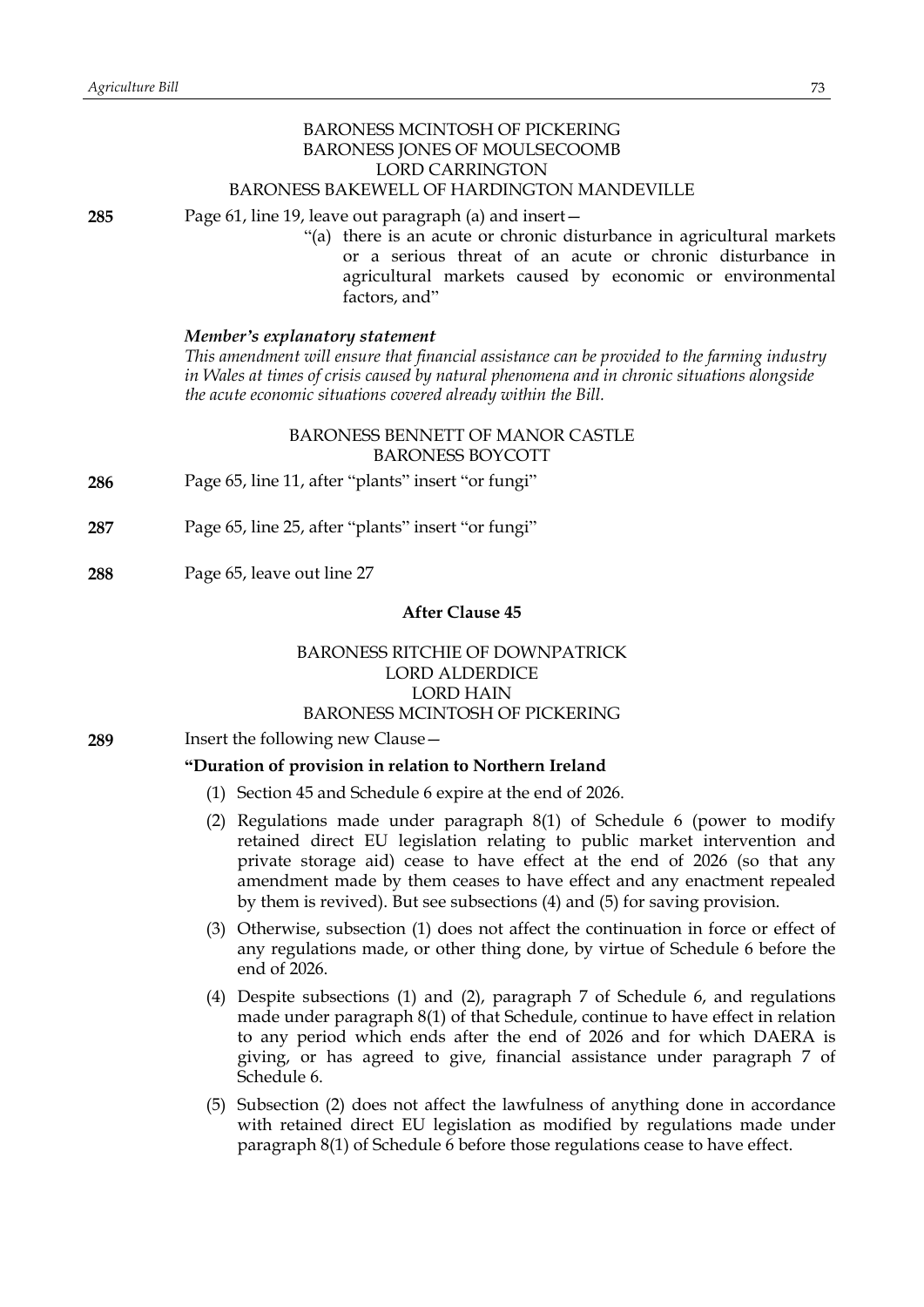BARONESS MCINTOSH OF PICKERING
BARONESS JONES OF MOULSECOOMB
LORD CARRINGTON
BARONESS BAKEWELL OF HARDINGTON MANDEVILLE

**285** Page 61, line 19, leave out paragraph (a) and insert—

"(a) there is an acute or chronic disturbance in agricultural markets or a serious threat of an acute or chronic disturbance in agricultural markets caused by economic or environmental factors, and"

***Member's explanatory statement***

*This amendment will ensure that financial assistance can be provided to the farming industry in Wales at times of crisis caused by natural phenomena and in chronic situations alongside the acute economic situations covered already within the Bill.*

BARONESS BENNETT OF MANOR CASTLE
BARONESS BOYCOTT

**286** Page 65, line 11, after "plants" insert "or fungi"

**287** Page 65, line 25, after "plants" insert "or fungi"

**288** Page 65, leave out line 27

### After Clause 45

BARONESS RITCHIE OF DOWNPATRICK
LORD ALDERDICE
LORD HAIN
BARONESS MCINTOSH OF PICKERING

**289** Insert the following new Clause—

**"Duration of provision in relation to Northern Ireland**

(1) Section 45 and Schedule 6 expire at the end of 2026.

(2) Regulations made under paragraph 8(1) of Schedule 6 (power to modify retained direct EU legislation relating to public market intervention and private storage aid) cease to have effect at the end of 2026 (so that any amendment made by them ceases to have effect and any enactment repealed by them is revived). But see subsections (4) and (5) for saving provision.

(3) Otherwise, subsection (1) does not affect the continuation in force or effect of any regulations made, or other thing done, by virtue of Schedule 6 before the end of 2026.

(4) Despite subsections (1) and (2), paragraph 7 of Schedule 6, and regulations made under paragraph 8(1) of that Schedule, continue to have effect in relation to any period which ends after the end of 2026 and for which DAERA is giving, or has agreed to give, financial assistance under paragraph 7 of Schedule 6.

(5) Subsection (2) does not affect the lawfulness of anything done in accordance with retained direct EU legislation as modified by regulations made under paragraph 8(1) of Schedule 6 before those regulations cease to have effect.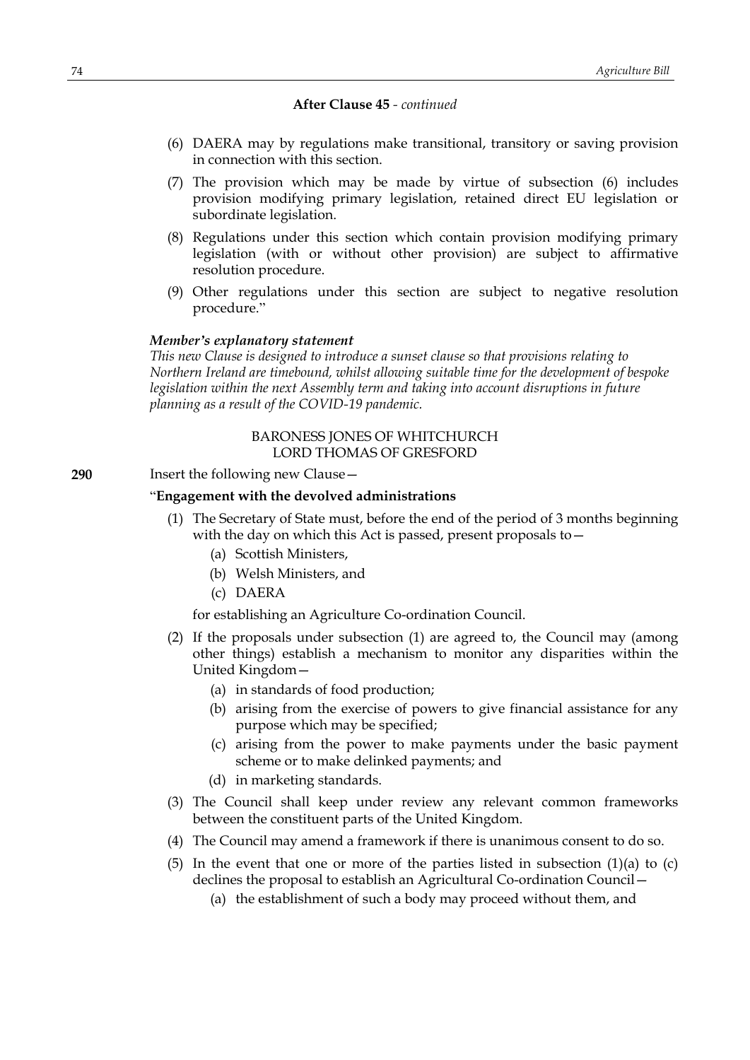**After Clause 45** - *continued*

(6) DAERA may by regulations make transitional, transitory or saving provision in connection with this section.

(7) The provision which may be made by virtue of subsection (6) includes provision modifying primary legislation, retained direct EU legislation or subordinate legislation.

(8) Regulations under this section which contain provision modifying primary legislation (with or without other provision) are subject to affirmative resolution procedure.

(9) Other regulations under this section are subject to negative resolution procedure."

***Member's explanatory statement***

*This new Clause is designed to introduce a sunset clause so that provisions relating to Northern Ireland are timebound, whilst allowing suitable time for the development of bespoke legislation within the next Assembly term and taking into account disruptions in future planning as a result of the COVID-19 pandemic.*

BARONESS JONES OF WHITCHURCH
LORD THOMAS OF GRESFORD

**290** Insert the following new Clause—

"**Engagement with the devolved administrations**

(1) The Secretary of State must, before the end of the period of 3 months beginning with the day on which this Act is passed, present proposals to—

(a) Scottish Ministers,

(b) Welsh Ministers, and

(c) DAERA

for establishing an Agriculture Co-ordination Council.

(2) If the proposals under subsection (1) are agreed to, the Council may (among other things) establish a mechanism to monitor any disparities within the United Kingdom—

(a) in standards of food production;

(b) arising from the exercise of powers to give financial assistance for any purpose which may be specified;

(c) arising from the power to make payments under the basic payment scheme or to make delinked payments; and

(d) in marketing standards.

(3) The Council shall keep under review any relevant common frameworks between the constituent parts of the United Kingdom.

(4) The Council may amend a framework if there is unanimous consent to do so.

(5) In the event that one or more of the parties listed in subsection (1)(a) to (c) declines the proposal to establish an Agricultural Co-ordination Council—

(a) the establishment of such a body may proceed without them, and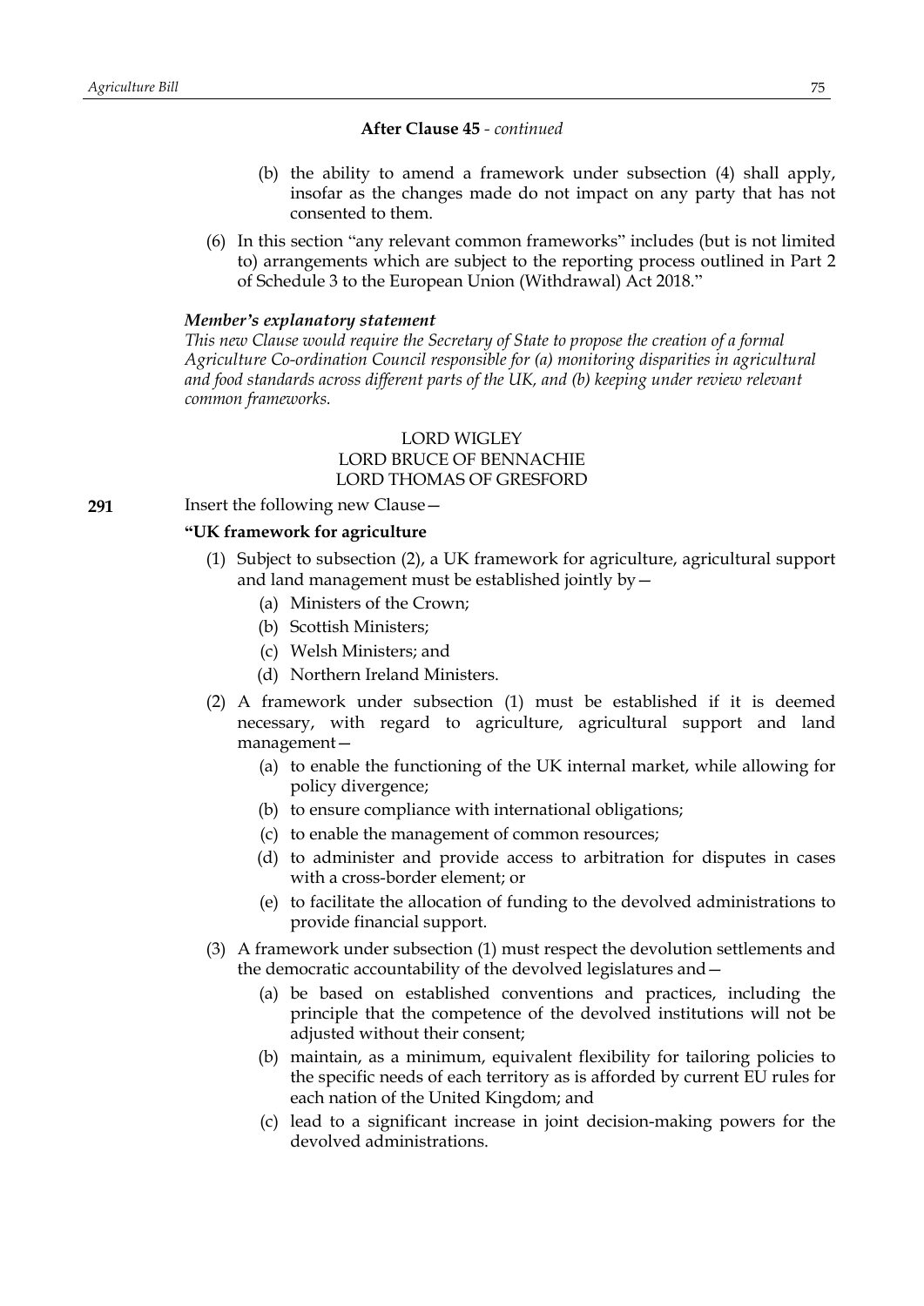**After Clause 45** - *continued*

(b) the ability to amend a framework under subsection (4) shall apply, insofar as the changes made do not impact on any party that has not consented to them.

(6) In this section "any relevant common frameworks" includes (but is not limited to) arrangements which are subject to the reporting process outlined in Part 2 of Schedule 3 to the European Union (Withdrawal) Act 2018."

***Member's explanatory statement***

*This new Clause would require the Secretary of State to propose the creation of a formal Agriculture Co-ordination Council responsible for (a) monitoring disparities in agricultural and food standards across different parts of the UK, and (b) keeping under review relevant common frameworks.*

LORD WIGLEY
LORD BRUCE OF BENNACHIE
LORD THOMAS OF GRESFORD

**291** Insert the following new Clause—

**"UK framework for agriculture**

(1) Subject to subsection (2), a UK framework for agriculture, agricultural support and land management must be established jointly by—

(a) Ministers of the Crown;

(b) Scottish Ministers;

(c) Welsh Ministers; and

(d) Northern Ireland Ministers.

(2) A framework under subsection (1) must be established if it is deemed necessary, with regard to agriculture, agricultural support and land management—

(a) to enable the functioning of the UK internal market, while allowing for policy divergence;

(b) to ensure compliance with international obligations;

(c) to enable the management of common resources;

(d) to administer and provide access to arbitration for disputes in cases with a cross-border element; or

(e) to facilitate the allocation of funding to the devolved administrations to provide financial support.

(3) A framework under subsection (1) must respect the devolution settlements and the democratic accountability of the devolved legislatures and—

(a) be based on established conventions and practices, including the principle that the competence of the devolved institutions will not be adjusted without their consent;

(b) maintain, as a minimum, equivalent flexibility for tailoring policies to the specific needs of each territory as is afforded by current EU rules for each nation of the United Kingdom; and

(c) lead to a significant increase in joint decision-making powers for the devolved administrations.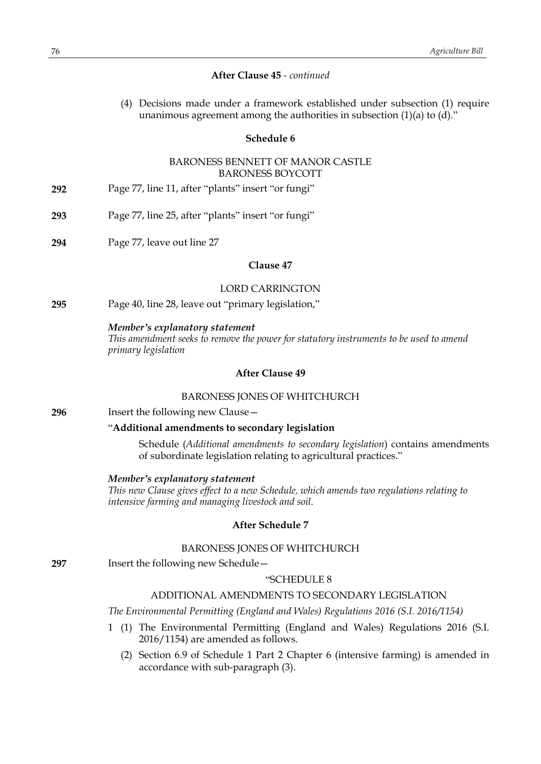**After Clause 45** - *continued*

(4) Decisions made under a framework established under subsection (1) require unanimous agreement among the authorities in subsection (1)(a) to (d)."

**Schedule 6**

BARONESS BENNETT OF MANOR CASTLE
BARONESS BOYCOTT

**292** Page 77, line 11, after "plants" insert "or fungi"

**293** Page 77, line 25, after "plants" insert "or fungi"

**294** Page 77, leave out line 27

**Clause 47**

LORD CARRINGTON

**295** Page 40, line 28, leave out "primary legislation,"

***Member's explanatory statement***
*This amendment seeks to remove the power for statutory instruments to be used to amend primary legislation*

**After Clause 49**

BARONESS JONES OF WHITCHURCH

**296** Insert the following new Clause—

"**Additional amendments to secondary legislation**

Schedule (*Additional amendments to secondary legislation*) contains amendments of subordinate legislation relating to agricultural practices."

***Member's explanatory statement***
*This new Clause gives effect to a new Schedule, which amends two regulations relating to intensive farming and managing livestock and soil.*

**After Schedule 7**

BARONESS JONES OF WHITCHURCH

**297** Insert the following new Schedule—

"SCHEDULE 8

ADDITIONAL AMENDMENTS TO SECONDARY LEGISLATION

*The Environmental Permitting (England and Wales) Regulations 2016 (S.I. 2016/1154)*

1 (1) The Environmental Permitting (England and Wales) Regulations 2016 (S.I. 2016/1154) are amended as follows.

(2) Section 6.9 of Schedule 1 Part 2 Chapter 6 (intensive farming) is amended in accordance with sub-paragraph (3).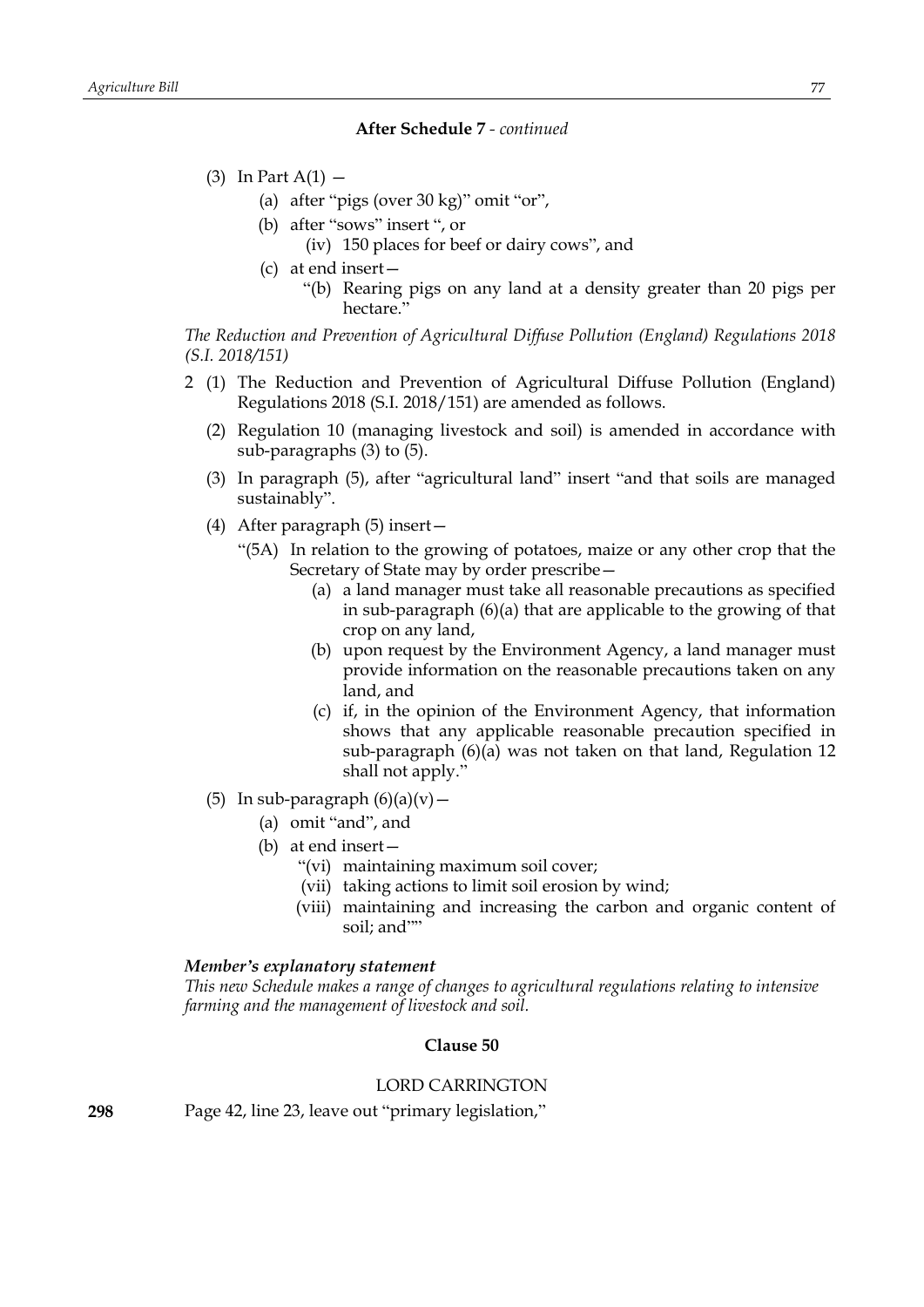**After Schedule 7** - *continued*

(3) In Part A(1) —

(a) after "pigs (over 30 kg)" omit "or",

(b) after "sows" insert ", or

(iv) 150 places for beef or dairy cows", and

(c) at end insert—

"(b) Rearing pigs on any land at a density greater than 20 pigs per hectare."

*The Reduction and Prevention of Agricultural Diffuse Pollution (England) Regulations 2018 (S.I. 2018/151)*

2 (1) The Reduction and Prevention of Agricultural Diffuse Pollution (England) Regulations 2018 (S.I. 2018/151) are amended as follows.

(2) Regulation 10 (managing livestock and soil) is amended in accordance with sub-paragraphs (3) to (5).

(3) In paragraph (5), after "agricultural land" insert "and that soils are managed sustainably".

(4) After paragraph (5) insert—

"(5A) In relation to the growing of potatoes, maize or any other crop that the Secretary of State may by order prescribe—

(a) a land manager must take all reasonable precautions as specified in sub-paragraph (6)(a) that are applicable to the growing of that crop on any land,

(b) upon request by the Environment Agency, a land manager must provide information on the reasonable precautions taken on any land, and

(c) if, in the opinion of the Environment Agency, that information shows that any applicable reasonable precaution specified in sub-paragraph (6)(a) was not taken on that land, Regulation 12 shall not apply."

(5) In sub-paragraph (6)(a)(v)—

(a) omit "and", and

(b) at end insert—

"(vi) maintaining maximum soil cover;

(vii) taking actions to limit soil erosion by wind;

(viii) maintaining and increasing the carbon and organic content of soil; and""

***Member's explanatory statement***

*This new Schedule makes a range of changes to agricultural regulations relating to intensive farming and the management of livestock and soil.*

**Clause 50**

LORD CARRINGTON

**298** Page 42, line 23, leave out "primary legislation,"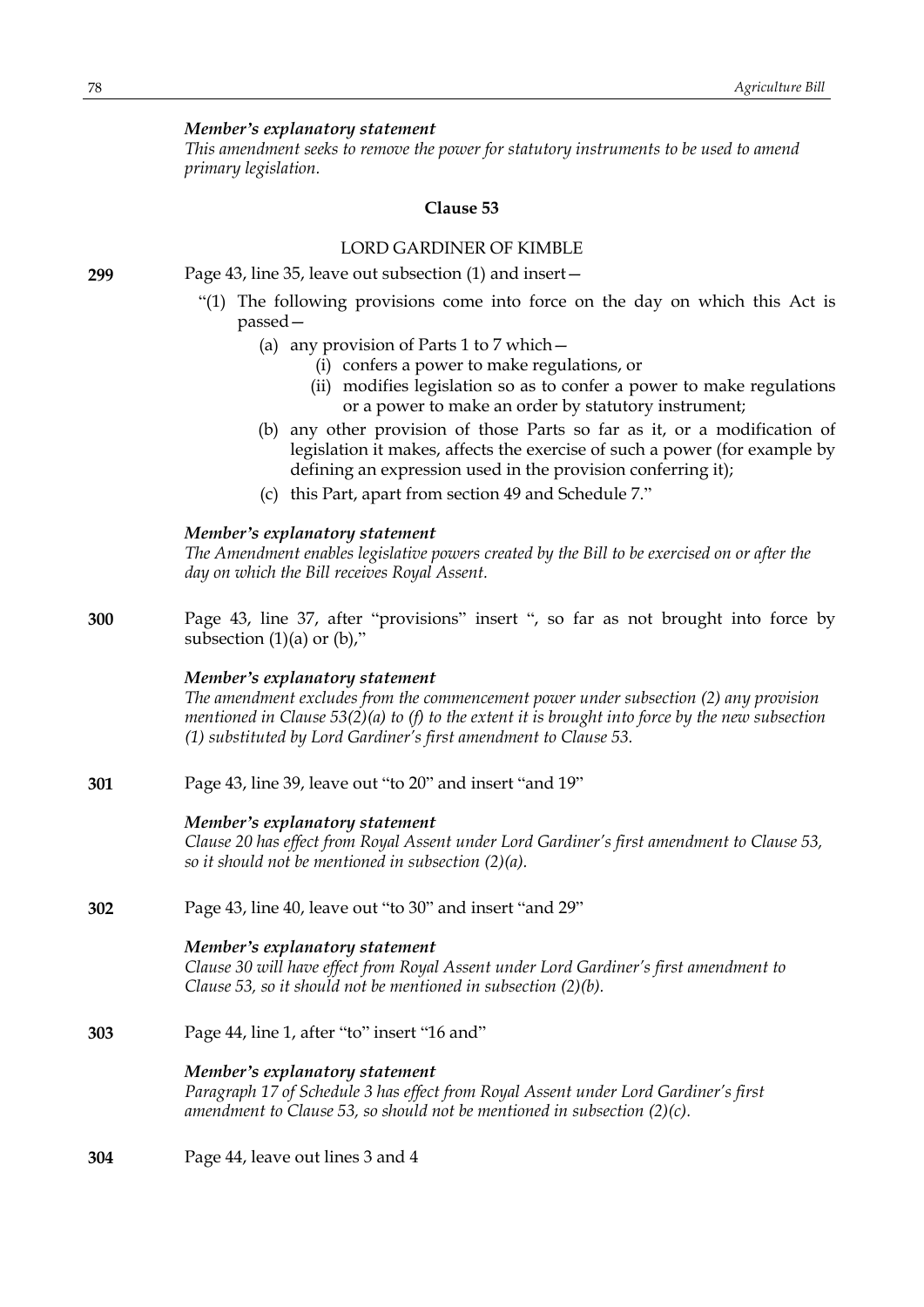*Member's explanatory statement*
*This amendment seeks to remove the power for statutory instruments to be used to amend primary legislation.*

### Clause 53

LORD GARDINER OF KIMBLE

**299** Page 43, line 35, leave out subsection (1) and insert—

"(1) The following provisions come into force on the day on which this Act is passed—

(a) any provision of Parts 1 to 7 which—

(i) confers a power to make regulations, or

(ii) modifies legislation so as to confer a power to make regulations or a power to make an order by statutory instrument;

(b) any other provision of those Parts so far as it, or a modification of legislation it makes, affects the exercise of such a power (for example by defining an expression used in the provision conferring it);

(c) this Part, apart from section 49 and Schedule 7."

*Member's explanatory statement*
*The Amendment enables legislative powers created by the Bill to be exercised on or after the day on which the Bill receives Royal Assent.*

**300** Page 43, line 37, after "provisions" insert ", so far as not brought into force by subsection (1)(a) or (b),"

*Member's explanatory statement*
*The amendment excludes from the commencement power under subsection (2) any provision mentioned in Clause 53(2)(a) to (f) to the extent it is brought into force by the new subsection (1) substituted by Lord Gardiner's first amendment to Clause 53.*

**301** Page 43, line 39, leave out "to 20" and insert "and 19"

*Member's explanatory statement*
*Clause 20 has effect from Royal Assent under Lord Gardiner's first amendment to Clause 53, so it should not be mentioned in subsection (2)(a).*

**302** Page 43, line 40, leave out "to 30" and insert "and 29"

*Member's explanatory statement*
*Clause 30 will have effect from Royal Assent under Lord Gardiner's first amendment to Clause 53, so it should not be mentioned in subsection (2)(b).*

**303** Page 44, line 1, after "to" insert "16 and"

*Member's explanatory statement*
*Paragraph 17 of Schedule 3 has effect from Royal Assent under Lord Gardiner's first amendment to Clause 53, so should not be mentioned in subsection (2)(c).*

**304** Page 44, leave out lines 3 and 4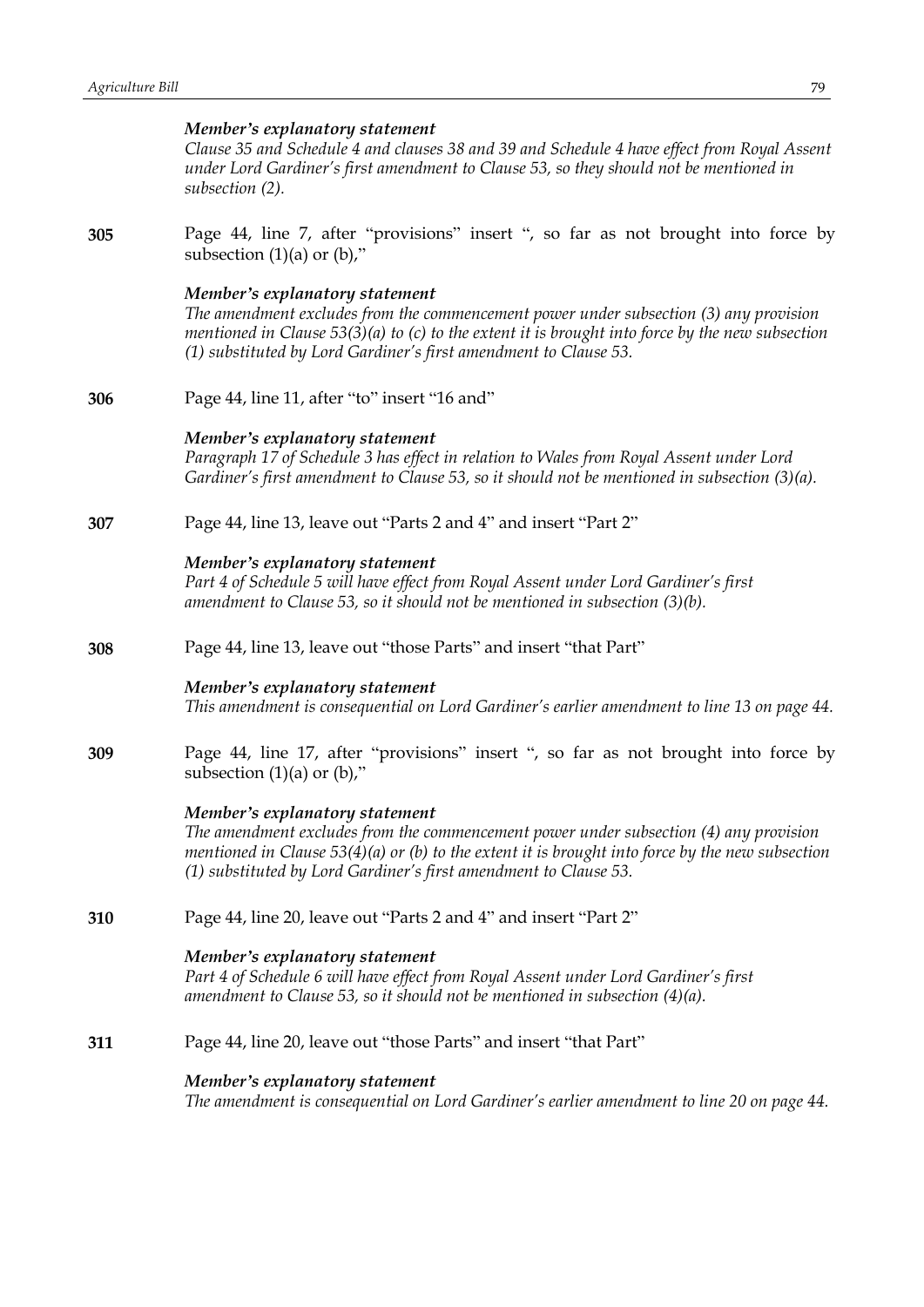*Member's explanatory statement*

*Clause 35 and Schedule 4 and clauses 38 and 39 and Schedule 4 have effect from Royal Assent under Lord Gardiner's first amendment to Clause 53, so they should not be mentioned in subsection (2).*

**305** Page 44, line 7, after "provisions" insert ", so far as not brought into force by subsection (1)(a) or (b),"

*Member's explanatory statement*

*The amendment excludes from the commencement power under subsection (3) any provision mentioned in Clause 53(3)(a) to (c) to the extent it is brought into force by the new subsection (1) substituted by Lord Gardiner's first amendment to Clause 53.*

**306** Page 44, line 11, after "to" insert "16 and"

*Member's explanatory statement*

*Paragraph 17 of Schedule 3 has effect in relation to Wales from Royal Assent under Lord Gardiner's first amendment to Clause 53, so it should not be mentioned in subsection (3)(a).*

**307** Page 44, line 13, leave out "Parts 2 and 4" and insert "Part 2"

*Member's explanatory statement*

*Part 4 of Schedule 5 will have effect from Royal Assent under Lord Gardiner's first amendment to Clause 53, so it should not be mentioned in subsection (3)(b).*

**308** Page 44, line 13, leave out "those Parts" and insert "that Part"

*Member's explanatory statement*

*This amendment is consequential on Lord Gardiner's earlier amendment to line 13 on page 44.*

**309** Page 44, line 17, after "provisions" insert ", so far as not brought into force by subsection (1)(a) or (b),"

*Member's explanatory statement*

*The amendment excludes from the commencement power under subsection (4) any provision mentioned in Clause 53(4)(a) or (b) to the extent it is brought into force by the new subsection (1) substituted by Lord Gardiner's first amendment to Clause 53.*

**310** Page 44, line 20, leave out "Parts 2 and 4" and insert "Part 2"

*Member's explanatory statement*

*Part 4 of Schedule 6 will have effect from Royal Assent under Lord Gardiner's first amendment to Clause 53, so it should not be mentioned in subsection (4)(a).*

**311** Page 44, line 20, leave out "those Parts" and insert "that Part"

*Member's explanatory statement*

*The amendment is consequential on Lord Gardiner's earlier amendment to line 20 on page 44.*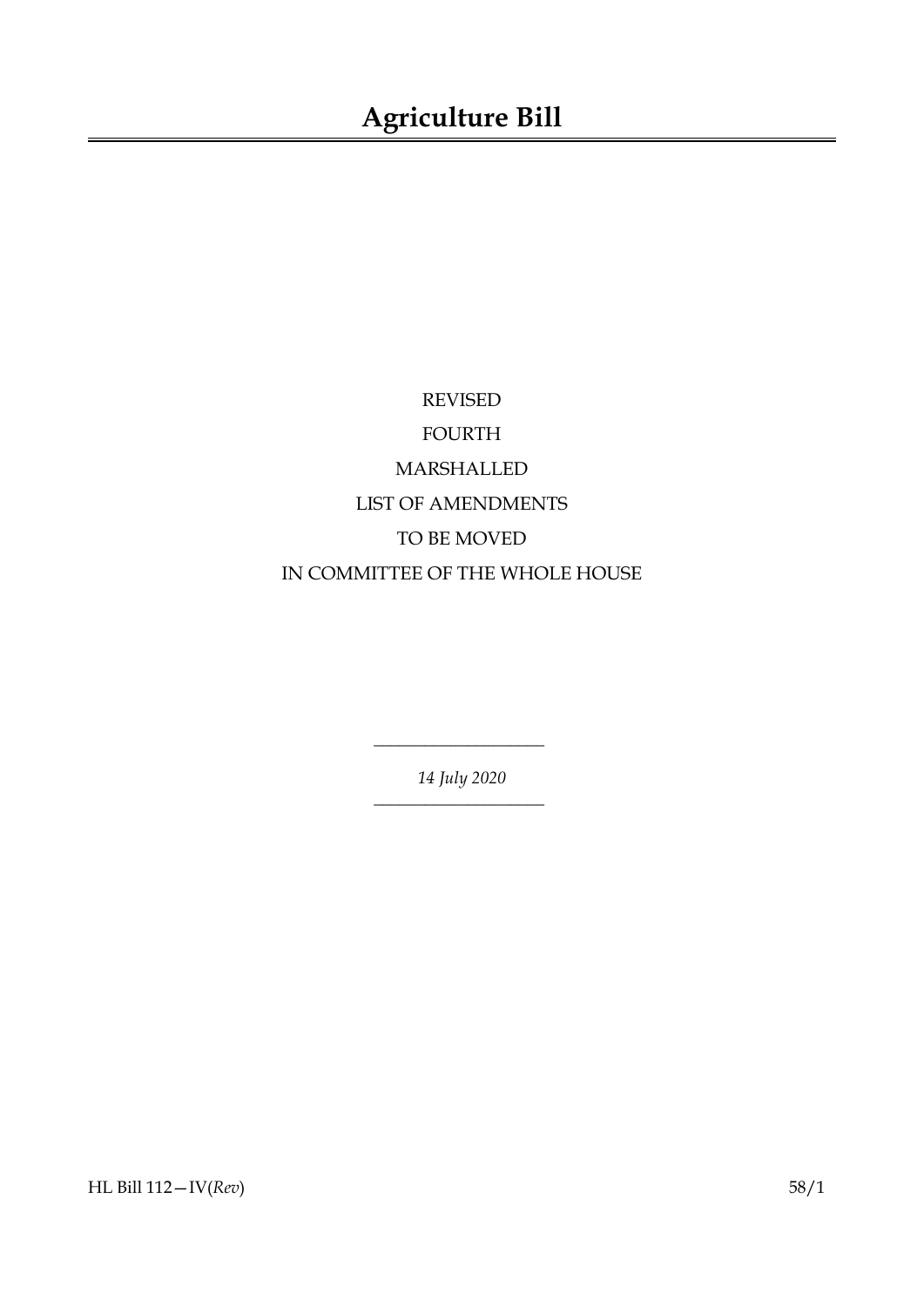# Agriculture Bill

REVISED

FOURTH

MARSHALLED

LIST OF AMENDMENTS

TO BE MOVED

IN COMMITTEE OF THE WHOLE HOUSE

---

*14 July 2020*

---

HL Bill 112—IV(*Rev*)

58/1